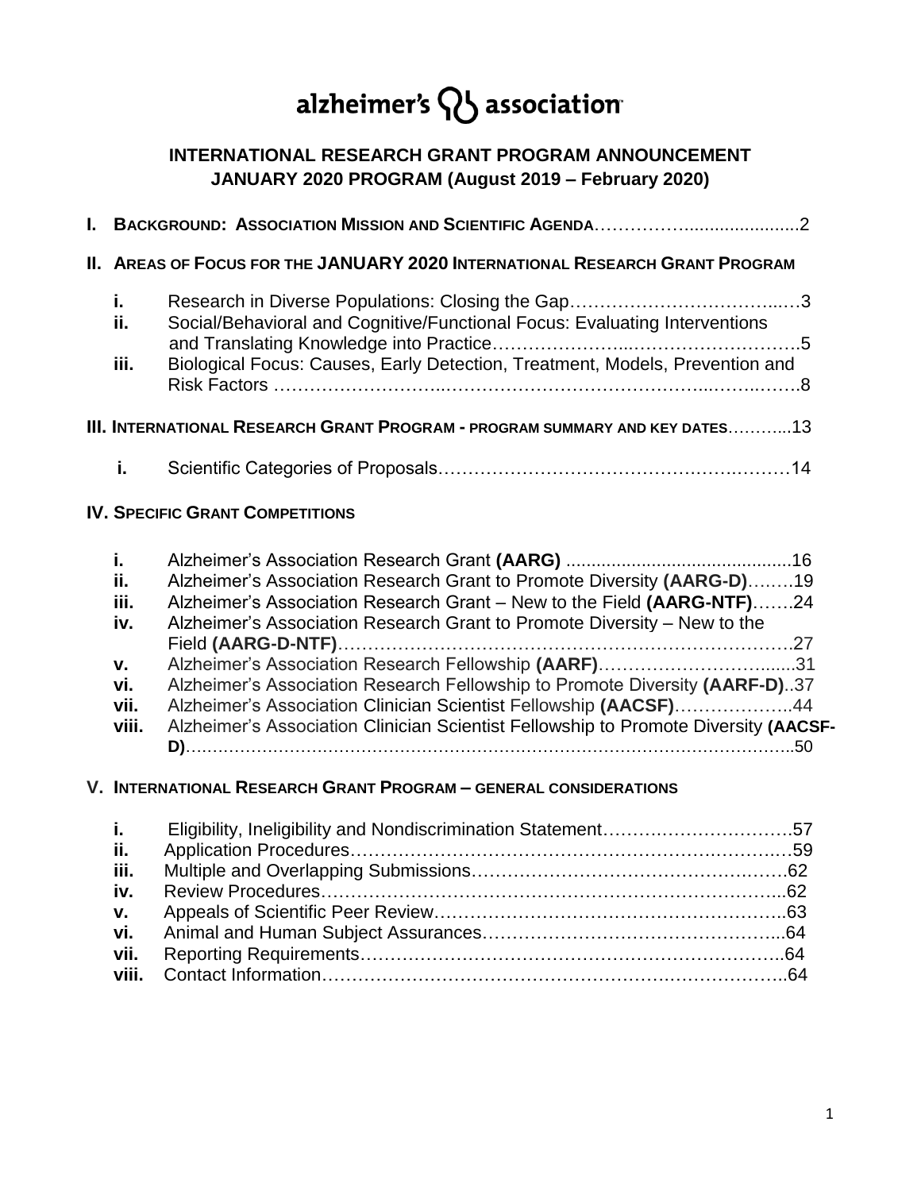alzheimer's association

# INTERNATIONAL RESEARCH GRANT PROGRAM ANNOUNCEMENT
## JANUARY 2020 PROGRAM (August 2019 – February 2020)

**I. BACKGROUND: ASSOCIATION MISSION AND SCIENTIFIC AGENDA**……………......................2

**II. AREAS OF FOCUS FOR THE JANUARY 2020 INTERNATIONAL RESEARCH GRANT PROGRAM**

- **i.** Research in Diverse Populations: Closing the Gap………………………………...…3
- **ii.** Social/Behavioral and Cognitive/Functional Focus: Evaluating Interventions and Translating Knowledge into Practice…………………...………………………5
- **iii.** Biological Focus: Causes, Early Detection, Treatment, Models, Prevention and Risk Factors ……………………..……………………………………...……..…….8

**III. INTERNATIONAL RESEARCH GRANT PROGRAM - PROGRAM SUMMARY AND KEY DATES**………...13

- **i.** Scientific Categories of Proposals……………………………………….……….14

**IV. SPECIFIC GRANT COMPETITIONS**

- **i.** Alzheimer's Association Research Grant **(AARG)** ............................................16
- **ii.** Alzheimer's Association Research Grant to Promote Diversity **(AARG-D)**……..19
- **iii.** Alzheimer's Association Research Grant – New to the Field **(AARG-NTF)**…….24
- **iv.** Alzheimer's Association Research Grant to Promote Diversity – New to the Field **(AARG-D-NTF)**…………………………………………………………………27
- **v.** Alzheimer's Association Research Fellowship **(AARF)**…………………………......31
- **vi.** Alzheimer's Association Research Fellowship to Promote Diversity **(AARF-D)**..37
- **vii.** Alzheimer's Association Clinician Scientist Fellowship **(AACSF)**………………..44
- **viii.** Alzheimer's Association Clinician Scientist Fellowship to Promote Diversity **(AACSF-D)**…………………………………………………………………………………………..50

**V. INTERNATIONAL RESEARCH GRANT PROGRAM – GENERAL CONSIDERATIONS**

- **i.** Eligibility, Ineligibility and Nondiscrimination Statement……………………………57
- **ii.** Application Procedures………………………………………………………….……59
- **iii.** Multiple and Overlapping Submissions……………………………………….……62
- **iv.** Review Procedures…………………………………………………………………..62
- **v.** Appeals of Scientific Peer Review…………………………………………………..63
- **vi.** Animal and Human Subject Assurances…………………………………………...64
- **vii.** Reporting Requirements…………………………………………………………..64
- **viii.** Contact Information……………………………………………………………..64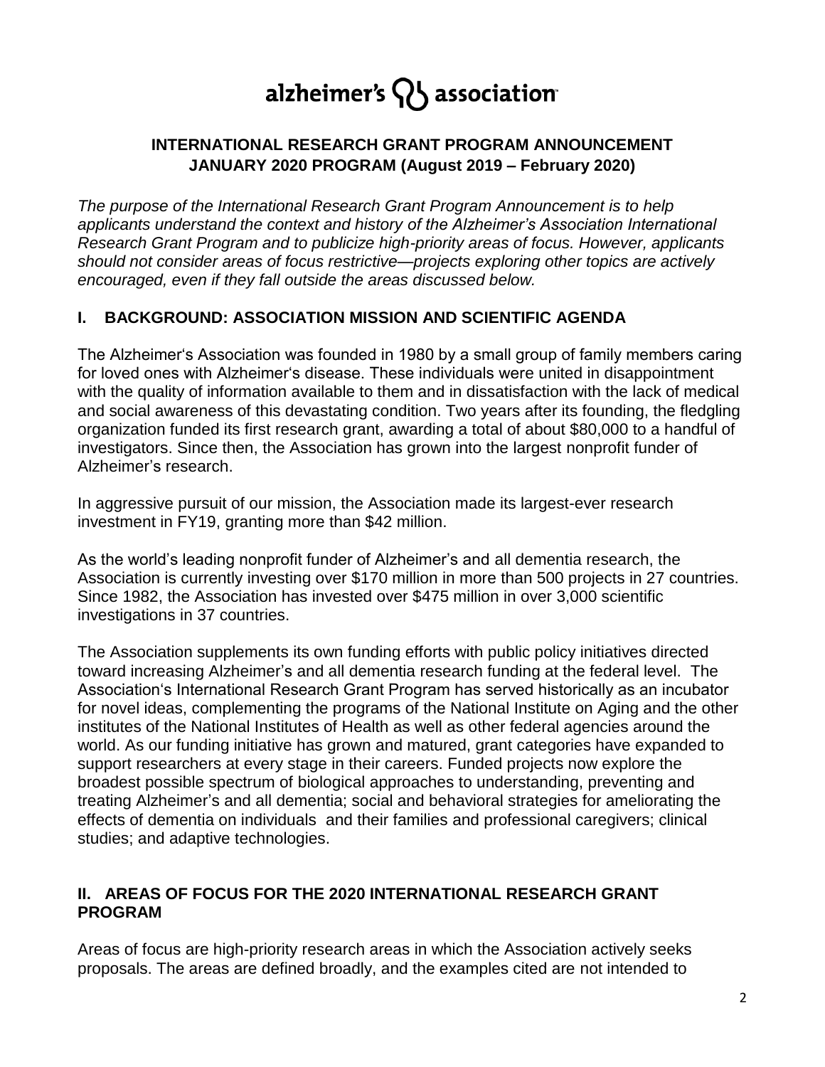alzheimer's association

## INTERNATIONAL RESEARCH GRANT PROGRAM ANNOUNCEMENT
## JANUARY 2020 PROGRAM (August 2019 – February 2020)

*The purpose of the International Research Grant Program Announcement is to help applicants understand the context and history of the Alzheimer's Association International Research Grant Program and to publicize high-priority areas of focus. However, applicants should not consider areas of focus restrictive—projects exploring other topics are actively encouraged, even if they fall outside the areas discussed below.*

### I. BACKGROUND: ASSOCIATION MISSION AND SCIENTIFIC AGENDA

The Alzheimer's Association was founded in 1980 by a small group of family members caring for loved ones with Alzheimer's disease. These individuals were united in disappointment with the quality of information available to them and in dissatisfaction with the lack of medical and social awareness of this devastating condition. Two years after its founding, the fledgling organization funded its first research grant, awarding a total of about $80,000 to a handful of investigators. Since then, the Association has grown into the largest nonprofit funder of Alzheimer's research.

In aggressive pursuit of our mission, the Association made its largest-ever research investment in FY19, granting more than $42 million.

As the world's leading nonprofit funder of Alzheimer's and all dementia research, the Association is currently investing over $170 million in more than 500 projects in 27 countries. Since 1982, the Association has invested over $475 million in over 3,000 scientific investigations in 37 countries.

The Association supplements its own funding efforts with public policy initiatives directed toward increasing Alzheimer's and all dementia research funding at the federal level. The Association's International Research Grant Program has served historically as an incubator for novel ideas, complementing the programs of the National Institute on Aging and the other institutes of the National Institutes of Health as well as other federal agencies around the world. As our funding initiative has grown and matured, grant categories have expanded to support researchers at every stage in their careers. Funded projects now explore the broadest possible spectrum of biological approaches to understanding, preventing and treating Alzheimer's and all dementia; social and behavioral strategies for ameliorating the effects of dementia on individuals and their families and professional caregivers; clinical studies; and adaptive technologies.

### II. AREAS OF FOCUS FOR THE 2020 INTERNATIONAL RESEARCH GRANT PROGRAM

Areas of focus are high-priority research areas in which the Association actively seeks proposals. The areas are defined broadly, and the examples cited are not intended to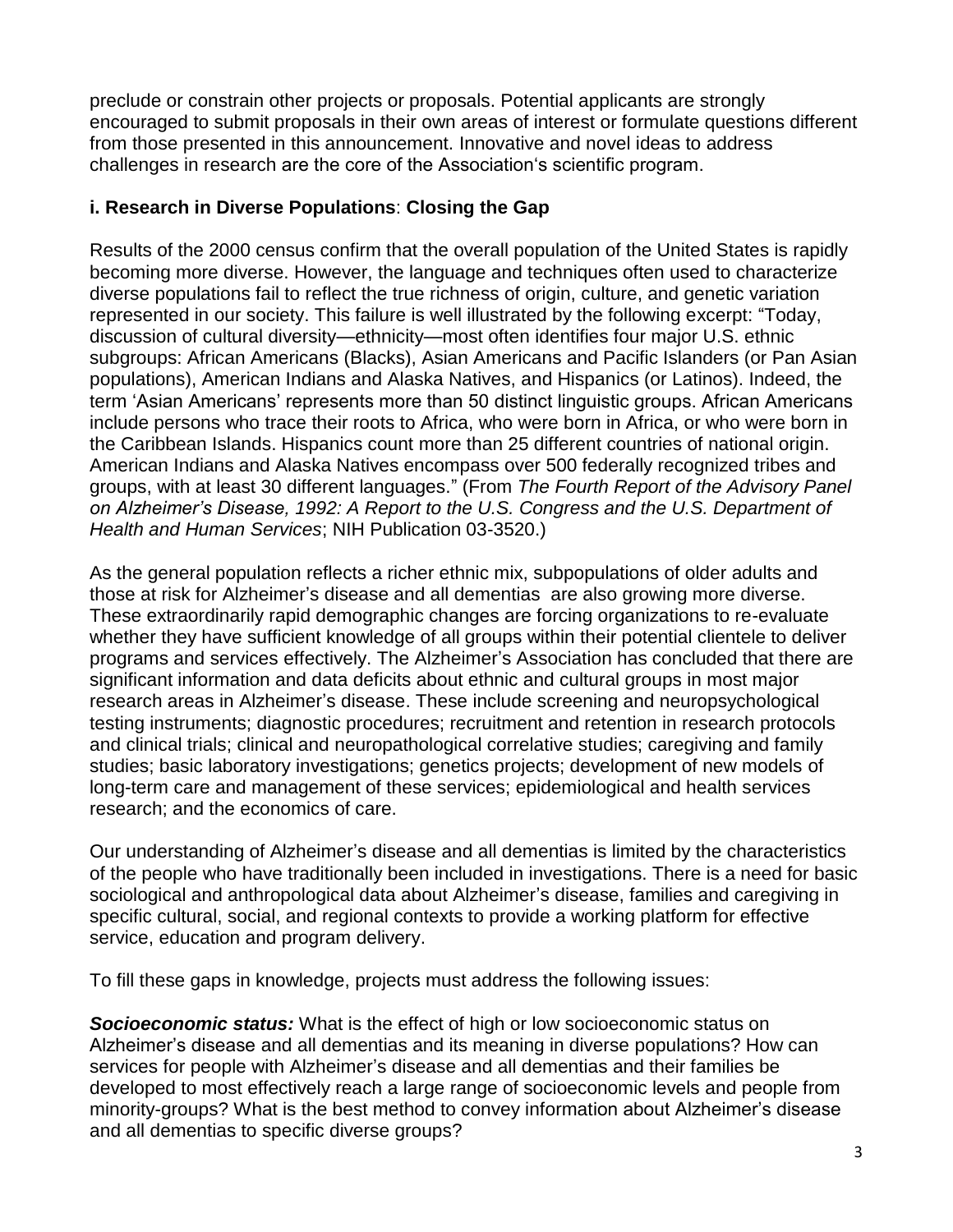preclude or constrain other projects or proposals. Potential applicants are strongly encouraged to submit proposals in their own areas of interest or formulate questions different from those presented in this announcement. Innovative and novel ideas to address challenges in research are the core of the Association's scientific program.

### i. Research in Diverse Populations: Closing the Gap

Results of the 2000 census confirm that the overall population of the United States is rapidly becoming more diverse. However, the language and techniques often used to characterize diverse populations fail to reflect the true richness of origin, culture, and genetic variation represented in our society. This failure is well illustrated by the following excerpt: "Today, discussion of cultural diversity—ethnicity—most often identifies four major U.S. ethnic subgroups: African Americans (Blacks), Asian Americans and Pacific Islanders (or Pan Asian populations), American Indians and Alaska Natives, and Hispanics (or Latinos). Indeed, the term 'Asian Americans' represents more than 50 distinct linguistic groups. African Americans include persons who trace their roots to Africa, who were born in Africa, or who were born in the Caribbean Islands. Hispanics count more than 25 different countries of national origin. American Indians and Alaska Natives encompass over 500 federally recognized tribes and groups, with at least 30 different languages." (From *The Fourth Report of the Advisory Panel on Alzheimer's Disease, 1992: A Report to the U.S. Congress and the U.S. Department of Health and Human Services*; NIH Publication 03-3520.)

As the general population reflects a richer ethnic mix, subpopulations of older adults and those at risk for Alzheimer's disease and all dementias are also growing more diverse. These extraordinarily rapid demographic changes are forcing organizations to re-evaluate whether they have sufficient knowledge of all groups within their potential clientele to deliver programs and services effectively. The Alzheimer's Association has concluded that there are significant information and data deficits about ethnic and cultural groups in most major research areas in Alzheimer's disease. These include screening and neuropsychological testing instruments; diagnostic procedures; recruitment and retention in research protocols and clinical trials; clinical and neuropathological correlative studies; caregiving and family studies; basic laboratory investigations; genetics projects; development of new models of long-term care and management of these services; epidemiological and health services research; and the economics of care.

Our understanding of Alzheimer's disease and all dementias is limited by the characteristics of the people who have traditionally been included in investigations. There is a need for basic sociological and anthropological data about Alzheimer's disease, families and caregiving in specific cultural, social, and regional contexts to provide a working platform for effective service, education and program delivery.

To fill these gaps in knowledge, projects must address the following issues:

***Socioeconomic status:*** What is the effect of high or low socioeconomic status on Alzheimer's disease and all dementias and its meaning in diverse populations? How can services for people with Alzheimer's disease and all dementias and their families be developed to most effectively reach a large range of socioeconomic levels and people from minority-groups? What is the best method to convey information about Alzheimer's disease and all dementias to specific diverse groups?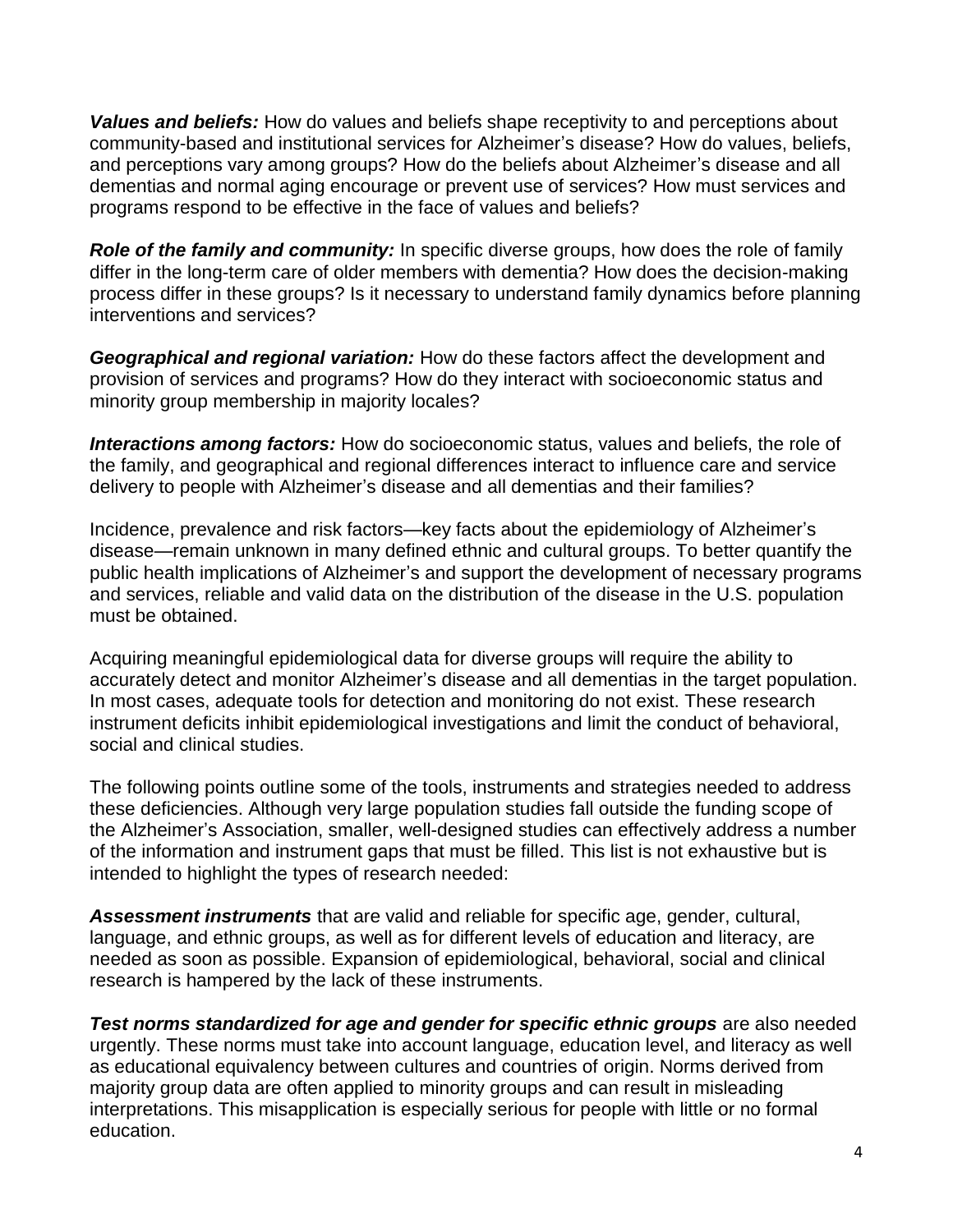***Values and beliefs:*** How do values and beliefs shape receptivity to and perceptions about community-based and institutional services for Alzheimer's disease? How do values, beliefs, and perceptions vary among groups? How do the beliefs about Alzheimer's disease and all dementias and normal aging encourage or prevent use of services? How must services and programs respond to be effective in the face of values and beliefs?

***Role of the family and community:*** In specific diverse groups, how does the role of family differ in the long-term care of older members with dementia? How does the decision-making process differ in these groups? Is it necessary to understand family dynamics before planning interventions and services?

***Geographical and regional variation:*** How do these factors affect the development and provision of services and programs? How do they interact with socioeconomic status and minority group membership in majority locales?

***Interactions among factors:*** How do socioeconomic status, values and beliefs, the role of the family, and geographical and regional differences interact to influence care and service delivery to people with Alzheimer's disease and all dementias and their families?

Incidence, prevalence and risk factors—key facts about the epidemiology of Alzheimer's disease—remain unknown in many defined ethnic and cultural groups. To better quantify the public health implications of Alzheimer's and support the development of necessary programs and services, reliable and valid data on the distribution of the disease in the U.S. population must be obtained.

Acquiring meaningful epidemiological data for diverse groups will require the ability to accurately detect and monitor Alzheimer's disease and all dementias in the target population. In most cases, adequate tools for detection and monitoring do not exist. These research instrument deficits inhibit epidemiological investigations and limit the conduct of behavioral, social and clinical studies.

The following points outline some of the tools, instruments and strategies needed to address these deficiencies. Although very large population studies fall outside the funding scope of the Alzheimer's Association, smaller, well-designed studies can effectively address a number of the information and instrument gaps that must be filled. This list is not exhaustive but is intended to highlight the types of research needed:

***Assessment instruments*** that are valid and reliable for specific age, gender, cultural, language, and ethnic groups, as well as for different levels of education and literacy, are needed as soon as possible. Expansion of epidemiological, behavioral, social and clinical research is hampered by the lack of these instruments.

***Test norms standardized for age and gender for specific ethnic groups*** are also needed urgently. These norms must take into account language, education level, and literacy as well as educational equivalency between cultures and countries of origin. Norms derived from majority group data are often applied to minority groups and can result in misleading interpretations. This misapplication is especially serious for people with little or no formal education.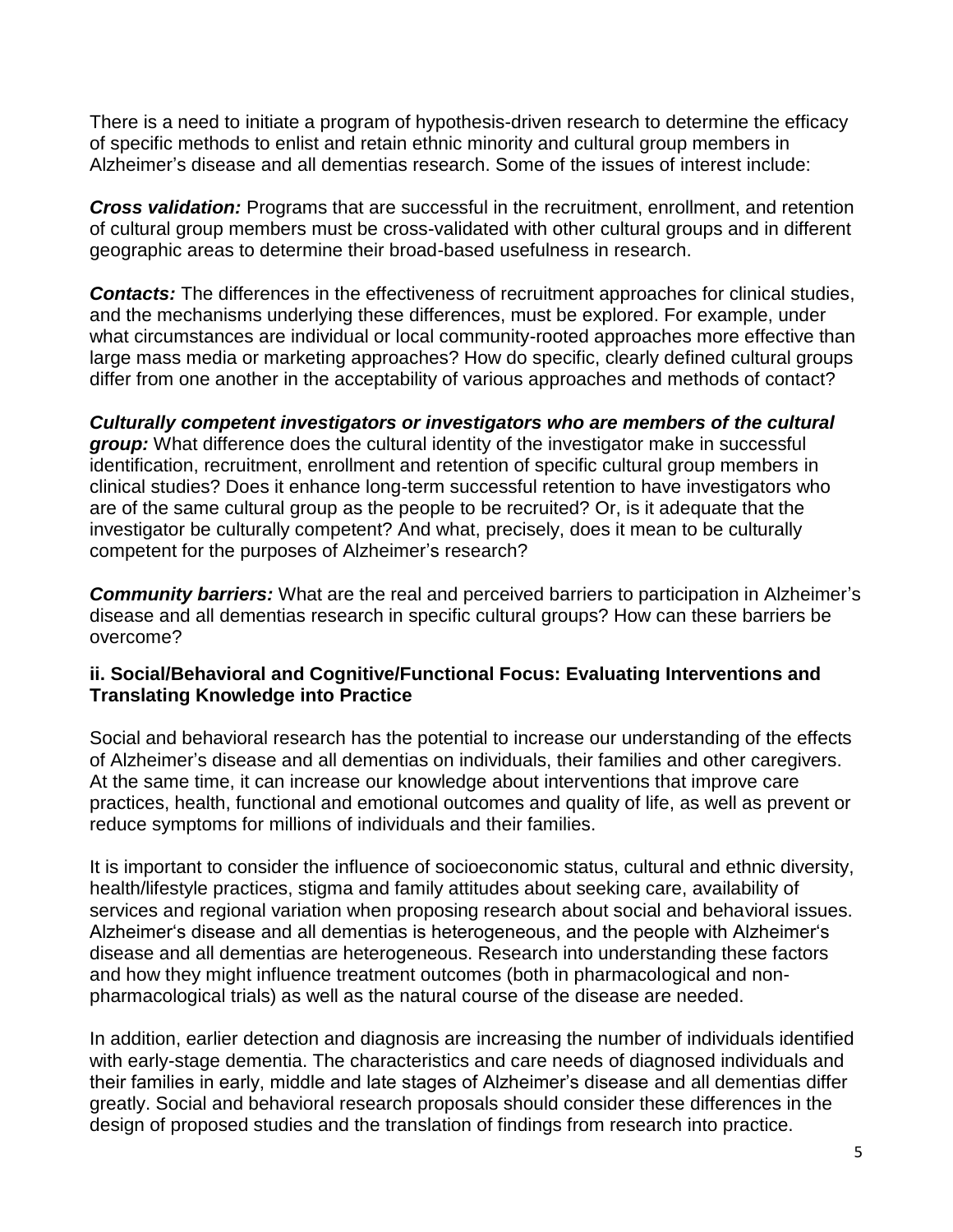There is a need to initiate a program of hypothesis-driven research to determine the efficacy of specific methods to enlist and retain ethnic minority and cultural group members in Alzheimer's disease and all dementias research. Some of the issues of interest include:

***Cross validation:*** Programs that are successful in the recruitment, enrollment, and retention of cultural group members must be cross-validated with other cultural groups and in different geographic areas to determine their broad-based usefulness in research.

***Contacts:*** The differences in the effectiveness of recruitment approaches for clinical studies, and the mechanisms underlying these differences, must be explored. For example, under what circumstances are individual or local community-rooted approaches more effective than large mass media or marketing approaches? How do specific, clearly defined cultural groups differ from one another in the acceptability of various approaches and methods of contact?

***Culturally competent investigators or investigators who are members of the cultural group:*** What difference does the cultural identity of the investigator make in successful identification, recruitment, enrollment and retention of specific cultural group members in clinical studies? Does it enhance long-term successful retention to have investigators who are of the same cultural group as the people to be recruited? Or, is it adequate that the investigator be culturally competent? And what, precisely, does it mean to be culturally competent for the purposes of Alzheimer's research?

***Community barriers:*** What are the real and perceived barriers to participation in Alzheimer's disease and all dementias research in specific cultural groups? How can these barriers be overcome?

### ii. Social/Behavioral and Cognitive/Functional Focus: Evaluating Interventions and Translating Knowledge into Practice

Social and behavioral research has the potential to increase our understanding of the effects of Alzheimer's disease and all dementias on individuals, their families and other caregivers. At the same time, it can increase our knowledge about interventions that improve care practices, health, functional and emotional outcomes and quality of life, as well as prevent or reduce symptoms for millions of individuals and their families.

It is important to consider the influence of socioeconomic status, cultural and ethnic diversity, health/lifestyle practices, stigma and family attitudes about seeking care, availability of services and regional variation when proposing research about social and behavioral issues. Alzheimer's disease and all dementias is heterogeneous, and the people with Alzheimer's disease and all dementias are heterogeneous. Research into understanding these factors and how they might influence treatment outcomes (both in pharmacological and non-pharmacological trials) as well as the natural course of the disease are needed.

In addition, earlier detection and diagnosis are increasing the number of individuals identified with early-stage dementia. The characteristics and care needs of diagnosed individuals and their families in early, middle and late stages of Alzheimer's disease and all dementias differ greatly. Social and behavioral research proposals should consider these differences in the design of proposed studies and the translation of findings from research into practice.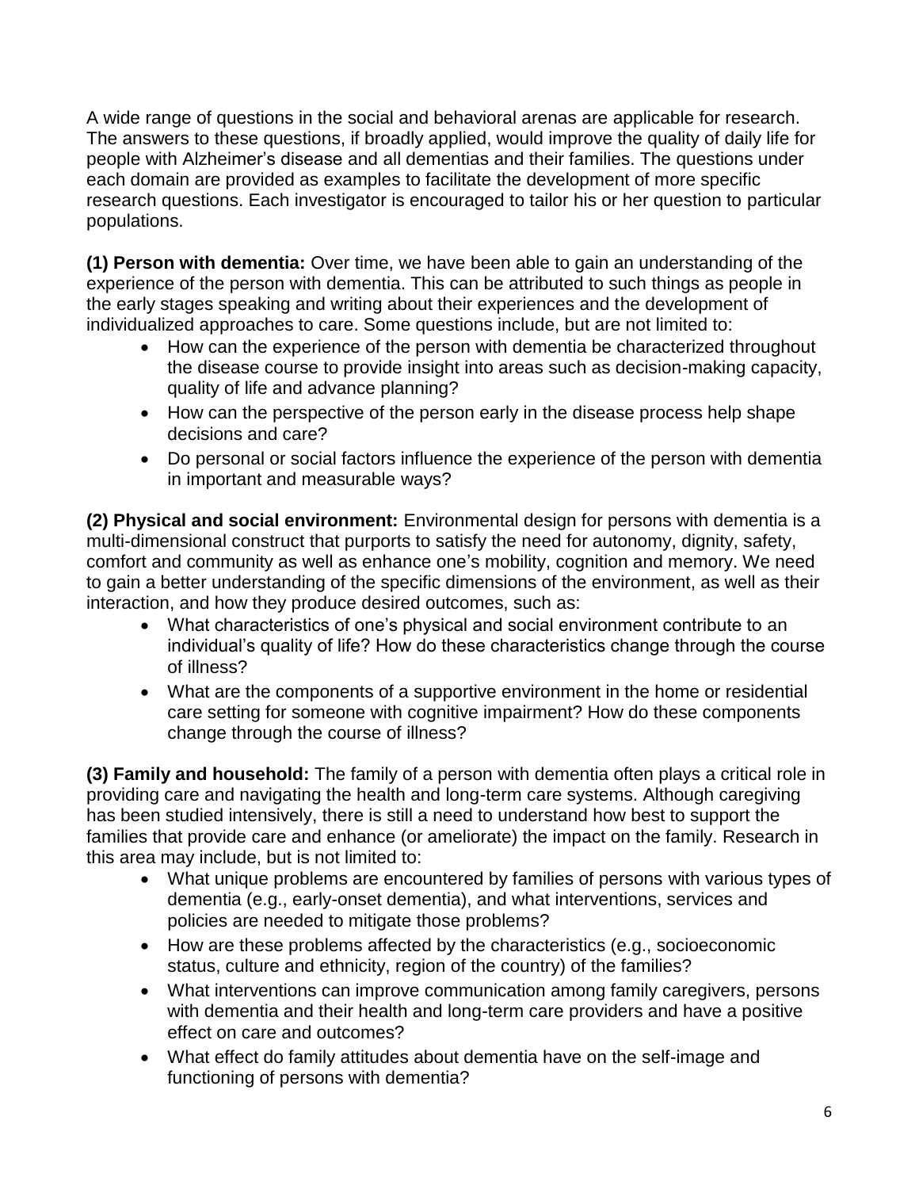A wide range of questions in the social and behavioral arenas are applicable for research. The answers to these questions, if broadly applied, would improve the quality of daily life for people with Alzheimer's disease and all dementias and their families. The questions under each domain are provided as examples to facilitate the development of more specific research questions. Each investigator is encouraged to tailor his or her question to particular populations.

**(1) Person with dementia:** Over time, we have been able to gain an understanding of the experience of the person with dementia. This can be attributed to such things as people in the early stages speaking and writing about their experiences and the development of individualized approaches to care. Some questions include, but are not limited to:

- How can the experience of the person with dementia be characterized throughout the disease course to provide insight into areas such as decision-making capacity, quality of life and advance planning?
- How can the perspective of the person early in the disease process help shape decisions and care?
- Do personal or social factors influence the experience of the person with dementia in important and measurable ways?

**(2) Physical and social environment:** Environmental design for persons with dementia is a multi-dimensional construct that purports to satisfy the need for autonomy, dignity, safety, comfort and community as well as enhance one's mobility, cognition and memory. We need to gain a better understanding of the specific dimensions of the environment, as well as their interaction, and how they produce desired outcomes, such as:

- What characteristics of one's physical and social environment contribute to an individual's quality of life? How do these characteristics change through the course of illness?
- What are the components of a supportive environment in the home or residential care setting for someone with cognitive impairment? How do these components change through the course of illness?

**(3) Family and household:** The family of a person with dementia often plays a critical role in providing care and navigating the health and long-term care systems. Although caregiving has been studied intensively, there is still a need to understand how best to support the families that provide care and enhance (or ameliorate) the impact on the family. Research in this area may include, but is not limited to:

- What unique problems are encountered by families of persons with various types of dementia (e.g., early-onset dementia), and what interventions, services and policies are needed to mitigate those problems?
- How are these problems affected by the characteristics (e.g., socioeconomic status, culture and ethnicity, region of the country) of the families?
- What interventions can improve communication among family caregivers, persons with dementia and their health and long-term care providers and have a positive effect on care and outcomes?
- What effect do family attitudes about dementia have on the self-image and functioning of persons with dementia?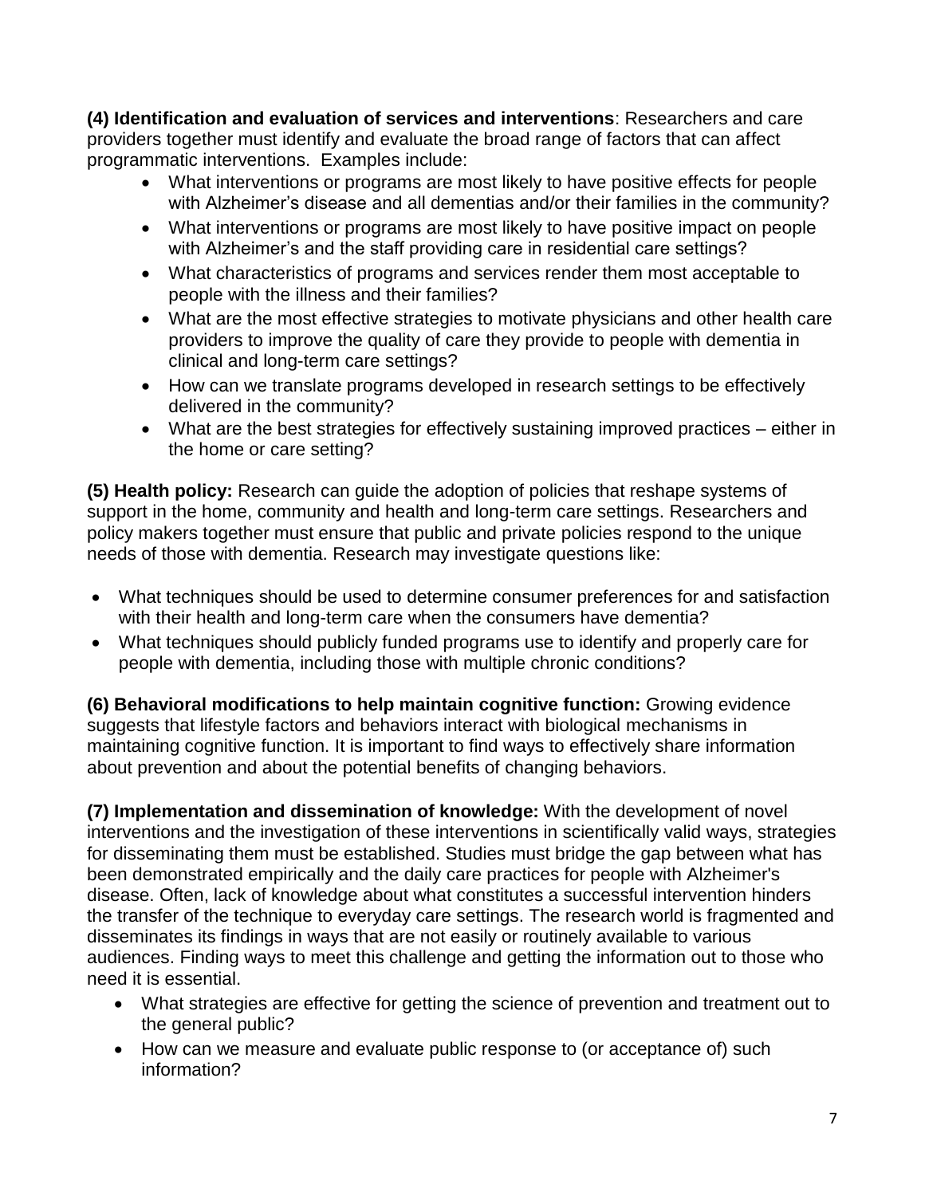**(4) Identification and evaluation of services and interventions**: Researchers and care providers together must identify and evaluate the broad range of factors that can affect programmatic interventions. Examples include:

- What interventions or programs are most likely to have positive effects for people with Alzheimer's disease and all dementias and/or their families in the community?
- What interventions or programs are most likely to have positive impact on people with Alzheimer's and the staff providing care in residential care settings?
- What characteristics of programs and services render them most acceptable to people with the illness and their families?
- What are the most effective strategies to motivate physicians and other health care providers to improve the quality of care they provide to people with dementia in clinical and long-term care settings?
- How can we translate programs developed in research settings to be effectively delivered in the community?
- What are the best strategies for effectively sustaining improved practices – either in the home or care setting?

**(5) Health policy:** Research can guide the adoption of policies that reshape systems of support in the home, community and health and long-term care settings. Researchers and policy makers together must ensure that public and private policies respond to the unique needs of those with dementia. Research may investigate questions like:

- What techniques should be used to determine consumer preferences for and satisfaction with their health and long-term care when the consumers have dementia?
- What techniques should publicly funded programs use to identify and properly care for people with dementia, including those with multiple chronic conditions?

**(6) Behavioral modifications to help maintain cognitive function:** Growing evidence suggests that lifestyle factors and behaviors interact with biological mechanisms in maintaining cognitive function. It is important to find ways to effectively share information about prevention and about the potential benefits of changing behaviors.

**(7) Implementation and dissemination of knowledge:** With the development of novel interventions and the investigation of these interventions in scientifically valid ways, strategies for disseminating them must be established. Studies must bridge the gap between what has been demonstrated empirically and the daily care practices for people with Alzheimer's disease. Often, lack of knowledge about what constitutes a successful intervention hinders the transfer of the technique to everyday care settings. The research world is fragmented and disseminates its findings in ways that are not easily or routinely available to various audiences. Finding ways to meet this challenge and getting the information out to those who need it is essential.

- What strategies are effective for getting the science of prevention and treatment out to the general public?
- How can we measure and evaluate public response to (or acceptance of) such information?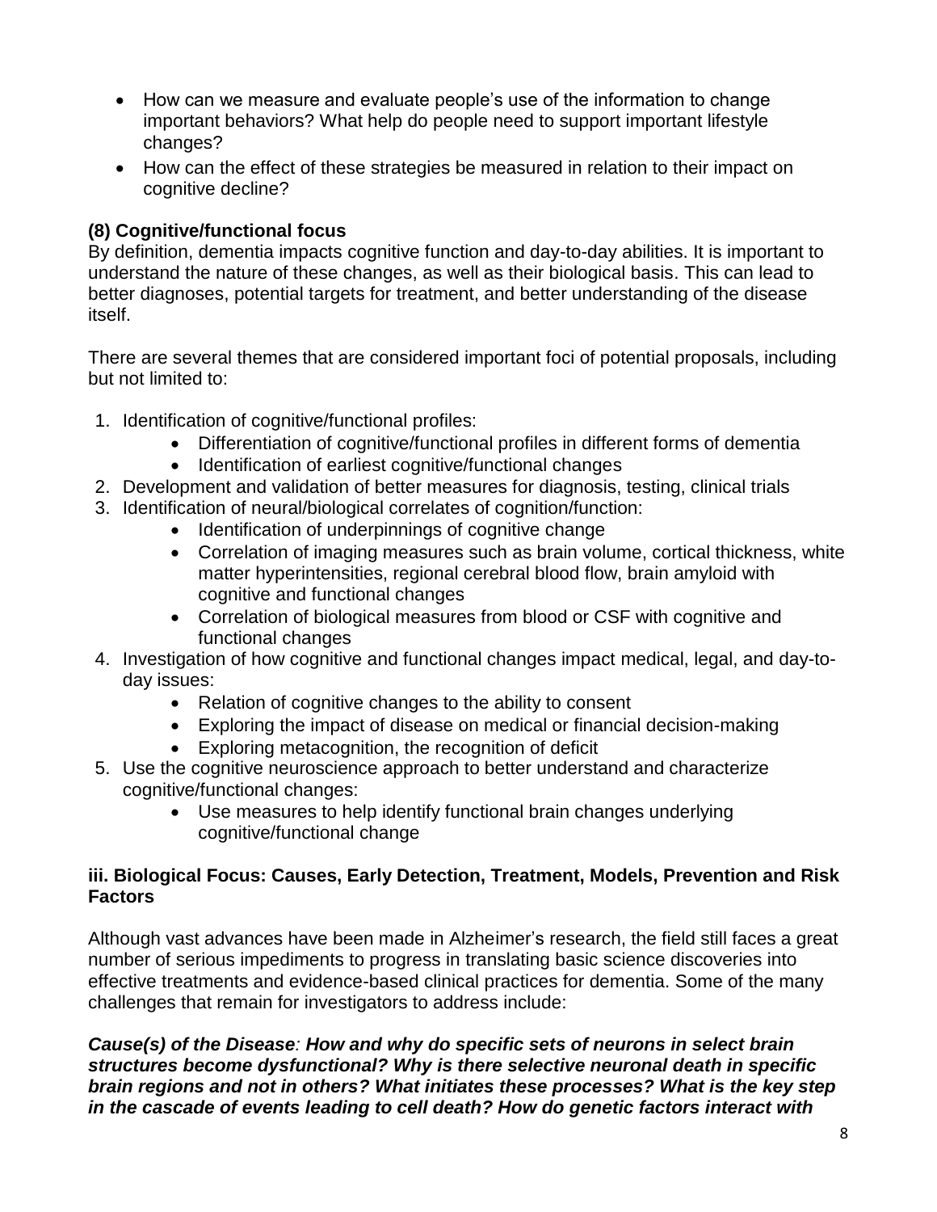- How can we measure and evaluate people's use of the information to change important behaviors? What help do people need to support important lifestyle changes?
- How can the effect of these strategies be measured in relation to their impact on cognitive decline?

**(8) Cognitive/functional focus**

By definition, dementia impacts cognitive function and day-to-day abilities. It is important to understand the nature of these changes, as well as their biological basis. This can lead to better diagnoses, potential targets for treatment, and better understanding of the disease itself.

There are several themes that are considered important foci of potential proposals, including but not limited to:

1. Identification of cognitive/functional profiles:
    - Differentiation of cognitive/functional profiles in different forms of dementia
    - Identification of earliest cognitive/functional changes
2. Development and validation of better measures for diagnosis, testing, clinical trials
3. Identification of neural/biological correlates of cognition/function:
    - Identification of underpinnings of cognitive change
    - Correlation of imaging measures such as brain volume, cortical thickness, white matter hyperintensities, regional cerebral blood flow, brain amyloid with cognitive and functional changes
    - Correlation of biological measures from blood or CSF with cognitive and functional changes
4. Investigation of how cognitive and functional changes impact medical, legal, and day-to-day issues:
    - Relation of cognitive changes to the ability to consent
    - Exploring the impact of disease on medical or financial decision-making
    - Exploring metacognition, the recognition of deficit
5. Use the cognitive neuroscience approach to better understand and characterize cognitive/functional changes:
    - Use measures to help identify functional brain changes underlying cognitive/functional change

### iii. Biological Focus: Causes, Early Detection, Treatment, Models, Prevention and Risk Factors

Although vast advances have been made in Alzheimer's research, the field still faces a great number of serious impediments to progress in translating basic science discoveries into effective treatments and evidence-based clinical practices for dementia. Some of the many challenges that remain for investigators to address include:

***Cause(s) of the Disease**: How and why do specific sets of neurons in select brain structures become dysfunctional? Why is there selective neuronal death in specific brain regions and not in others? What initiates these processes? What is the key step in the cascade of events leading to cell death? How do genetic factors interact with*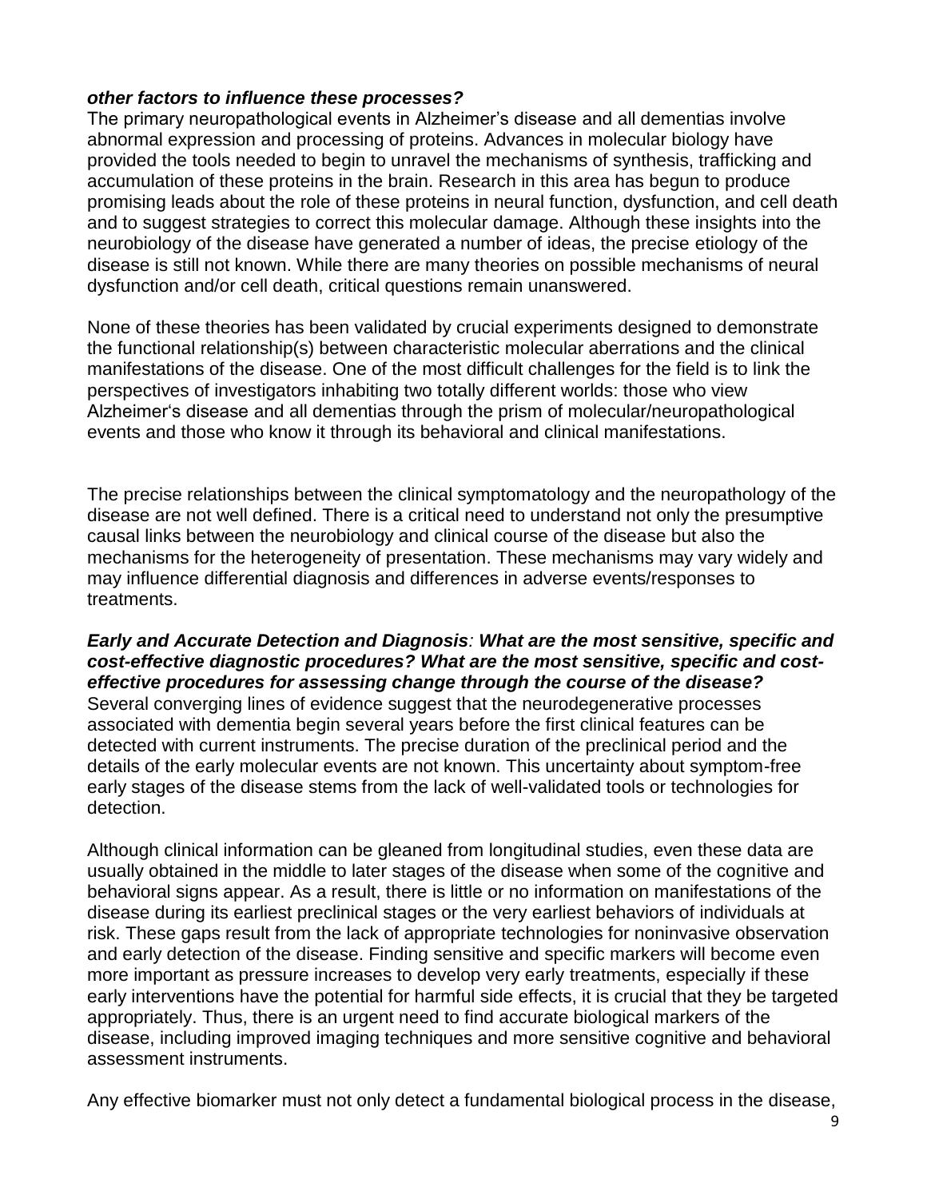***other factors to influence these processes?***

The primary neuropathological events in Alzheimer's disease and all dementias involve abnormal expression and processing of proteins. Advances in molecular biology have provided the tools needed to begin to unravel the mechanisms of synthesis, trafficking and accumulation of these proteins in the brain. Research in this area has begun to produce promising leads about the role of these proteins in neural function, dysfunction, and cell death and to suggest strategies to correct this molecular damage. Although these insights into the neurobiology of the disease have generated a number of ideas, the precise etiology of the disease is still not known. While there are many theories on possible mechanisms of neural dysfunction and/or cell death, critical questions remain unanswered.

None of these theories has been validated by crucial experiments designed to demonstrate the functional relationship(s) between characteristic molecular aberrations and the clinical manifestations of the disease. One of the most difficult challenges for the field is to link the perspectives of investigators inhabiting two totally different worlds: those who view Alzheimer's disease and all dementias through the prism of molecular/neuropathological events and those who know it through its behavioral and clinical manifestations.

The precise relationships between the clinical symptomatology and the neuropathology of the disease are not well defined. There is a critical need to understand not only the presumptive causal links between the neurobiology and clinical course of the disease but also the mechanisms for the heterogeneity of presentation. These mechanisms may vary widely and may influence differential diagnosis and differences in adverse events/responses to treatments.

***Early and Accurate Detection and Diagnosis: What are the most sensitive, specific and cost-effective diagnostic procedures? What are the most sensitive, specific and cost-effective procedures for assessing change through the course of the disease?***

Several converging lines of evidence suggest that the neurodegenerative processes associated with dementia begin several years before the first clinical features can be detected with current instruments. The precise duration of the preclinical period and the details of the early molecular events are not known. This uncertainty about symptom-free early stages of the disease stems from the lack of well-validated tools or technologies for detection.

Although clinical information can be gleaned from longitudinal studies, even these data are usually obtained in the middle to later stages of the disease when some of the cognitive and behavioral signs appear. As a result, there is little or no information on manifestations of the disease during its earliest preclinical stages or the very earliest behaviors of individuals at risk. These gaps result from the lack of appropriate technologies for noninvasive observation and early detection of the disease. Finding sensitive and specific markers will become even more important as pressure increases to develop very early treatments, especially if these early interventions have the potential for harmful side effects, it is crucial that they be targeted appropriately. Thus, there is an urgent need to find accurate biological markers of the disease, including improved imaging techniques and more sensitive cognitive and behavioral assessment instruments.

Any effective biomarker must not only detect a fundamental biological process in the disease,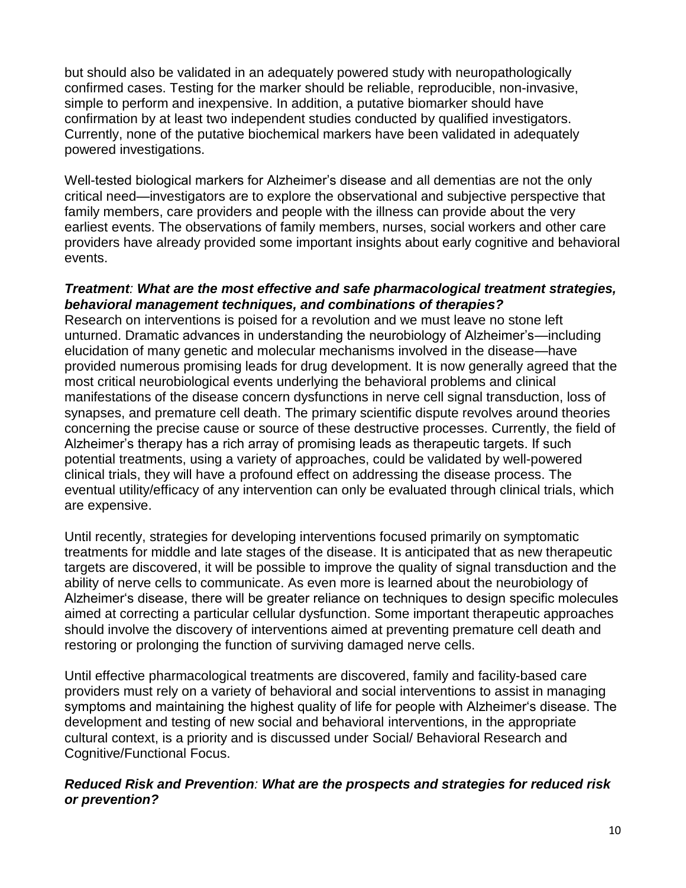but should also be validated in an adequately powered study with neuropathologically confirmed cases. Testing for the marker should be reliable, reproducible, non-invasive, simple to perform and inexpensive. In addition, a putative biomarker should have confirmation by at least two independent studies conducted by qualified investigators. Currently, none of the putative biochemical markers have been validated in adequately powered investigations.

Well-tested biological markers for Alzheimer's disease and all dementias are not the only critical need—investigators are to explore the observational and subjective perspective that family members, care providers and people with the illness can provide about the very earliest events. The observations of family members, nurses, social workers and other care providers have already provided some important insights about early cognitive and behavioral events.

***Treatment*: *What are the most effective and safe pharmacological treatment strategies, behavioral management techniques, and combinations of therapies?***

Research on interventions is poised for a revolution and we must leave no stone left unturned. Dramatic advances in understanding the neurobiology of Alzheimer's—including elucidation of many genetic and molecular mechanisms involved in the disease—have provided numerous promising leads for drug development. It is now generally agreed that the most critical neurobiological events underlying the behavioral problems and clinical manifestations of the disease concern dysfunctions in nerve cell signal transduction, loss of synapses, and premature cell death. The primary scientific dispute revolves around theories concerning the precise cause or source of these destructive processes. Currently, the field of Alzheimer's therapy has a rich array of promising leads as therapeutic targets. If such potential treatments, using a variety of approaches, could be validated by well-powered clinical trials, they will have a profound effect on addressing the disease process. The eventual utility/efficacy of any intervention can only be evaluated through clinical trials, which are expensive.

Until recently, strategies for developing interventions focused primarily on symptomatic treatments for middle and late stages of the disease. It is anticipated that as new therapeutic targets are discovered, it will be possible to improve the quality of signal transduction and the ability of nerve cells to communicate. As even more is learned about the neurobiology of Alzheimer's disease, there will be greater reliance on techniques to design specific molecules aimed at correcting a particular cellular dysfunction. Some important therapeutic approaches should involve the discovery of interventions aimed at preventing premature cell death and restoring or prolonging the function of surviving damaged nerve cells.

Until effective pharmacological treatments are discovered, family and facility-based care providers must rely on a variety of behavioral and social interventions to assist in managing symptoms and maintaining the highest quality of life for people with Alzheimer's disease. The development and testing of new social and behavioral interventions, in the appropriate cultural context, is a priority and is discussed under Social/ Behavioral Research and Cognitive/Functional Focus.

***Reduced Risk and Prevention*: *What are the prospects and strategies for reduced risk or prevention?***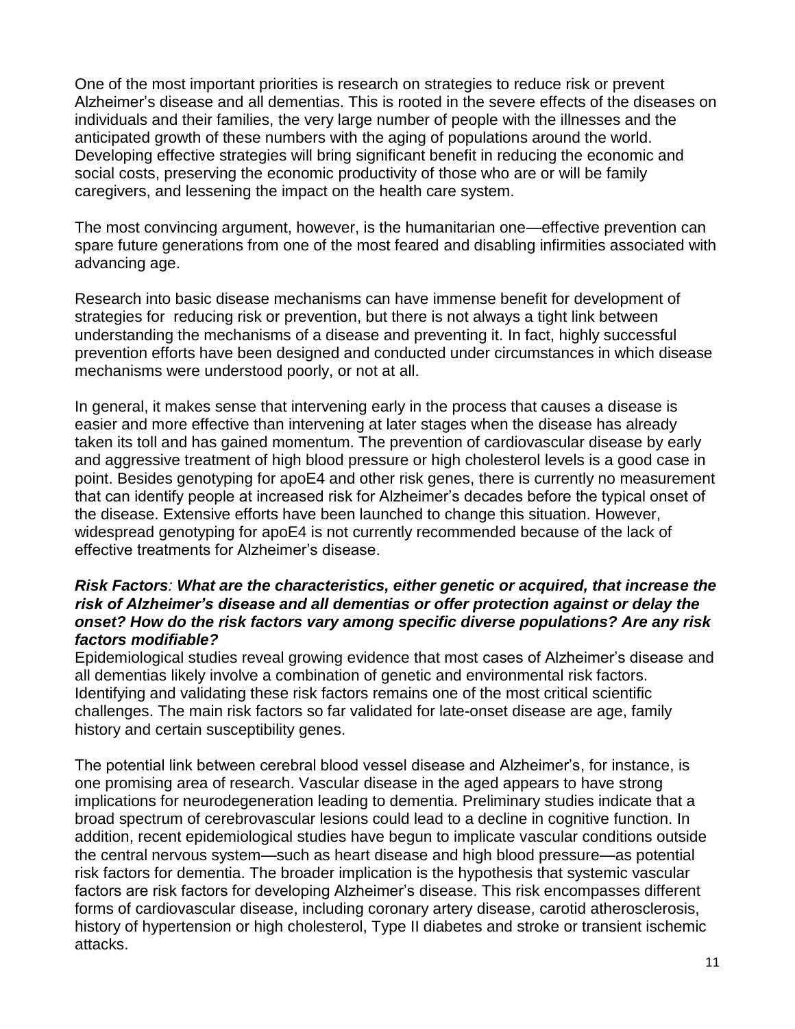One of the most important priorities is research on strategies to reduce risk or prevent Alzheimer's disease and all dementias. This is rooted in the severe effects of the diseases on individuals and their families, the very large number of people with the illnesses and the anticipated growth of these numbers with the aging of populations around the world. Developing effective strategies will bring significant benefit in reducing the economic and social costs, preserving the economic productivity of those who are or will be family caregivers, and lessening the impact on the health care system.

The most convincing argument, however, is the humanitarian one—effective prevention can spare future generations from one of the most feared and disabling infirmities associated with advancing age.

Research into basic disease mechanisms can have immense benefit for development of strategies for reducing risk or prevention, but there is not always a tight link between understanding the mechanisms of a disease and preventing it. In fact, highly successful prevention efforts have been designed and conducted under circumstances in which disease mechanisms were understood poorly, or not at all.

In general, it makes sense that intervening early in the process that causes a disease is easier and more effective than intervening at later stages when the disease has already taken its toll and has gained momentum. The prevention of cardiovascular disease by early and aggressive treatment of high blood pressure or high cholesterol levels is a good case in point. Besides genotyping for apoE4 and other risk genes, there is currently no measurement that can identify people at increased risk for Alzheimer's decades before the typical onset of the disease. Extensive efforts have been launched to change this situation. However, widespread genotyping for apoE4 is not currently recommended because of the lack of effective treatments for Alzheimer's disease.

***Risk Factors*: *What are the characteristics, either genetic or acquired, that increase the risk of Alzheimer's disease and all dementias or offer protection against or delay the onset? How do the risk factors vary among specific diverse populations? Are any risk factors modifiable?***

Epidemiological studies reveal growing evidence that most cases of Alzheimer's disease and all dementias likely involve a combination of genetic and environmental risk factors. Identifying and validating these risk factors remains one of the most critical scientific challenges. The main risk factors so far validated for late-onset disease are age, family history and certain susceptibility genes.

The potential link between cerebral blood vessel disease and Alzheimer's, for instance, is one promising area of research. Vascular disease in the aged appears to have strong implications for neurodegeneration leading to dementia. Preliminary studies indicate that a broad spectrum of cerebrovascular lesions could lead to a decline in cognitive function. In addition, recent epidemiological studies have begun to implicate vascular conditions outside the central nervous system—such as heart disease and high blood pressure—as potential risk factors for dementia. The broader implication is the hypothesis that systemic vascular factors are risk factors for developing Alzheimer's disease. This risk encompasses different forms of cardiovascular disease, including coronary artery disease, carotid atherosclerosis, history of hypertension or high cholesterol, Type II diabetes and stroke or transient ischemic attacks.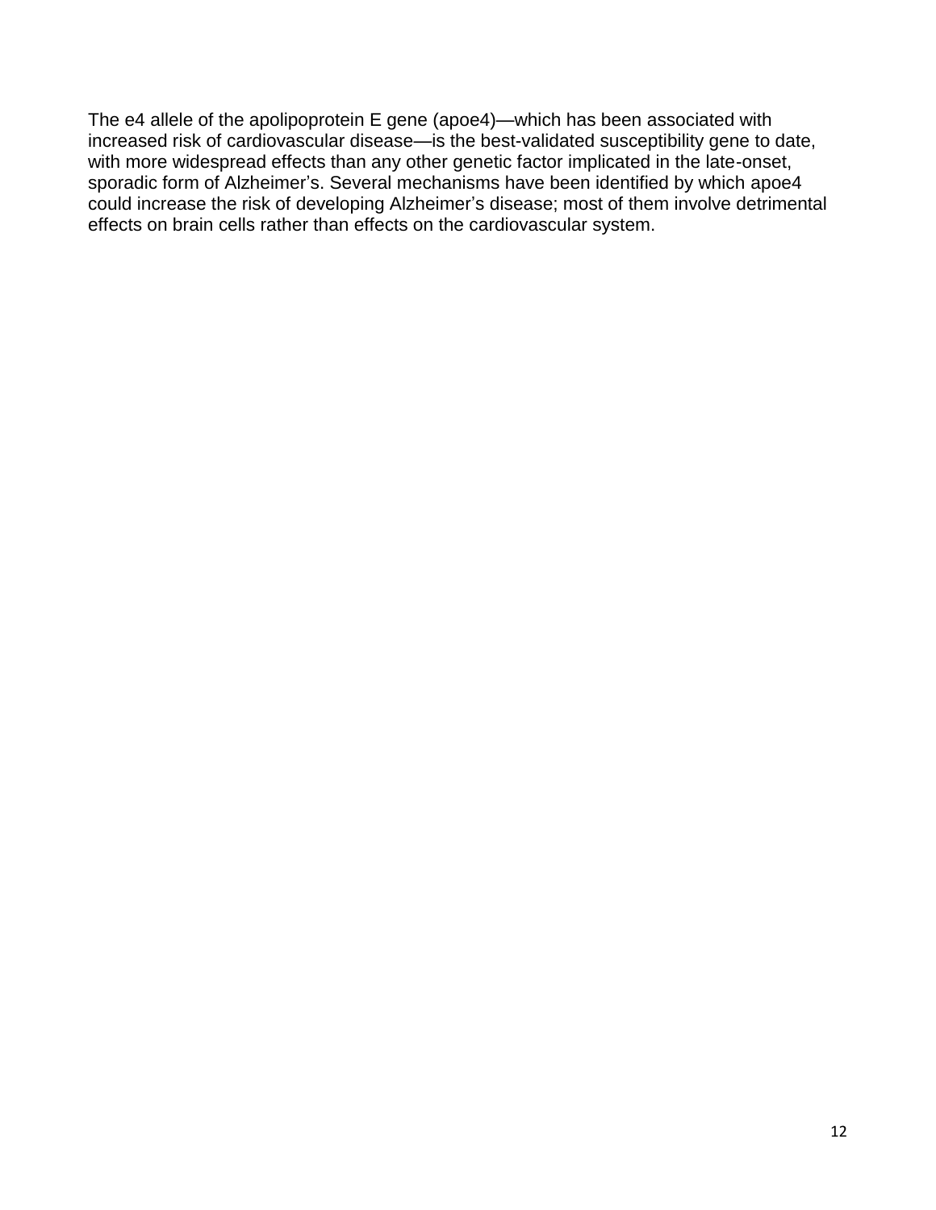The e4 allele of the apolipoprotein E gene (apoe4)—which has been associated with increased risk of cardiovascular disease—is the best-validated susceptibility gene to date, with more widespread effects than any other genetic factor implicated in the late-onset, sporadic form of Alzheimer's. Several mechanisms have been identified by which apoe4 could increase the risk of developing Alzheimer's disease; most of them involve detrimental effects on brain cells rather than effects on the cardiovascular system.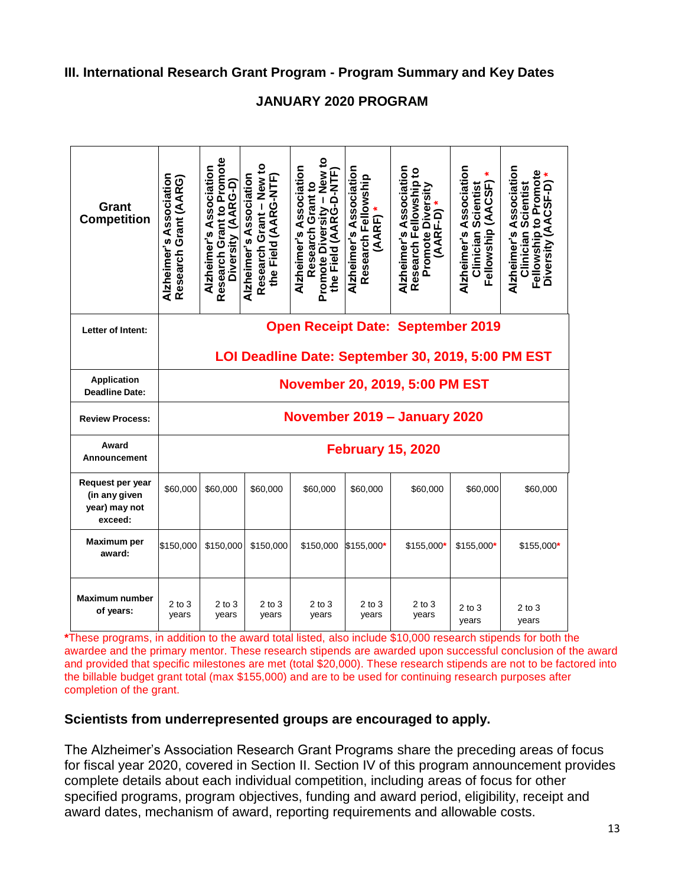### III. International Research Grant Program - Program Summary and Key Dates

**JANUARY 2020 PROGRAM**

| Grant Competition | Alzheimer's Association Research Grant (AARG) | Alzheimer's Association Research Grant to Promote Diversity (AARG-D) | Alzheimer's Association Research Grant – New to the Field (AARG-NTF) | Alzheimer's Association Research Grant to Promote Diversity – New to the Field (AARG-D-NTF) | Alzheimer's Association Research Fellowship (AARF) * | Alzheimer's Association Research Fellowship to Promote Diversity (AARF-D) * | Alzheimer's Association Clinician Scientist Fellowship (AACSF) * | Alzheimer's Association Clinician Scientist Fellowship to Promote Diversity (AACSF-D) * |
|---|---|---|---|---|---|---|---|---|
| Letter of Intent: | Open Receipt Date: September 2019<br><br>LOI Deadline Date: September 30, 2019, 5:00 PM EST | | | | | | | |
| Application Deadline Date: | November 20, 2019, 5:00 PM EST | | | | | | | |
| Review Process: | November 2019 – January 2020 | | | | | | | |
| Award Announcement | February 15, 2020 | | | | | | | |
| Request per year (in any given year) may not exceed: | $60,000 | $60,000 | $60,000 | $60,000 | $60,000 | $60,000 | $60,000 | $60,000 |
| Maximum per award: | $150,000 | $150,000 | $150,000 | $150,000 | $155,000* | $155,000* | $155,000* | $155,000* |
| Maximum number of years: | 2 to 3 years | 2 to 3 years | 2 to 3 years | 2 to 3 years | 2 to 3 years | 2 to 3 years | 2 to 3 years | 2 to 3 years |

*These programs, in addition to the award total listed, also include $10,000 research stipends for both the awardee and the primary mentor. These research stipends are awarded upon successful conclusion of the award and provided that specific milestones are met (total $20,000). These research stipends are not to be factored into the billable budget grant total (max $155,000) and are to be used for continuing research purposes after completion of the grant.

**Scientists from underrepresented groups are encouraged to apply.**

The Alzheimer's Association Research Grant Programs share the preceding areas of focus for fiscal year 2020, covered in Section II. Section IV of this program announcement provides complete details about each individual competition, including areas of focus for other specified programs, program objectives, funding and award period, eligibility, receipt and award dates, mechanism of award, reporting requirements and allowable costs.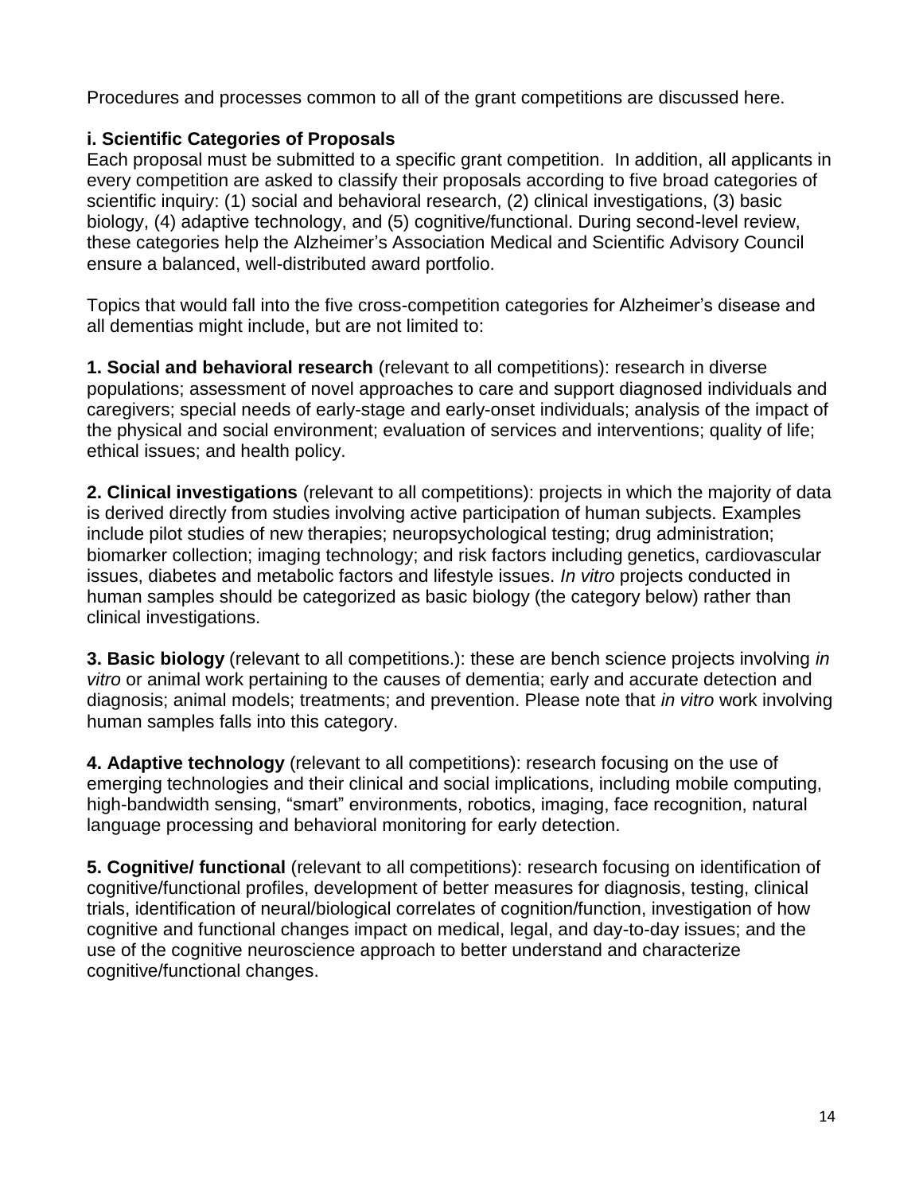Procedures and processes common to all of the grant competitions are discussed here.

**i. Scientific Categories of Proposals**

Each proposal must be submitted to a specific grant competition. In addition, all applicants in every competition are asked to classify their proposals according to five broad categories of scientific inquiry: (1) social and behavioral research, (2) clinical investigations, (3) basic biology, (4) adaptive technology, and (5) cognitive/functional. During second-level review, these categories help the Alzheimer's Association Medical and Scientific Advisory Council ensure a balanced, well-distributed award portfolio.

Topics that would fall into the five cross-competition categories for Alzheimer's disease and all dementias might include, but are not limited to:

**1. Social and behavioral research** (relevant to all competitions): research in diverse populations; assessment of novel approaches to care and support diagnosed individuals and caregivers; special needs of early-stage and early-onset individuals; analysis of the impact of the physical and social environment; evaluation of services and interventions; quality of life; ethical issues; and health policy.

**2. Clinical investigations** (relevant to all competitions): projects in which the majority of data is derived directly from studies involving active participation of human subjects. Examples include pilot studies of new therapies; neuropsychological testing; drug administration; biomarker collection; imaging technology; and risk factors including genetics, cardiovascular issues, diabetes and metabolic factors and lifestyle issues. *In vitro* projects conducted in human samples should be categorized as basic biology (the category below) rather than clinical investigations.

**3. Basic biology** (relevant to all competitions.): these are bench science projects involving *in vitro* or animal work pertaining to the causes of dementia; early and accurate detection and diagnosis; animal models; treatments; and prevention. Please note that *in vitro* work involving human samples falls into this category.

**4. Adaptive technology** (relevant to all competitions): research focusing on the use of emerging technologies and their clinical and social implications, including mobile computing, high-bandwidth sensing, "smart" environments, robotics, imaging, face recognition, natural language processing and behavioral monitoring for early detection.

**5. Cognitive/ functional** (relevant to all competitions): research focusing on identification of cognitive/functional profiles, development of better measures for diagnosis, testing, clinical trials, identification of neural/biological correlates of cognition/function, investigation of how cognitive and functional changes impact on medical, legal, and day-to-day issues; and the use of the cognitive neuroscience approach to better understand and characterize cognitive/functional changes.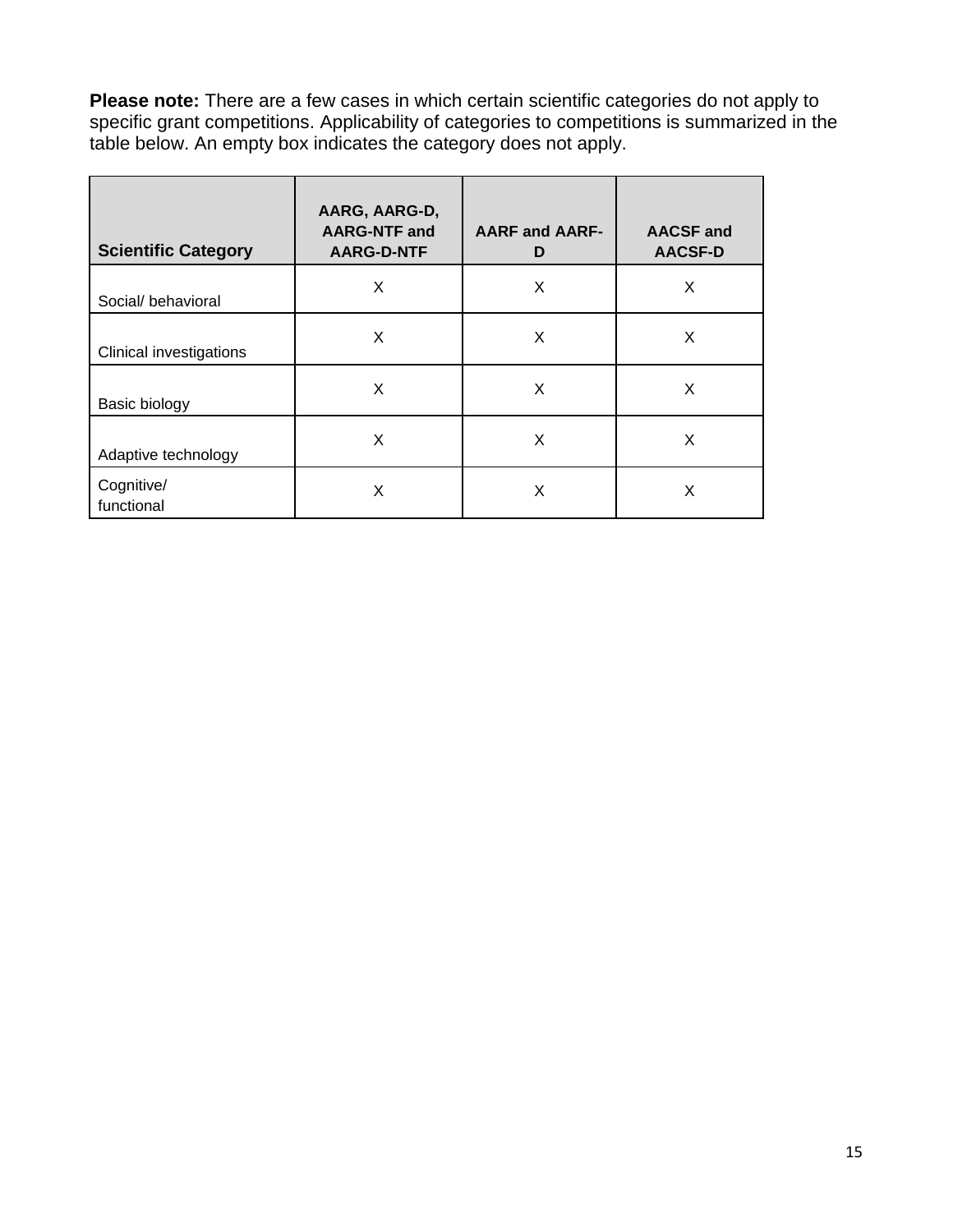**Please note:** There are a few cases in which certain scientific categories do not apply to specific grant competitions. Applicability of categories to competitions is summarized in the table below. An empty box indicates the category does not apply.

| Scientific Category | AARG, AARG-D, AARG-NTF and AARG-D-NTF | AARF and AARF-D | AACSF and AACSF-D |
|---|---|---|---|
| Social/ behavioral | X | X | X |
| Clinical investigations | X | X | X |
| Basic biology | X | X | X |
| Adaptive technology | X | X | X |
| Cognitive/ functional | X | X | X |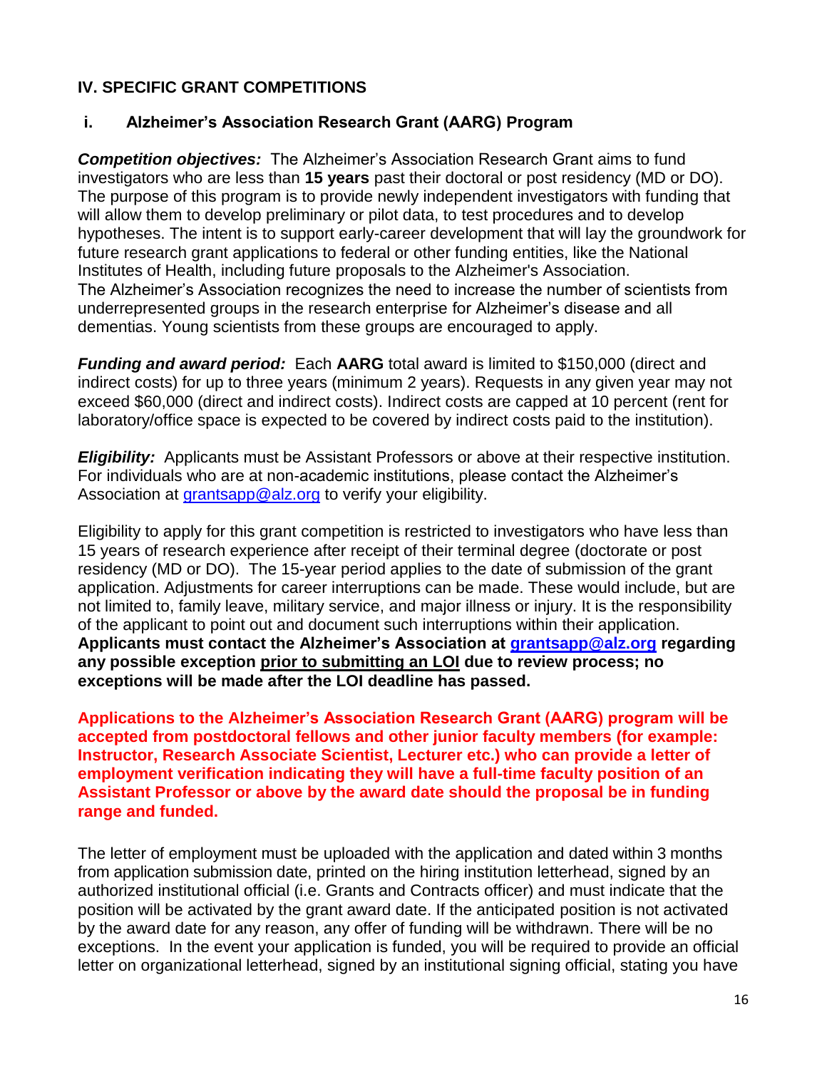## IV. SPECIFIC GRANT COMPETITIONS

### i. Alzheimer's Association Research Grant (AARG) Program

***Competition objectives:*** The Alzheimer's Association Research Grant aims to fund investigators who are less than **15 years** past their doctoral or post residency (MD or DO). The purpose of this program is to provide newly independent investigators with funding that will allow them to develop preliminary or pilot data, to test procedures and to develop hypotheses. The intent is to support early-career development that will lay the groundwork for future research grant applications to federal or other funding entities, like the National Institutes of Health, including future proposals to the Alzheimer's Association. The Alzheimer's Association recognizes the need to increase the number of scientists from underrepresented groups in the research enterprise for Alzheimer's disease and all dementias. Young scientists from these groups are encouraged to apply.

***Funding and award period:*** Each **AARG** total award is limited to $150,000 (direct and indirect costs) for up to three years (minimum 2 years). Requests in any given year may not exceed $60,000 (direct and indirect costs). Indirect costs are capped at 10 percent (rent for laboratory/office space is expected to be covered by indirect costs paid to the institution).

***Eligibility:*** Applicants must be Assistant Professors or above at their respective institution. For individuals who are at non-academic institutions, please contact the Alzheimer's Association at [grantsapp@alz.org](mailto:grantsapp@alz.org) to verify your eligibility.

Eligibility to apply for this grant competition is restricted to investigators who have less than 15 years of research experience after receipt of their terminal degree (doctorate or post residency (MD or DO). The 15-year period applies to the date of submission of the grant application. Adjustments for career interruptions can be made. These would include, but are not limited to, family leave, military service, and major illness or injury. It is the responsibility of the applicant to point out and document such interruptions within their application. **Applicants must contact the Alzheimer's Association at [grantsapp@alz.org](mailto:grantsapp@alz.org) regarding any possible exception prior to submitting an LOI due to review process; no exceptions will be made after the LOI deadline has passed.**

**Applications to the Alzheimer's Association Research Grant (AARG) program will be accepted from postdoctoral fellows and other junior faculty members (for example: Instructor, Research Associate Scientist, Lecturer etc.) who can provide a letter of employment verification indicating they will have a full-time faculty position of an Assistant Professor or above by the award date should the proposal be in funding range and funded.**

The letter of employment must be uploaded with the application and dated within 3 months from application submission date, printed on the hiring institution letterhead, signed by an authorized institutional official (i.e. Grants and Contracts officer) and must indicate that the position will be activated by the grant award date. If the anticipated position is not activated by the award date for any reason, any offer of funding will be withdrawn. There will be no exceptions. In the event your application is funded, you will be required to provide an official letter on organizational letterhead, signed by an institutional signing official, stating you have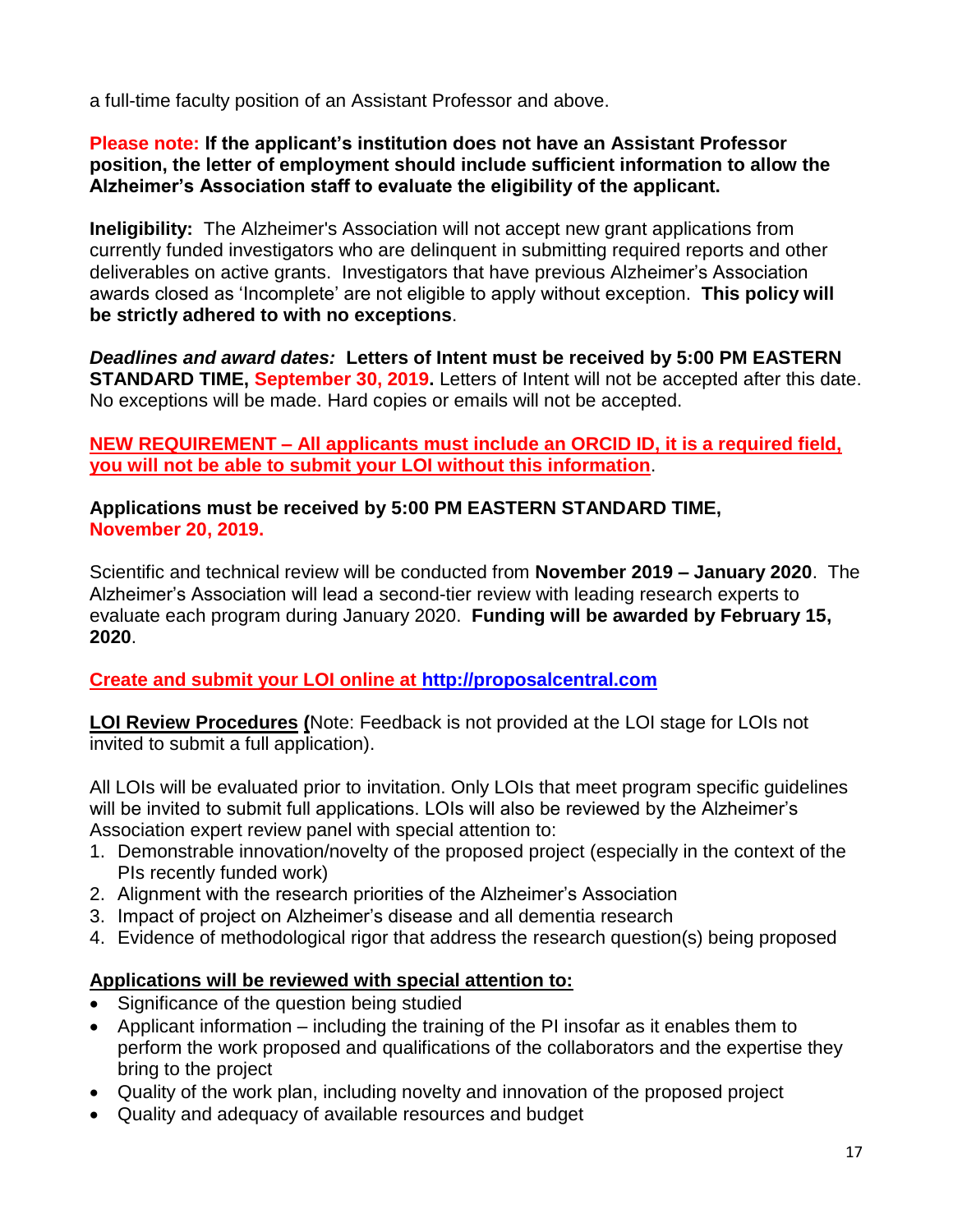a full-time faculty position of an Assistant Professor and above.

**Please note: If the applicant's institution does not have an Assistant Professor position, the letter of employment should include sufficient information to allow the Alzheimer's Association staff to evaluate the eligibility of the applicant.**

**Ineligibility:** The Alzheimer's Association will not accept new grant applications from currently funded investigators who are delinquent in submitting required reports and other deliverables on active grants. Investigators that have previous Alzheimer's Association awards closed as 'Incomplete' are not eligible to apply without exception. **This policy will be strictly adhered to with no exceptions**.

***Deadlines and award dates:*** **Letters of Intent must be received by 5:00 PM EASTERN STANDARD TIME, September 30, 2019.** Letters of Intent will not be accepted after this date. No exceptions will be made. Hard copies or emails will not be accepted.

**NEW REQUIREMENT – All applicants must include an ORCID ID, it is a required field, you will not be able to submit your LOI without this information**.

**Applications must be received by 5:00 PM EASTERN STANDARD TIME, November 20, 2019.**

Scientific and technical review will be conducted from **November 2019 – January 2020**. The Alzheimer's Association will lead a second-tier review with leading research experts to evaluate each program during January 2020. **Funding will be awarded by February 15, 2020**.

**Create and submit your LOI online at http://proposalcentral.com**

**LOI Review Procedures (**Note: Feedback is not provided at the LOI stage for LOIs not invited to submit a full application).

All LOIs will be evaluated prior to invitation. Only LOIs that meet program specific guidelines will be invited to submit full applications. LOIs will also be reviewed by the Alzheimer's Association expert review panel with special attention to:

1. Demonstrable innovation/novelty of the proposed project (especially in the context of the PIs recently funded work)
2. Alignment with the research priorities of the Alzheimer's Association
3. Impact of project on Alzheimer's disease and all dementia research
4. Evidence of methodological rigor that address the research question(s) being proposed

**Applications will be reviewed with special attention to:**

- Significance of the question being studied
- Applicant information – including the training of the PI insofar as it enables them to perform the work proposed and qualifications of the collaborators and the expertise they bring to the project
- Quality of the work plan, including novelty and innovation of the proposed project
- Quality and adequacy of available resources and budget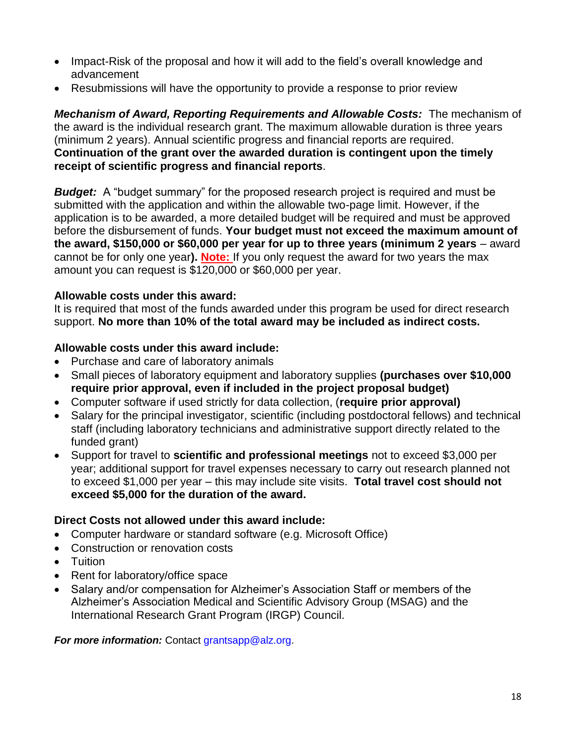- Impact-Risk of the proposal and how it will add to the field's overall knowledge and advancement
- Resubmissions will have the opportunity to provide a response to prior review

***Mechanism of Award, Reporting Requirements and Allowable Costs:*** The mechanism of the award is the individual research grant. The maximum allowable duration is three years (minimum 2 years). Annual scientific progress and financial reports are required. **Continuation of the grant over the awarded duration is contingent upon the timely receipt of scientific progress and financial reports**.

***Budget:*** A "budget summary" for the proposed research project is required and must be submitted with the application and within the allowable two-page limit. However, if the application is to be awarded, a more detailed budget will be required and must be approved before the disbursement of funds. **Your budget must not exceed the maximum amount of the award, $150,000 or $60,000 per year for up to three years (minimum 2 years** – award cannot be for only one year**). Note:** If you only request the award for two years the max amount you can request is $120,000 or $60,000 per year.

**Allowable costs under this award:**
It is required that most of the funds awarded under this program be used for direct research support. **No more than 10% of the total award may be included as indirect costs.**

**Allowable costs under this award include:**

- Purchase and care of laboratory animals
- Small pieces of laboratory equipment and laboratory supplies **(purchases over $10,000 require prior approval, even if included in the project proposal budget)**
- Computer software if used strictly for data collection, (**require prior approval)**
- Salary for the principal investigator, scientific (including postdoctoral fellows) and technical staff (including laboratory technicians and administrative support directly related to the funded grant)
- Support for travel to **scientific and professional meetings** not to exceed $3,000 per year; additional support for travel expenses necessary to carry out research planned not to exceed $1,000 per year – this may include site visits. **Total travel cost should not exceed $5,000 for the duration of the award.**

**Direct Costs not allowed under this award include:**

- Computer hardware or standard software (e.g. Microsoft Office)
- Construction or renovation costs
- Tuition
- Rent for laboratory/office space
- Salary and/or compensation for Alzheimer's Association Staff or members of the Alzheimer's Association Medical and Scientific Advisory Group (MSAG) and the International Research Grant Program (IRGP) Council.

***For more information:*** Contact grantsapp@alz.org.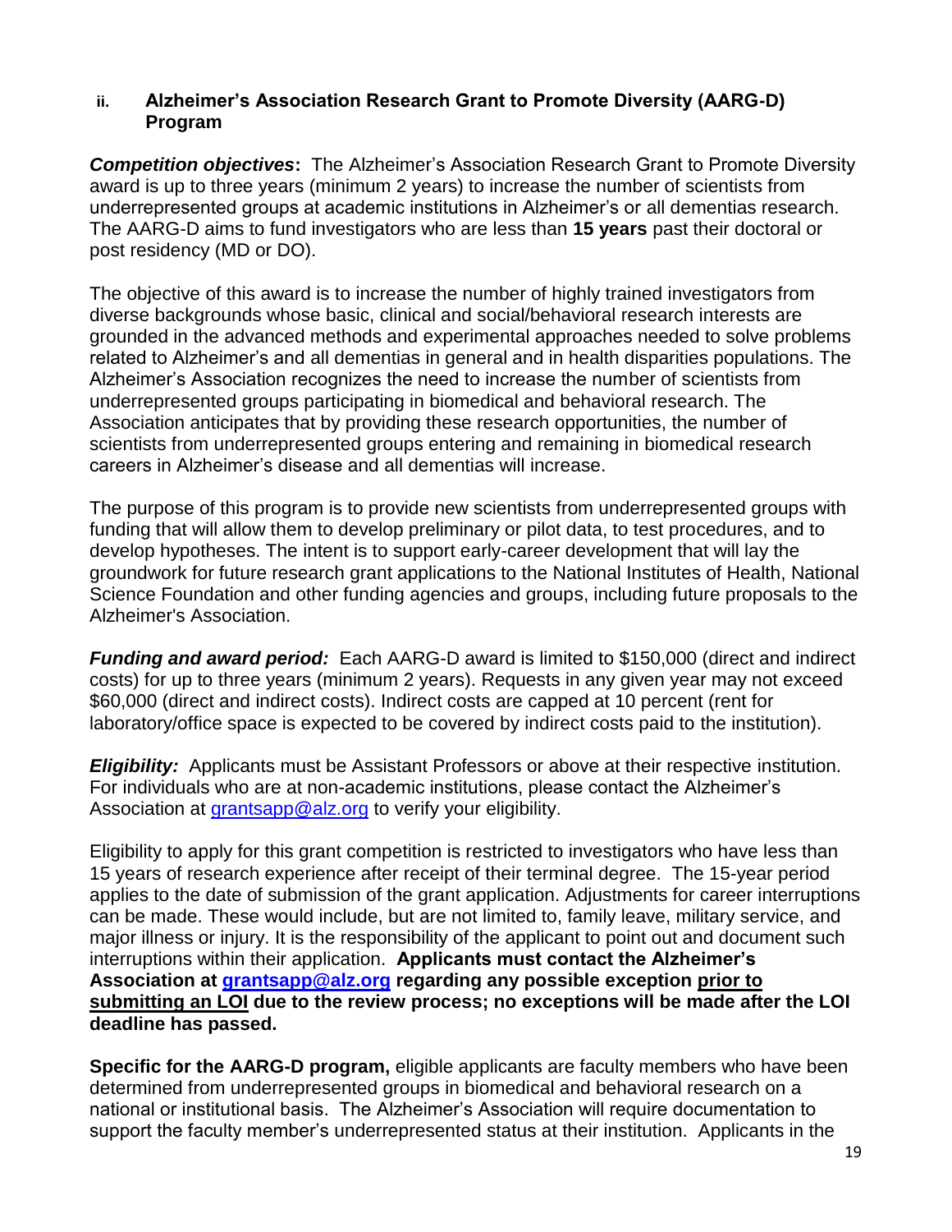### ii. Alzheimer's Association Research Grant to Promote Diversity (AARG-D) Program

***Competition objectives*:** The Alzheimer's Association Research Grant to Promote Diversity award is up to three years (minimum 2 years) to increase the number of scientists from underrepresented groups at academic institutions in Alzheimer's or all dementias research. The AARG-D aims to fund investigators who are less than **15 years** past their doctoral or post residency (MD or DO).

The objective of this award is to increase the number of highly trained investigators from diverse backgrounds whose basic, clinical and social/behavioral research interests are grounded in the advanced methods and experimental approaches needed to solve problems related to Alzheimer's and all dementias in general and in health disparities populations. The Alzheimer's Association recognizes the need to increase the number of scientists from underrepresented groups participating in biomedical and behavioral research. The Association anticipates that by providing these research opportunities, the number of scientists from underrepresented groups entering and remaining in biomedical research careers in Alzheimer's disease and all dementias will increase.

The purpose of this program is to provide new scientists from underrepresented groups with funding that will allow them to develop preliminary or pilot data, to test procedures, and to develop hypotheses. The intent is to support early-career development that will lay the groundwork for future research grant applications to the National Institutes of Health, National Science Foundation and other funding agencies and groups, including future proposals to the Alzheimer's Association.

***Funding and award period:*** Each AARG-D award is limited to $150,000 (direct and indirect costs) for up to three years (minimum 2 years). Requests in any given year may not exceed $60,000 (direct and indirect costs). Indirect costs are capped at 10 percent (rent for laboratory/office space is expected to be covered by indirect costs paid to the institution).

***Eligibility:*** Applicants must be Assistant Professors or above at their respective institution. For individuals who are at non-academic institutions, please contact the Alzheimer's Association at grantsapp@alz.org to verify your eligibility.

Eligibility to apply for this grant competition is restricted to investigators who have less than 15 years of research experience after receipt of their terminal degree. The 15-year period applies to the date of submission of the grant application. Adjustments for career interruptions can be made. These would include, but are not limited to, family leave, military service, and major illness or injury. It is the responsibility of the applicant to point out and document such interruptions within their application. **Applicants must contact the Alzheimer's Association at grantsapp@alz.org regarding any possible exception prior to submitting an LOI due to the review process; no exceptions will be made after the LOI deadline has passed.**

**Specific for the AARG-D program,** eligible applicants are faculty members who have been determined from underrepresented groups in biomedical and behavioral research on a national or institutional basis. The Alzheimer's Association will require documentation to support the faculty member's underrepresented status at their institution. Applicants in the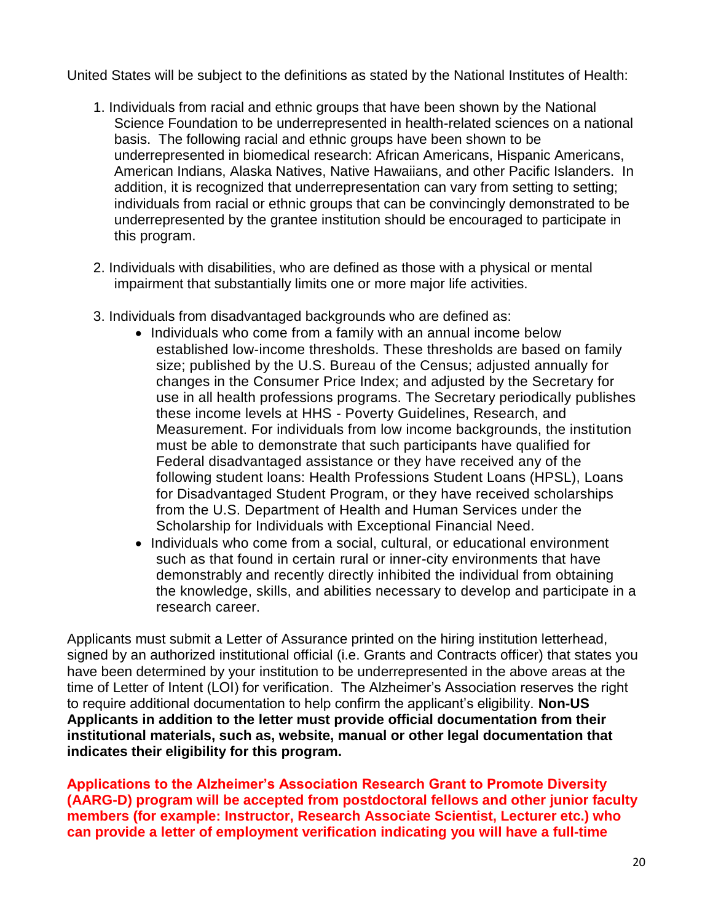United States will be subject to the definitions as stated by the National Institutes of Health:

1. Individuals from racial and ethnic groups that have been shown by the National Science Foundation to be underrepresented in health-related sciences on a national basis. The following racial and ethnic groups have been shown to be underrepresented in biomedical research: African Americans, Hispanic Americans, American Indians, Alaska Natives, Native Hawaiians, and other Pacific Islanders. In addition, it is recognized that underrepresentation can vary from setting to setting; individuals from racial or ethnic groups that can be convincingly demonstrated to be underrepresented by the grantee institution should be encouraged to participate in this program.

2. Individuals with disabilities, who are defined as those with a physical or mental impairment that substantially limits one or more major life activities.

3. Individuals from disadvantaged backgrounds who are defined as:
   - Individuals who come from a family with an annual income below established low-income thresholds. These thresholds are based on family size; published by the U.S. Bureau of the Census; adjusted annually for changes in the Consumer Price Index; and adjusted by the Secretary for use in all health professions programs. The Secretary periodically publishes these income levels at HHS - Poverty Guidelines, Research, and Measurement. For individuals from low income backgrounds, the institution must be able to demonstrate that such participants have qualified for Federal disadvantaged assistance or they have received any of the following student loans: Health Professions Student Loans (HPSL), Loans for Disadvantaged Student Program, or they have received scholarships from the U.S. Department of Health and Human Services under the Scholarship for Individuals with Exceptional Financial Need.
   - Individuals who come from a social, cultural, or educational environment such as that found in certain rural or inner-city environments that have demonstrably and recently directly inhibited the individual from obtaining the knowledge, skills, and abilities necessary to develop and participate in a research career.

Applicants must submit a Letter of Assurance printed on the hiring institution letterhead, signed by an authorized institutional official (i.e. Grants and Contracts officer) that states you have been determined by your institution to be underrepresented in the above areas at the time of Letter of Intent (LOI) for verification. The Alzheimer's Association reserves the right to require additional documentation to help confirm the applicant's eligibility. **Non-US Applicants in addition to the letter must provide official documentation from their institutional materials, such as, website, manual or other legal documentation that indicates their eligibility for this program.**

**Applications to the Alzheimer's Association Research Grant to Promote Diversity (AARG-D) program will be accepted from postdoctoral fellows and other junior faculty members (for example: Instructor, Research Associate Scientist, Lecturer etc.) who can provide a letter of employment verification indicating you will have a full-time**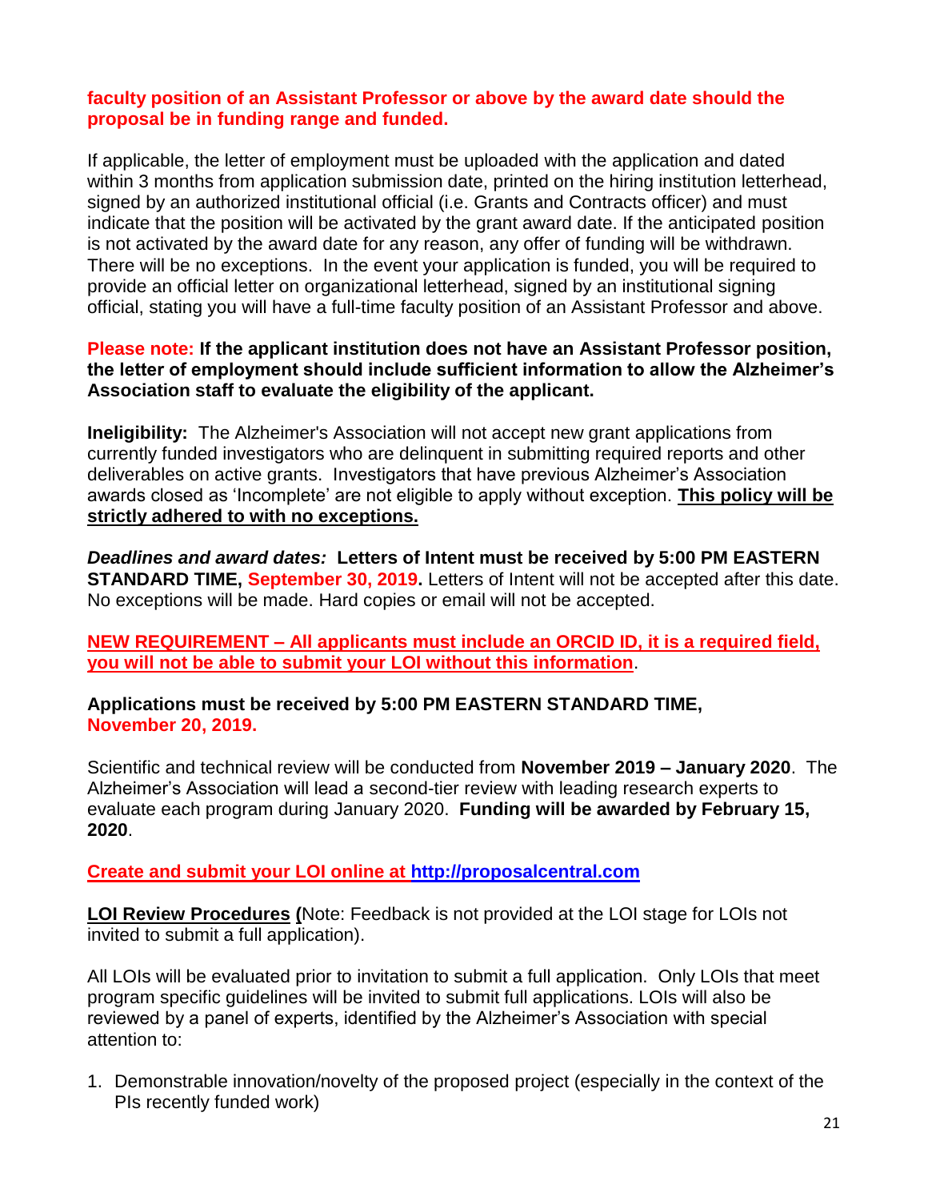**faculty position of an Assistant Professor or above by the award date should the proposal be in funding range and funded.**

If applicable, the letter of employment must be uploaded with the application and dated within 3 months from application submission date, printed on the hiring institution letterhead, signed by an authorized institutional official (i.e. Grants and Contracts officer) and must indicate that the position will be activated by the grant award date. If the anticipated position is not activated by the award date for any reason, any offer of funding will be withdrawn. There will be no exceptions. In the event your application is funded, you will be required to provide an official letter on organizational letterhead, signed by an institutional signing official, stating you will have a full-time faculty position of an Assistant Professor and above.

**Please note: If the applicant institution does not have an Assistant Professor position, the letter of employment should include sufficient information to allow the Alzheimer's Association staff to evaluate the eligibility of the applicant.**

**Ineligibility:** The Alzheimer's Association will not accept new grant applications from currently funded investigators who are delinquent in submitting required reports and other deliverables on active grants. Investigators that have previous Alzheimer's Association awards closed as 'Incomplete' are not eligible to apply without exception. **This policy will be strictly adhered to with no exceptions.**

***Deadlines and award dates:*** **Letters of Intent must be received by 5:00 PM EASTERN STANDARD TIME, September 30, 2019.** Letters of Intent will not be accepted after this date. No exceptions will be made. Hard copies or email will not be accepted.

**NEW REQUIREMENT – All applicants must include an ORCID ID, it is a required field, you will not be able to submit your LOI without this information**.

**Applications must be received by 5:00 PM EASTERN STANDARD TIME, November 20, 2019.**

Scientific and technical review will be conducted from **November 2019 – January 2020**. The Alzheimer's Association will lead a second-tier review with leading research experts to evaluate each program during January 2020. **Funding will be awarded by February 15, 2020**.

**Create and submit your LOI online at http://proposalcentral.com**

**LOI Review Procedures (**Note: Feedback is not provided at the LOI stage for LOIs not invited to submit a full application).

All LOIs will be evaluated prior to invitation to submit a full application. Only LOIs that meet program specific guidelines will be invited to submit full applications. LOIs will also be reviewed by a panel of experts, identified by the Alzheimer's Association with special attention to:

1. Demonstrable innovation/novelty of the proposed project (especially in the context of the PIs recently funded work)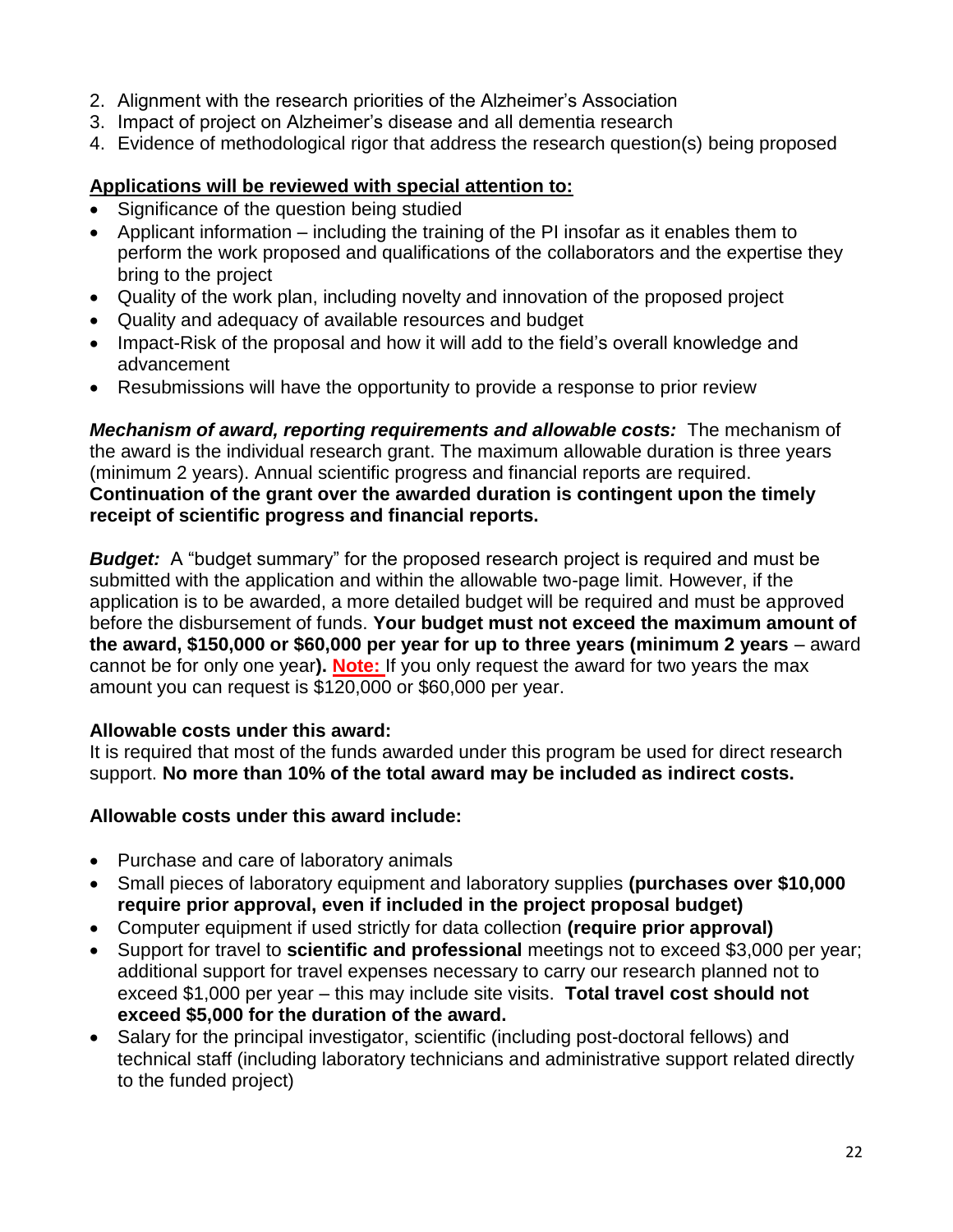2. Alignment with the research priorities of the Alzheimer's Association
3. Impact of project on Alzheimer's disease and all dementia research
4. Evidence of methodological rigor that address the research question(s) being proposed

**Applications will be reviewed with special attention to:**

- Significance of the question being studied
- Applicant information – including the training of the PI insofar as it enables them to perform the work proposed and qualifications of the collaborators and the expertise they bring to the project
- Quality of the work plan, including novelty and innovation of the proposed project
- Quality and adequacy of available resources and budget
- Impact-Risk of the proposal and how it will add to the field's overall knowledge and advancement
- Resubmissions will have the opportunity to provide a response to prior review

***Mechanism of award, reporting requirements and allowable costs:*** The mechanism of the award is the individual research grant. The maximum allowable duration is three years (minimum 2 years). Annual scientific progress and financial reports are required. **Continuation of the grant over the awarded duration is contingent upon the timely receipt of scientific progress and financial reports.**

***Budget:*** A "budget summary" for the proposed research project is required and must be submitted with the application and within the allowable two-page limit. However, if the application is to be awarded, a more detailed budget will be required and must be approved before the disbursement of funds. **Your budget must not exceed the maximum amount of the award, $150,000 or $60,000 per year for up to three years (minimum 2 years** – award cannot be for only one year**). Note:** If you only request the award for two years the max amount you can request is $120,000 or $60,000 per year.

**Allowable costs under this award:**

It is required that most of the funds awarded under this program be used for direct research support. **No more than 10% of the total award may be included as indirect costs.**

**Allowable costs under this award include:**

- Purchase and care of laboratory animals
- Small pieces of laboratory equipment and laboratory supplies **(purchases over $10,000 require prior approval, even if included in the project proposal budget)**
- Computer equipment if used strictly for data collection **(require prior approval)**
- Support for travel to **scientific and professional** meetings not to exceed $3,000 per year; additional support for travel expenses necessary to carry our research planned not to exceed $1,000 per year – this may include site visits. **Total travel cost should not exceed $5,000 for the duration of the award.**
- Salary for the principal investigator, scientific (including post-doctoral fellows) and technical staff (including laboratory technicians and administrative support related directly to the funded project)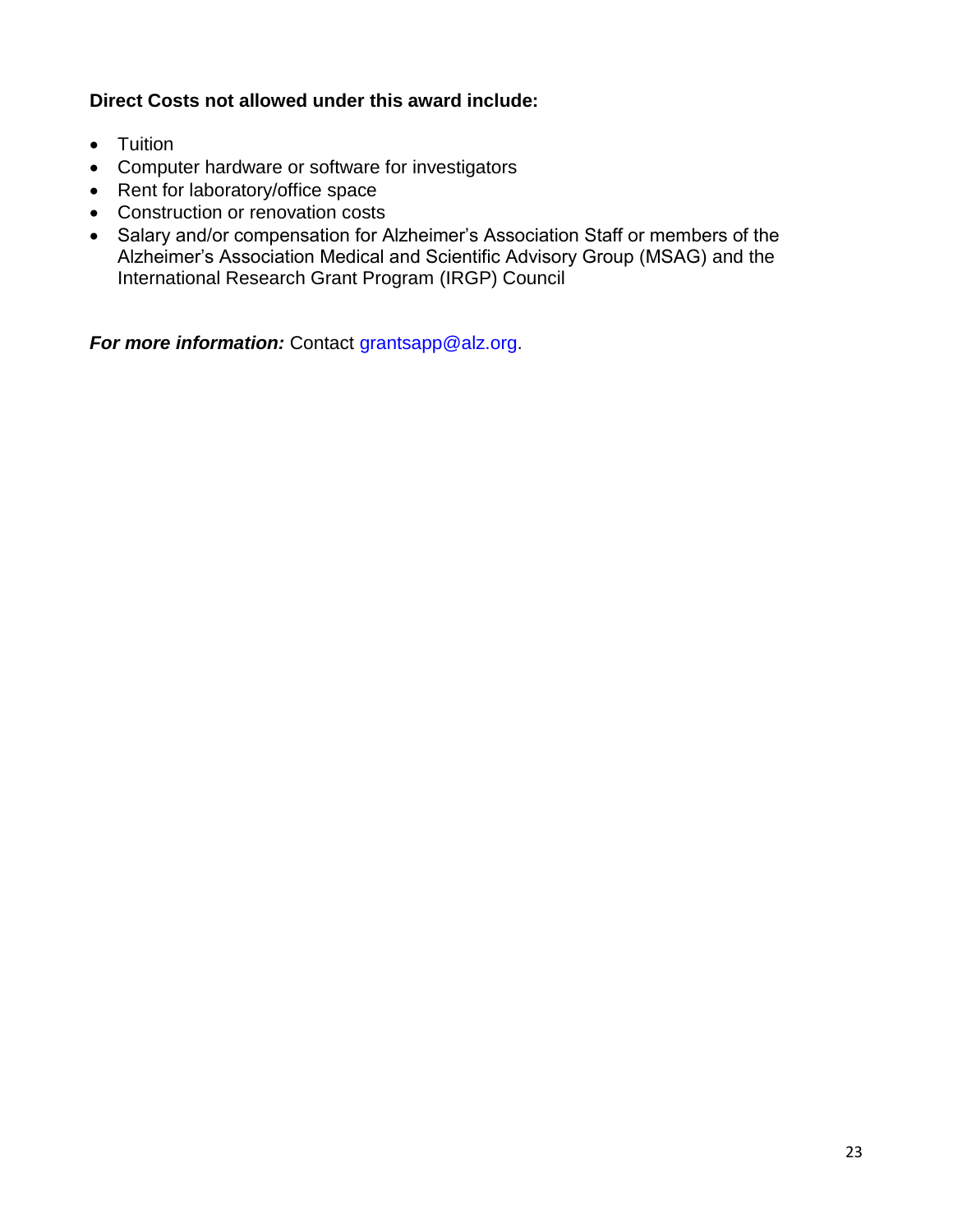**Direct Costs not allowed under this award include:**

- Tuition
- Computer hardware or software for investigators
- Rent for laboratory/office space
- Construction or renovation costs
- Salary and/or compensation for Alzheimer's Association Staff or members of the Alzheimer's Association Medical and Scientific Advisory Group (MSAG) and the International Research Grant Program (IRGP) Council

***For more information:*** Contact grantsapp@alz.org.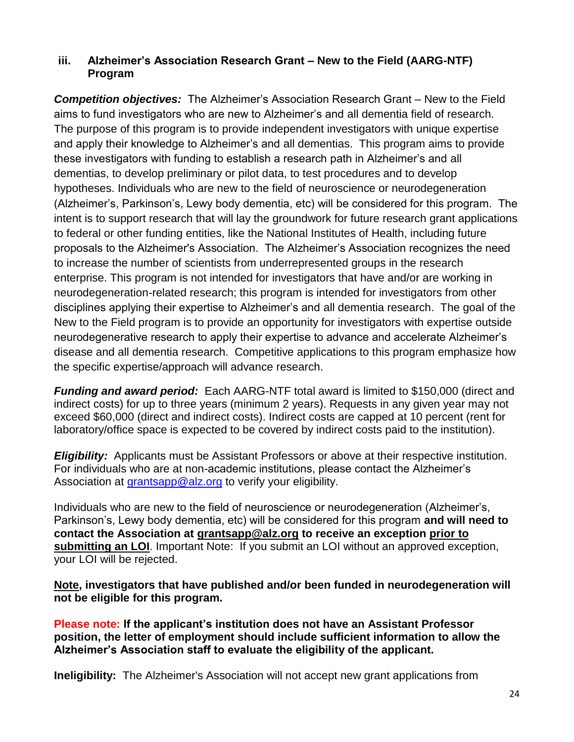### iii. Alzheimer's Association Research Grant – New to the Field (AARG-NTF) Program

***Competition objectives:*** The Alzheimer's Association Research Grant – New to the Field aims to fund investigators who are new to Alzheimer's and all dementia field of research. The purpose of this program is to provide independent investigators with unique expertise and apply their knowledge to Alzheimer's and all dementias. This program aims to provide these investigators with funding to establish a research path in Alzheimer's and all dementias, to develop preliminary or pilot data, to test procedures and to develop hypotheses. Individuals who are new to the field of neuroscience or neurodegeneration (Alzheimer's, Parkinson's, Lewy body dementia, etc) will be considered for this program. The intent is to support research that will lay the groundwork for future research grant applications to federal or other funding entities, like the National Institutes of Health, including future proposals to the Alzheimer's Association. The Alzheimer's Association recognizes the need to increase the number of scientists from underrepresented groups in the research enterprise. This program is not intended for investigators that have and/or are working in neurodegeneration-related research; this program is intended for investigators from other disciplines applying their expertise to Alzheimer's and all dementia research. The goal of the New to the Field program is to provide an opportunity for investigators with expertise outside neurodegenerative research to apply their expertise to advance and accelerate Alzheimer's disease and all dementia research. Competitive applications to this program emphasize how the specific expertise/approach will advance research.

***Funding and award period:*** Each AARG-NTF total award is limited to $150,000 (direct and indirect costs) for up to three years (minimum 2 years). Requests in any given year may not exceed $60,000 (direct and indirect costs). Indirect costs are capped at 10 percent (rent for laboratory/office space is expected to be covered by indirect costs paid to the institution).

***Eligibility:*** Applicants must be Assistant Professors or above at their respective institution. For individuals who are at non-academic institutions, please contact the Alzheimer's Association at grantsapp@alz.org to verify your eligibility.

Individuals who are new to the field of neuroscience or neurodegeneration (Alzheimer's, Parkinson's, Lewy body dementia, etc) will be considered for this program **and will need to contact the Association at grantsapp@alz.org to receive an exception prior to submitting an LOI**. Important Note: If you submit an LOI without an approved exception, your LOI will be rejected.

**Note, investigators that have published and/or been funded in neurodegeneration will not be eligible for this program.**

**Please note: If the applicant's institution does not have an Assistant Professor position, the letter of employment should include sufficient information to allow the Alzheimer's Association staff to evaluate the eligibility of the applicant.**

**Ineligibility:** The Alzheimer's Association will not accept new grant applications from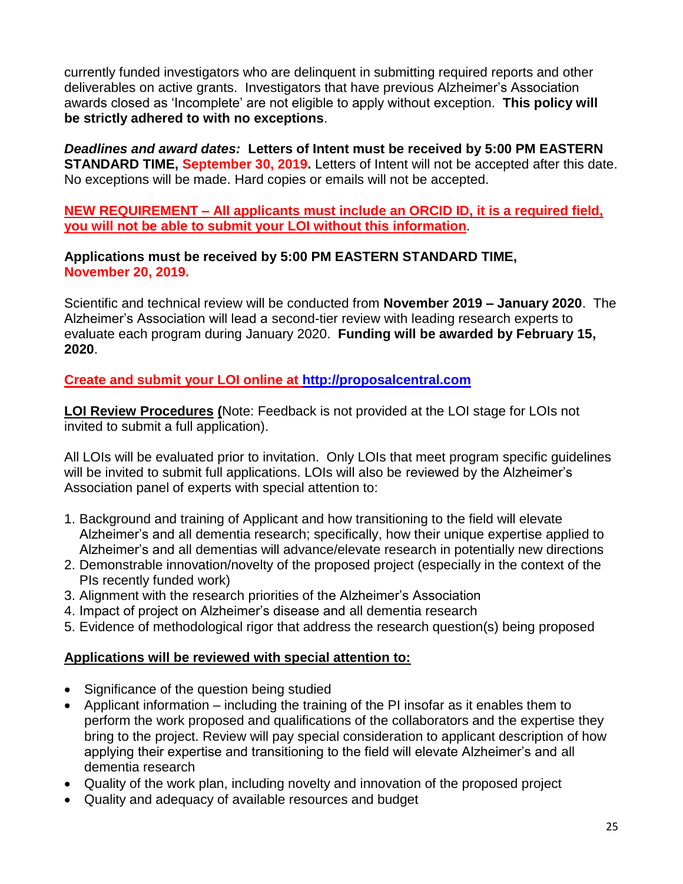currently funded investigators who are delinquent in submitting required reports and other deliverables on active grants. Investigators that have previous Alzheimer's Association awards closed as 'Incomplete' are not eligible to apply without exception. **This policy will be strictly adhered to with no exceptions**.

***Deadlines and award dates:*** **Letters of Intent must be received by 5:00 PM EASTERN STANDARD TIME, September 30, 2019.** Letters of Intent will not be accepted after this date. No exceptions will be made. Hard copies or emails will not be accepted.

**NEW REQUIREMENT – All applicants must include an ORCID ID, it is a required field, you will not be able to submit your LOI without this information**.

**Applications must be received by 5:00 PM EASTERN STANDARD TIME, November 20, 2019.**

Scientific and technical review will be conducted from **November 2019 – January 2020**. The Alzheimer's Association will lead a second-tier review with leading research experts to evaluate each program during January 2020. **Funding will be awarded by February 15, 2020**.

**Create and submit your LOI online at http://proposalcentral.com**

**LOI Review Procedures (**Note: Feedback is not provided at the LOI stage for LOIs not invited to submit a full application).

All LOIs will be evaluated prior to invitation. Only LOIs that meet program specific guidelines will be invited to submit full applications. LOIs will also be reviewed by the Alzheimer's Association panel of experts with special attention to:

1. Background and training of Applicant and how transitioning to the field will elevate Alzheimer's and all dementia research; specifically, how their unique expertise applied to Alzheimer's and all dementias will advance/elevate research in potentially new directions
2. Demonstrable innovation/novelty of the proposed project (especially in the context of the PIs recently funded work)
3. Alignment with the research priorities of the Alzheimer's Association
4. Impact of project on Alzheimer's disease and all dementia research
5. Evidence of methodological rigor that address the research question(s) being proposed

**Applications will be reviewed with special attention to:**

- Significance of the question being studied
- Applicant information – including the training of the PI insofar as it enables them to perform the work proposed and qualifications of the collaborators and the expertise they bring to the project. Review will pay special consideration to applicant description of how applying their expertise and transitioning to the field will elevate Alzheimer's and all dementia research
- Quality of the work plan, including novelty and innovation of the proposed project
- Quality and adequacy of available resources and budget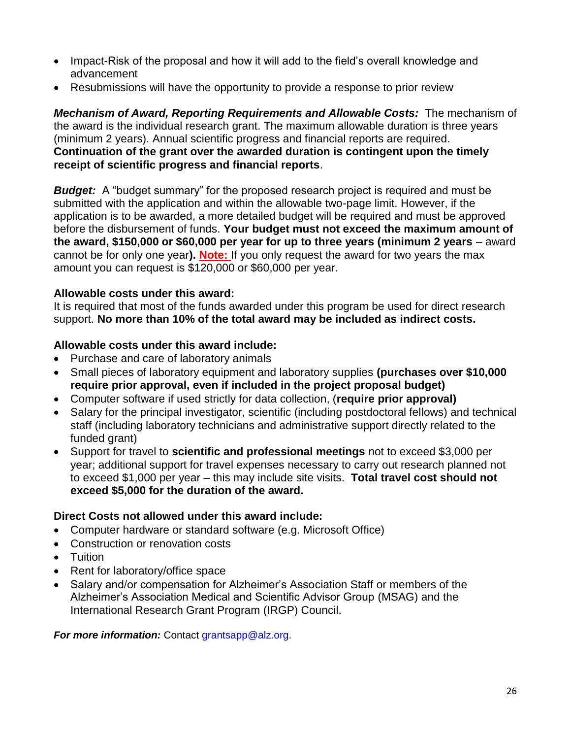- Impact-Risk of the proposal and how it will add to the field's overall knowledge and advancement
- Resubmissions will have the opportunity to provide a response to prior review

***Mechanism of Award, Reporting Requirements and Allowable Costs:*** The mechanism of the award is the individual research grant. The maximum allowable duration is three years (minimum 2 years). Annual scientific progress and financial reports are required. **Continuation of the grant over the awarded duration is contingent upon the timely receipt of scientific progress and financial reports**.

***Budget:*** A "budget summary" for the proposed research project is required and must be submitted with the application and within the allowable two-page limit. However, if the application is to be awarded, a more detailed budget will be required and must be approved before the disbursement of funds. **Your budget must not exceed the maximum amount of the award, $150,000 or $60,000 per year for up to three years (minimum 2 years** – award cannot be for only one year**). Note:** If you only request the award for two years the max amount you can request is $120,000 or $60,000 per year.

**Allowable costs under this award:**
It is required that most of the funds awarded under this program be used for direct research support. **No more than 10% of the total award may be included as indirect costs.**

**Allowable costs under this award include:**

- Purchase and care of laboratory animals
- Small pieces of laboratory equipment and laboratory supplies **(purchases over $10,000 require prior approval, even if included in the project proposal budget)**
- Computer software if used strictly for data collection, (**require prior approval)**
- Salary for the principal investigator, scientific (including postdoctoral fellows) and technical staff (including laboratory technicians and administrative support directly related to the funded grant)
- Support for travel to **scientific and professional meetings** not to exceed $3,000 per year; additional support for travel expenses necessary to carry out research planned not to exceed $1,000 per year – this may include site visits. **Total travel cost should not exceed $5,000 for the duration of the award.**

**Direct Costs not allowed under this award include:**

- Computer hardware or standard software (e.g. Microsoft Office)
- Construction or renovation costs
- Tuition
- Rent for laboratory/office space
- Salary and/or compensation for Alzheimer's Association Staff or members of the Alzheimer's Association Medical and Scientific Advisor Group (MSAG) and the International Research Grant Program (IRGP) Council.

***For more information:*** Contact grantsapp@alz.org.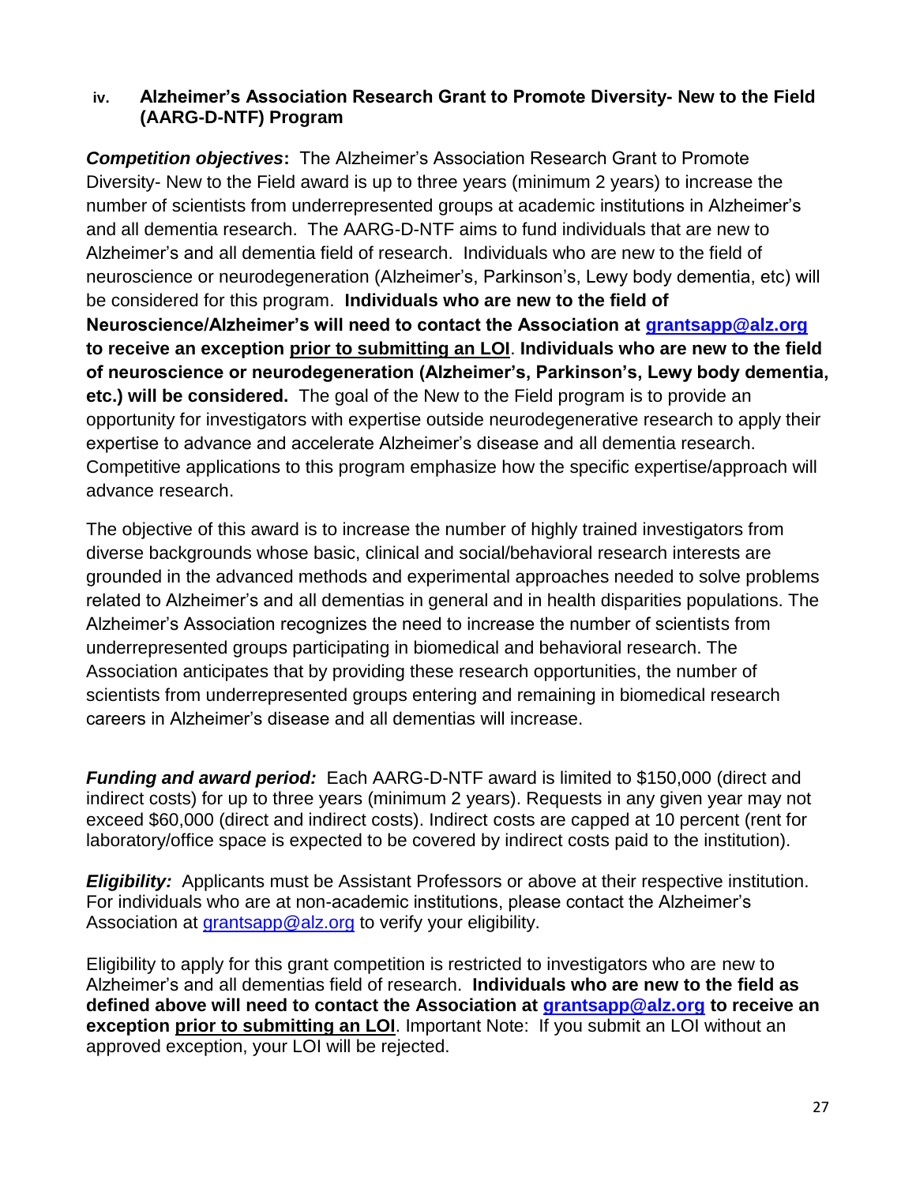### iv. Alzheimer's Association Research Grant to Promote Diversity- New to the Field (AARG-D-NTF) Program

***Competition objectives*:** The Alzheimer's Association Research Grant to Promote Diversity- New to the Field award is up to three years (minimum 2 years) to increase the number of scientists from underrepresented groups at academic institutions in Alzheimer's and all dementia research. The AARG-D-NTF aims to fund individuals that are new to Alzheimer's and all dementia field of research. Individuals who are new to the field of neuroscience or neurodegeneration (Alzheimer's, Parkinson's, Lewy body dementia, etc) will be considered for this program. **Individuals who are new to the field of Neuroscience/Alzheimer's will need to contact the Association at [grantsapp@alz.org](mailto:grantsapp@alz.org) to receive an exception <u>prior to submitting an LOI</u>. Individuals who are new to the field of neuroscience or neurodegeneration (Alzheimer's, Parkinson's, Lewy body dementia, etc.) will be considered.** The goal of the New to the Field program is to provide an opportunity for investigators with expertise outside neurodegenerative research to apply their expertise to advance and accelerate Alzheimer's disease and all dementia research. Competitive applications to this program emphasize how the specific expertise/approach will advance research.

The objective of this award is to increase the number of highly trained investigators from diverse backgrounds whose basic, clinical and social/behavioral research interests are grounded in the advanced methods and experimental approaches needed to solve problems related to Alzheimer's and all dementias in general and in health disparities populations. The Alzheimer's Association recognizes the need to increase the number of scientists from underrepresented groups participating in biomedical and behavioral research. The Association anticipates that by providing these research opportunities, the number of scientists from underrepresented groups entering and remaining in biomedical research careers in Alzheimer's disease and all dementias will increase.

***Funding and award period:*** Each AARG-D-NTF award is limited to $150,000 (direct and indirect costs) for up to three years (minimum 2 years). Requests in any given year may not exceed $60,000 (direct and indirect costs). Indirect costs are capped at 10 percent (rent for laboratory/office space is expected to be covered by indirect costs paid to the institution).

***Eligibility:*** Applicants must be Assistant Professors or above at their respective institution. For individuals who are at non-academic institutions, please contact the Alzheimer's Association at [grantsapp@alz.org](mailto:grantsapp@alz.org) to verify your eligibility.

Eligibility to apply for this grant competition is restricted to investigators who are new to Alzheimer's and all dementias field of research. **Individuals who are new to the field as defined above will need to contact the Association at [grantsapp@alz.org](mailto:grantsapp@alz.org) to receive an exception <u>prior to submitting an LOI</u>**. Important Note: If you submit an LOI without an approved exception, your LOI will be rejected.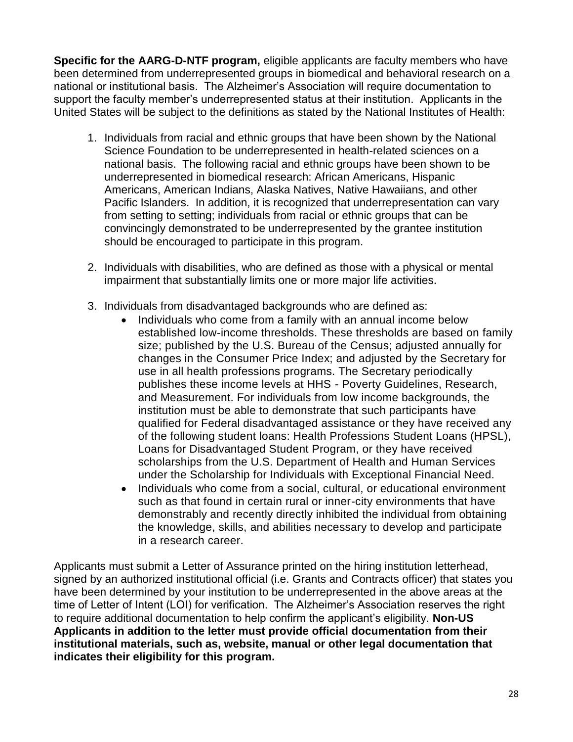**Specific for the AARG-D-NTF program,** eligible applicants are faculty members who have been determined from underrepresented groups in biomedical and behavioral research on a national or institutional basis. The Alzheimer's Association will require documentation to support the faculty member's underrepresented status at their institution. Applicants in the United States will be subject to the definitions as stated by the National Institutes of Health:

1. Individuals from racial and ethnic groups that have been shown by the National Science Foundation to be underrepresented in health-related sciences on a national basis. The following racial and ethnic groups have been shown to be underrepresented in biomedical research: African Americans, Hispanic Americans, American Indians, Alaska Natives, Native Hawaiians, and other Pacific Islanders. In addition, it is recognized that underrepresentation can vary from setting to setting; individuals from racial or ethnic groups that can be convincingly demonstrated to be underrepresented by the grantee institution should be encouraged to participate in this program.

2. Individuals with disabilities, who are defined as those with a physical or mental impairment that substantially limits one or more major life activities.

3. Individuals from disadvantaged backgrounds who are defined as:
   - Individuals who come from a family with an annual income below established low-income thresholds. These thresholds are based on family size; published by the U.S. Bureau of the Census; adjusted annually for changes in the Consumer Price Index; and adjusted by the Secretary for use in all health professions programs. The Secretary periodically publishes these income levels at HHS - Poverty Guidelines, Research, and Measurement. For individuals from low income backgrounds, the institution must be able to demonstrate that such participants have qualified for Federal disadvantaged assistance or they have received any of the following student loans: Health Professions Student Loans (HPSL), Loans for Disadvantaged Student Program, or they have received scholarships from the U.S. Department of Health and Human Services under the Scholarship for Individuals with Exceptional Financial Need.
   - Individuals who come from a social, cultural, or educational environment such as that found in certain rural or inner-city environments that have demonstrably and recently directly inhibited the individual from obtaining the knowledge, skills, and abilities necessary to develop and participate in a research career.

Applicants must submit a Letter of Assurance printed on the hiring institution letterhead, signed by an authorized institutional official (i.e. Grants and Contracts officer) that states you have been determined by your institution to be underrepresented in the above areas at the time of Letter of Intent (LOI) for verification. The Alzheimer's Association reserves the right to require additional documentation to help confirm the applicant's eligibility. **Non-US Applicants in addition to the letter must provide official documentation from their institutional materials, such as, website, manual or other legal documentation that indicates their eligibility for this program.**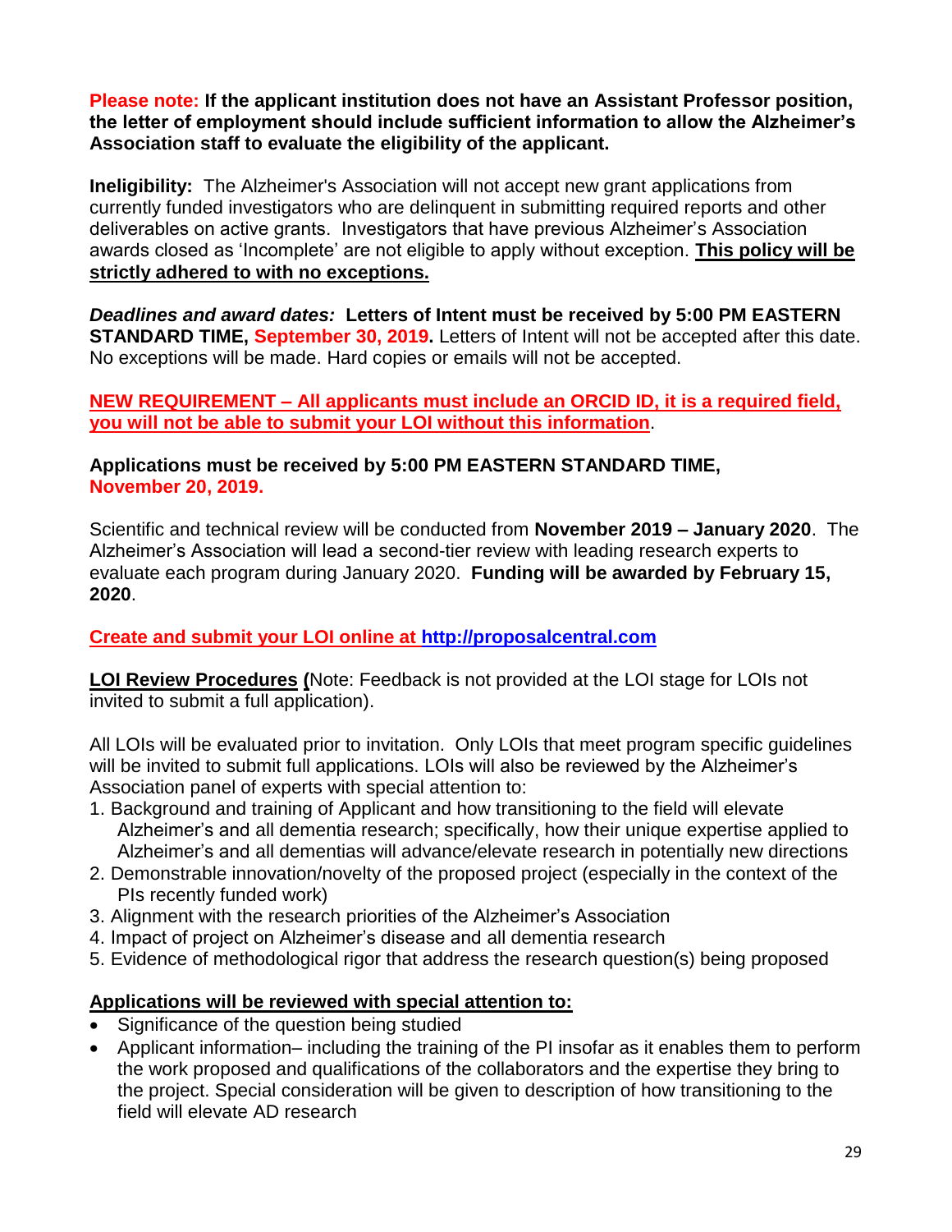**Please note: If the applicant institution does not have an Assistant Professor position, the letter of employment should include sufficient information to allow the Alzheimer's Association staff to evaluate the eligibility of the applicant.**

**Ineligibility:** The Alzheimer's Association will not accept new grant applications from currently funded investigators who are delinquent in submitting required reports and other deliverables on active grants. Investigators that have previous Alzheimer's Association awards closed as 'Incomplete' are not eligible to apply without exception. **This policy will be strictly adhered to with no exceptions.**

***Deadlines and award dates:*** **Letters of Intent must be received by 5:00 PM EASTERN STANDARD TIME, September 30, 2019.** Letters of Intent will not be accepted after this date. No exceptions will be made. Hard copies or emails will not be accepted.

**NEW REQUIREMENT – All applicants must include an ORCID ID, it is a required field, you will not be able to submit your LOI without this information.**

**Applications must be received by 5:00 PM EASTERN STANDARD TIME, November 20, 2019.**

Scientific and technical review will be conducted from **November 2019 – January 2020**. The Alzheimer's Association will lead a second-tier review with leading research experts to evaluate each program during January 2020. **Funding will be awarded by February 15, 2020**.

**Create and submit your LOI online at http://proposalcentral.com**

**LOI Review Procedures (**Note: Feedback is not provided at the LOI stage for LOIs not invited to submit a full application).

All LOIs will be evaluated prior to invitation. Only LOIs that meet program specific guidelines will be invited to submit full applications. LOIs will also be reviewed by the Alzheimer's Association panel of experts with special attention to:

1. Background and training of Applicant and how transitioning to the field will elevate Alzheimer's and all dementia research; specifically, how their unique expertise applied to Alzheimer's and all dementias will advance/elevate research in potentially new directions
2. Demonstrable innovation/novelty of the proposed project (especially in the context of the PIs recently funded work)
3. Alignment with the research priorities of the Alzheimer's Association
4. Impact of project on Alzheimer's disease and all dementia research
5. Evidence of methodological rigor that address the research question(s) being proposed

**Applications will be reviewed with special attention to:**

- Significance of the question being studied
- Applicant information– including the training of the PI insofar as it enables them to perform the work proposed and qualifications of the collaborators and the expertise they bring to the project. Special consideration will be given to description of how transitioning to the field will elevate AD research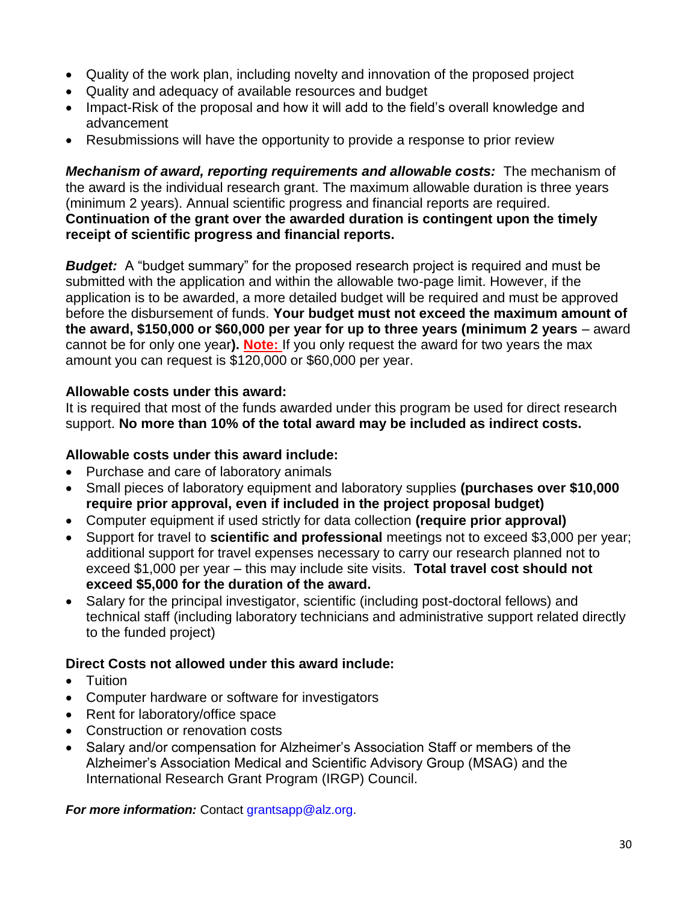- Quality of the work plan, including novelty and innovation of the proposed project
- Quality and adequacy of available resources and budget
- Impact-Risk of the proposal and how it will add to the field's overall knowledge and advancement
- Resubmissions will have the opportunity to provide a response to prior review

***Mechanism of award, reporting requirements and allowable costs:*** The mechanism of the award is the individual research grant. The maximum allowable duration is three years (minimum 2 years). Annual scientific progress and financial reports are required. **Continuation of the grant over the awarded duration is contingent upon the timely receipt of scientific progress and financial reports.**

***Budget:*** A "budget summary" for the proposed research project is required and must be submitted with the application and within the allowable two-page limit. However, if the application is to be awarded, a more detailed budget will be required and must be approved before the disbursement of funds. **Your budget must not exceed the maximum amount of the award, $150,000 or $60,000 per year for up to three years (minimum 2 years** – award cannot be for only one year**). Note:** If you only request the award for two years the max amount you can request is $120,000 or $60,000 per year.

**Allowable costs under this award:**
It is required that most of the funds awarded under this program be used for direct research support. **No more than 10% of the total award may be included as indirect costs.**

**Allowable costs under this award include:**
- Purchase and care of laboratory animals
- Small pieces of laboratory equipment and laboratory supplies **(purchases over $10,000 require prior approval, even if included in the project proposal budget)**
- Computer equipment if used strictly for data collection **(require prior approval)**
- Support for travel to **scientific and professional** meetings not to exceed $3,000 per year; additional support for travel expenses necessary to carry our research planned not to exceed $1,000 per year – this may include site visits. **Total travel cost should not exceed $5,000 for the duration of the award.**
- Salary for the principal investigator, scientific (including post-doctoral fellows) and technical staff (including laboratory technicians and administrative support related directly to the funded project)

**Direct Costs not allowed under this award include:**
- Tuition
- Computer hardware or software for investigators
- Rent for laboratory/office space
- Construction or renovation costs
- Salary and/or compensation for Alzheimer's Association Staff or members of the Alzheimer's Association Medical and Scientific Advisory Group (MSAG) and the International Research Grant Program (IRGP) Council.

***For more information:*** Contact grantsapp@alz.org.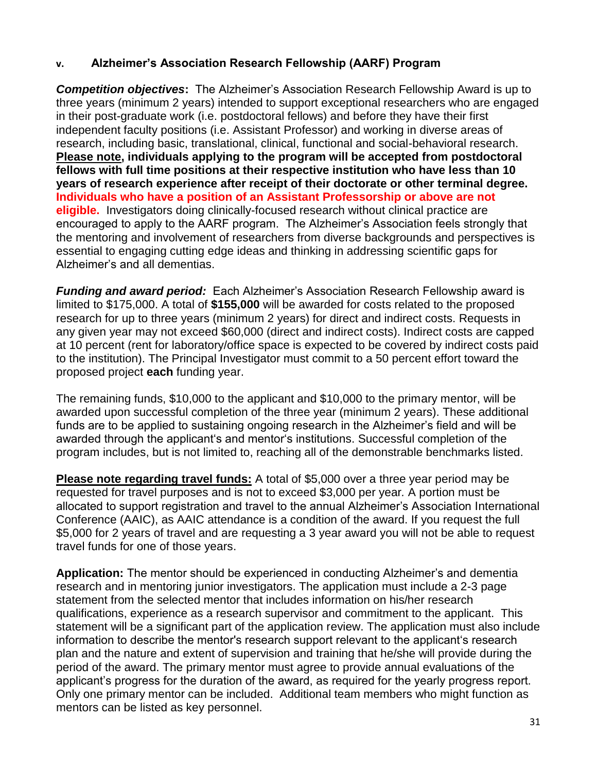### v. Alzheimer's Association Research Fellowship (AARF) Program

***Competition objectives*:** The Alzheimer's Association Research Fellowship Award is up to three years (minimum 2 years) intended to support exceptional researchers who are engaged in their post-graduate work (i.e. postdoctoral fellows) and before they have their first independent faculty positions (i.e. Assistant Professor) and working in diverse areas of research, including basic, translational, clinical, functional and social-behavioral research. **Please note, individuals applying to the program will be accepted from postdoctoral fellows with full time positions at their respective institution who have less than 10 years of research experience after receipt of their doctorate or other terminal degree. Individuals who have a position of an Assistant Professorship or above are not eligible.** Investigators doing clinically-focused research without clinical practice are encouraged to apply to the AARF program. The Alzheimer's Association feels strongly that the mentoring and involvement of researchers from diverse backgrounds and perspectives is essential to engaging cutting edge ideas and thinking in addressing scientific gaps for Alzheimer's and all dementias.

***Funding and award period:*** Each Alzheimer's Association Research Fellowship award is limited to $175,000. A total of **$155,000** will be awarded for costs related to the proposed research for up to three years (minimum 2 years) for direct and indirect costs. Requests in any given year may not exceed $60,000 (direct and indirect costs). Indirect costs are capped at 10 percent (rent for laboratory/office space is expected to be covered by indirect costs paid to the institution). The Principal Investigator must commit to a 50 percent effort toward the proposed project **each** funding year.

The remaining funds, $10,000 to the applicant and $10,000 to the primary mentor, will be awarded upon successful completion of the three year (minimum 2 years). These additional funds are to be applied to sustaining ongoing research in the Alzheimer's field and will be awarded through the applicant's and mentor's institutions. Successful completion of the program includes, but is not limited to, reaching all of the demonstrable benchmarks listed.

**Please note regarding travel funds:** A total of $5,000 over a three year period may be requested for travel purposes and is not to exceed $3,000 per year. A portion must be allocated to support registration and travel to the annual Alzheimer's Association International Conference (AAIC), as AAIC attendance is a condition of the award. If you request the full $5,000 for 2 years of travel and are requesting a 3 year award you will not be able to request travel funds for one of those years.

**Application:** The mentor should be experienced in conducting Alzheimer's and dementia research and in mentoring junior investigators. The application must include a 2-3 page statement from the selected mentor that includes information on his/her research qualifications, experience as a research supervisor and commitment to the applicant. This statement will be a significant part of the application review. The application must also include information to describe the mentor's research support relevant to the applicant's research plan and the nature and extent of supervision and training that he/she will provide during the period of the award. The primary mentor must agree to provide annual evaluations of the applicant's progress for the duration of the award, as required for the yearly progress report. Only one primary mentor can be included. Additional team members who might function as mentors can be listed as key personnel.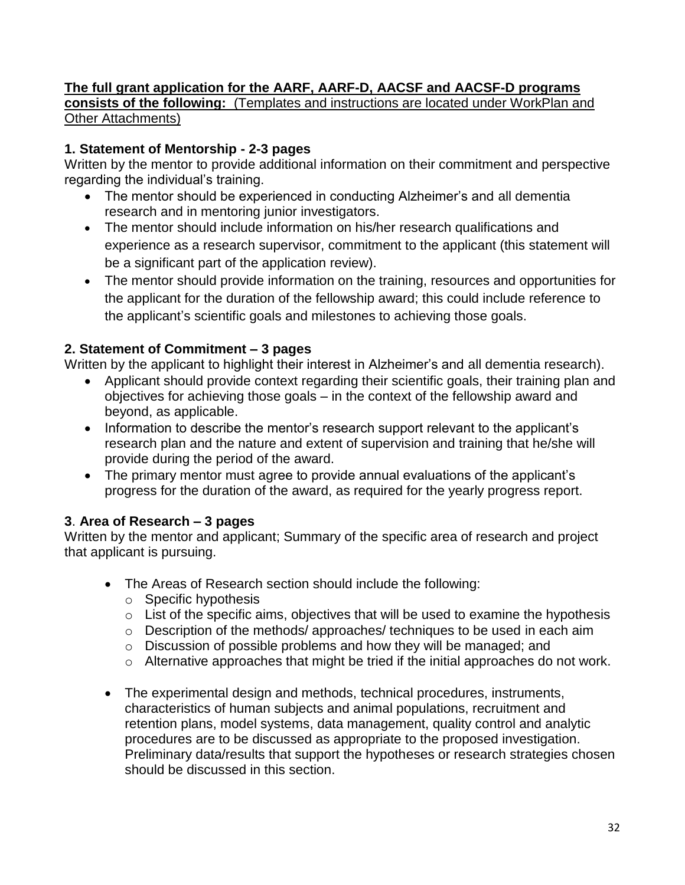**The full grant application for the AARF, AARF-D, AACSF and AACSF-D programs consists of the following:** (Templates and instructions are located under WorkPlan and Other Attachments)

**1. Statement of Mentorship - 2-3 pages**

Written by the mentor to provide additional information on their commitment and perspective regarding the individual's training.

- The mentor should be experienced in conducting Alzheimer's and all dementia research and in mentoring junior investigators.
- The mentor should include information on his/her research qualifications and experience as a research supervisor, commitment to the applicant (this statement will be a significant part of the application review).
- The mentor should provide information on the training, resources and opportunities for the applicant for the duration of the fellowship award; this could include reference to the applicant's scientific goals and milestones to achieving those goals.

**2. Statement of Commitment – 3 pages**

Written by the applicant to highlight their interest in Alzheimer's and all dementia research).

- Applicant should provide context regarding their scientific goals, their training plan and objectives for achieving those goals – in the context of the fellowship award and beyond, as applicable.
- Information to describe the mentor's research support relevant to the applicant's research plan and the nature and extent of supervision and training that he/she will provide during the period of the award.
- The primary mentor must agree to provide annual evaluations of the applicant's progress for the duration of the award, as required for the yearly progress report.

**3. Area of Research – 3 pages**

Written by the mentor and applicant; Summary of the specific area of research and project that applicant is pursuing.

- The Areas of Research section should include the following:
  - Specific hypothesis
  - List of the specific aims, objectives that will be used to examine the hypothesis
  - Description of the methods/ approaches/ techniques to be used in each aim
  - Discussion of possible problems and how they will be managed; and
  - Alternative approaches that might be tried if the initial approaches do not work.
- The experimental design and methods, technical procedures, instruments, characteristics of human subjects and animal populations, recruitment and retention plans, model systems, data management, quality control and analytic procedures are to be discussed as appropriate to the proposed investigation. Preliminary data/results that support the hypotheses or research strategies chosen should be discussed in this section.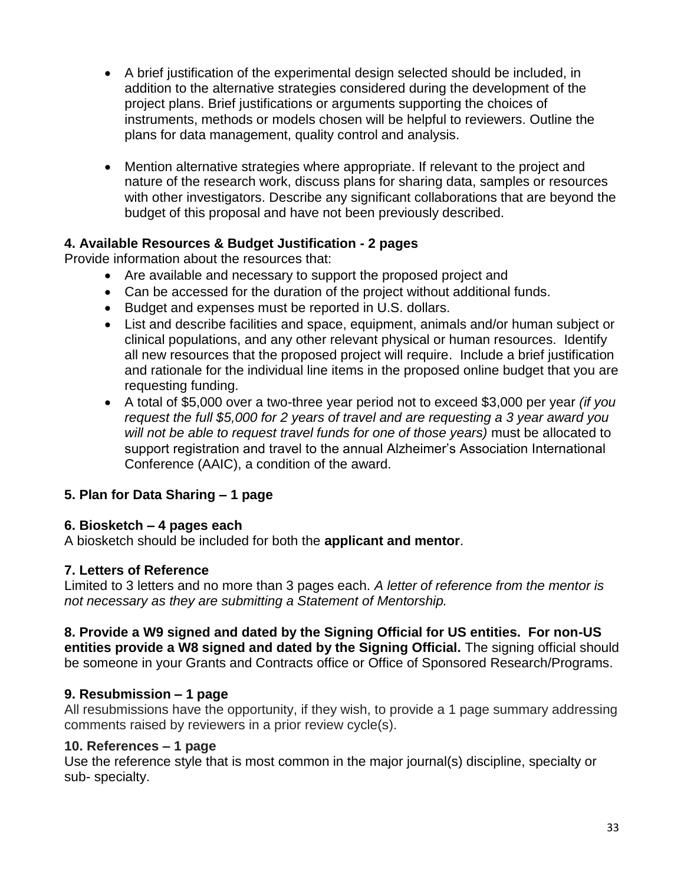- A brief justification of the experimental design selected should be included, in addition to the alternative strategies considered during the development of the project plans. Brief justifications or arguments supporting the choices of instruments, methods or models chosen will be helpful to reviewers. Outline the plans for data management, quality control and analysis.

- Mention alternative strategies where appropriate. If relevant to the project and nature of the research work, discuss plans for sharing data, samples or resources with other investigators. Describe any significant collaborations that are beyond the budget of this proposal and have not been previously described.

**4. Available Resources & Budget Justification - 2 pages**

Provide information about the resources that:

- Are available and necessary to support the proposed project and
- Can be accessed for the duration of the project without additional funds.
- Budget and expenses must be reported in U.S. dollars.
- List and describe facilities and space, equipment, animals and/or human subject or clinical populations, and any other relevant physical or human resources. Identify all new resources that the proposed project will require. Include a brief justification and rationale for the individual line items in the proposed online budget that you are requesting funding.
- A total of $5,000 over a two-three year period not to exceed $3,000 per year *(if you request the full $5,000 for 2 years of travel and are requesting a 3 year award you will not be able to request travel funds for one of those years)* must be allocated to support registration and travel to the annual Alzheimer's Association International Conference (AAIC), a condition of the award.

**5. Plan for Data Sharing – 1 page**

**6. Biosketch – 4 pages each**

A biosketch should be included for both the **applicant and mentor**.

**7. Letters of Reference**

Limited to 3 letters and no more than 3 pages each. *A letter of reference from the mentor is not necessary as they are submitting a Statement of Mentorship.*

**8. Provide a W9 signed and dated by the Signing Official for US entities. For non-US entities provide a W8 signed and dated by the Signing Official.** The signing official should be someone in your Grants and Contracts office or Office of Sponsored Research/Programs.

**9. Resubmission – 1 page**

All resubmissions have the opportunity, if they wish, to provide a 1 page summary addressing comments raised by reviewers in a prior review cycle(s).

**10. References – 1 page**

Use the reference style that is most common in the major journal(s) discipline, specialty or sub- specialty.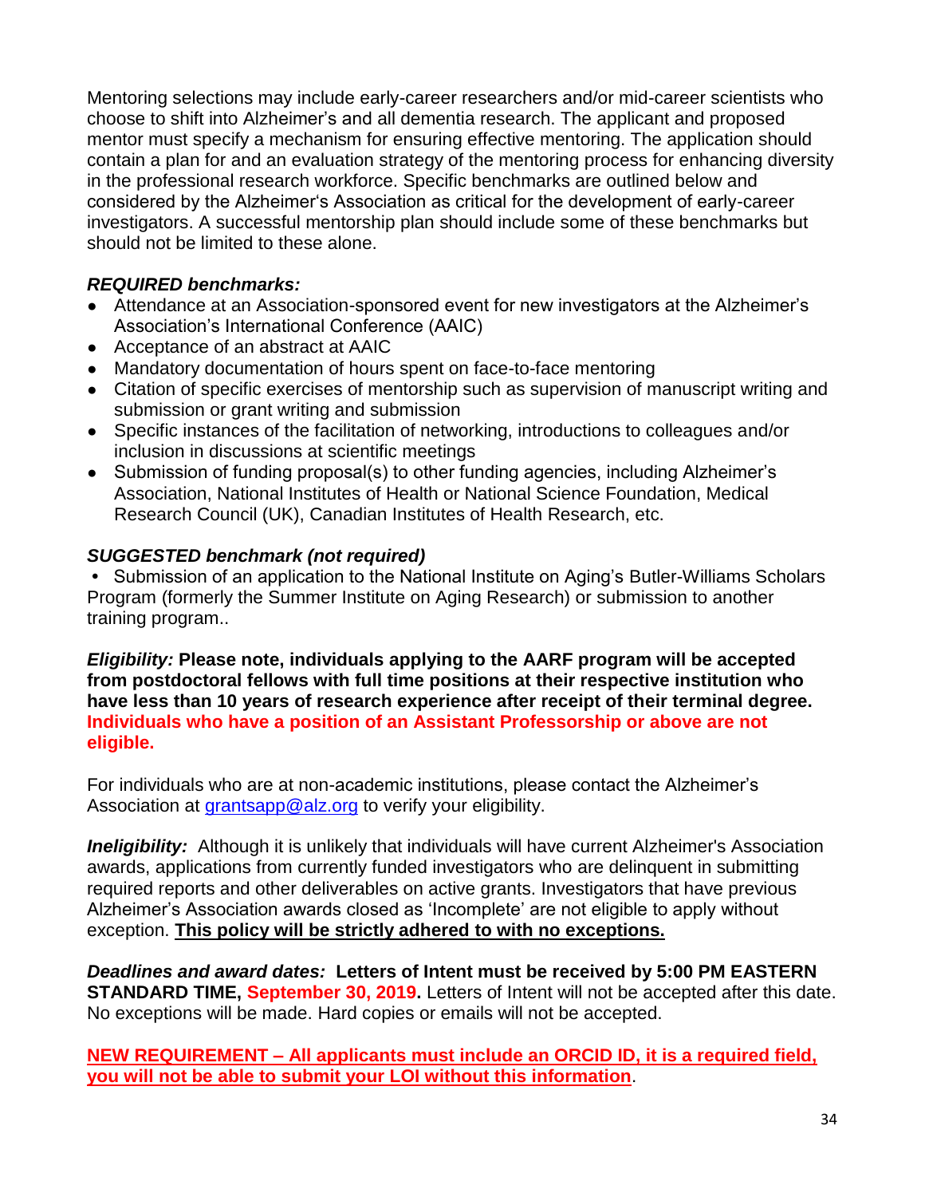Mentoring selections may include early-career researchers and/or mid-career scientists who choose to shift into Alzheimer's and all dementia research. The applicant and proposed mentor must specify a mechanism for ensuring effective mentoring. The application should contain a plan for and an evaluation strategy of the mentoring process for enhancing diversity in the professional research workforce. Specific benchmarks are outlined below and considered by the Alzheimer's Association as critical for the development of early-career investigators. A successful mentorship plan should include some of these benchmarks but should not be limited to these alone.

***REQUIRED benchmarks:***

- Attendance at an Association-sponsored event for new investigators at the Alzheimer's Association's International Conference (AAIC)
- Acceptance of an abstract at AAIC
- Mandatory documentation of hours spent on face-to-face mentoring
- Citation of specific exercises of mentorship such as supervision of manuscript writing and submission or grant writing and submission
- Specific instances of the facilitation of networking, introductions to colleagues and/or inclusion in discussions at scientific meetings
- Submission of funding proposal(s) to other funding agencies, including Alzheimer's Association, National Institutes of Health or National Science Foundation, Medical Research Council (UK), Canadian Institutes of Health Research, etc.

***SUGGESTED benchmark (not required)***

- Submission of an application to the National Institute on Aging's Butler-Williams Scholars Program (formerly the Summer Institute on Aging Research) or submission to another training program..

***Eligibility:*** **Please note, individuals applying to the AARF program will be accepted from postdoctoral fellows with full time positions at their respective institution who have less than 10 years of research experience after receipt of their terminal degree. Individuals who have a position of an Assistant Professorship or above are not eligible.**

For individuals who are at non-academic institutions, please contact the Alzheimer's Association at grantsapp@alz.org to verify your eligibility.

***Ineligibility:*** Although it is unlikely that individuals will have current Alzheimer's Association awards, applications from currently funded investigators who are delinquent in submitting required reports and other deliverables on active grants. Investigators that have previous Alzheimer's Association awards closed as 'Incomplete' are not eligible to apply without exception. **This policy will be strictly adhered to with no exceptions.**

***Deadlines and award dates:*** **Letters of Intent must be received by 5:00 PM EASTERN STANDARD TIME, September 30, 2019.** Letters of Intent will not be accepted after this date. No exceptions will be made. Hard copies or emails will not be accepted.

**NEW REQUIREMENT – All applicants must include an ORCID ID, it is a required field, you will not be able to submit your LOI without this information**.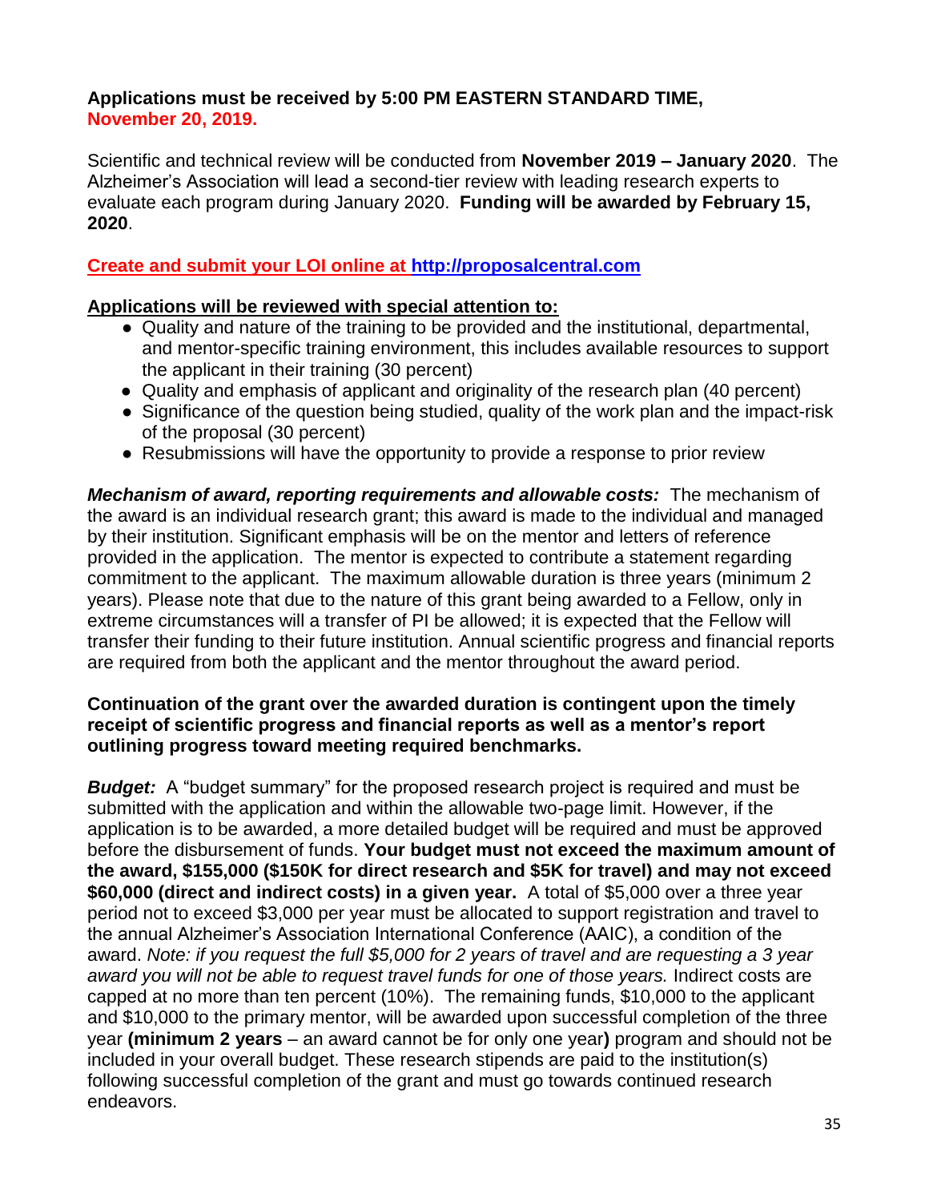**Applications must be received by 5:00 PM EASTERN STANDARD TIME, November 20, 2019.**

Scientific and technical review will be conducted from **November 2019 – January 2020**. The Alzheimer's Association will lead a second-tier review with leading research experts to evaluate each program during January 2020. **Funding will be awarded by February 15, 2020**.

**Create and submit your LOI online at http://proposalcentral.com**

**Applications will be reviewed with special attention to:**

- Quality and nature of the training to be provided and the institutional, departmental, and mentor-specific training environment, this includes available resources to support the applicant in their training (30 percent)
- Quality and emphasis of applicant and originality of the research plan (40 percent)
- Significance of the question being studied, quality of the work plan and the impact-risk of the proposal (30 percent)
- Resubmissions will have the opportunity to provide a response to prior review

***Mechanism of award, reporting requirements and allowable costs:*** The mechanism of the award is an individual research grant; this award is made to the individual and managed by their institution. Significant emphasis will be on the mentor and letters of reference provided in the application. The mentor is expected to contribute a statement regarding commitment to the applicant. The maximum allowable duration is three years (minimum 2 years). Please note that due to the nature of this grant being awarded to a Fellow, only in extreme circumstances will a transfer of PI be allowed; it is expected that the Fellow will transfer their funding to their future institution. Annual scientific progress and financial reports are required from both the applicant and the mentor throughout the award period.

**Continuation of the grant over the awarded duration is contingent upon the timely receipt of scientific progress and financial reports as well as a mentor's report outlining progress toward meeting required benchmarks.**

***Budget:*** A "budget summary" for the proposed research project is required and must be submitted with the application and within the allowable two-page limit. However, if the application is to be awarded, a more detailed budget will be required and must be approved before the disbursement of funds. **Your budget must not exceed the maximum amount of the award, $155,000 ($150K for direct research and $5K for travel) and may not exceed $60,000 (direct and indirect costs) in a given year.** A total of $5,000 over a three year period not to exceed $3,000 per year must be allocated to support registration and travel to the annual Alzheimer's Association International Conference (AAIC), a condition of the award. *Note: if you request the full $5,000 for 2 years of travel and are requesting a 3 year award you will not be able to request travel funds for one of those years.* Indirect costs are capped at no more than ten percent (10%). The remaining funds, $10,000 to the applicant and $10,000 to the primary mentor, will be awarded upon successful completion of the three year **(minimum 2 years** – an award cannot be for only one year**)** program and should not be included in your overall budget. These research stipends are paid to the institution(s) following successful completion of the grant and must go towards continued research endeavors.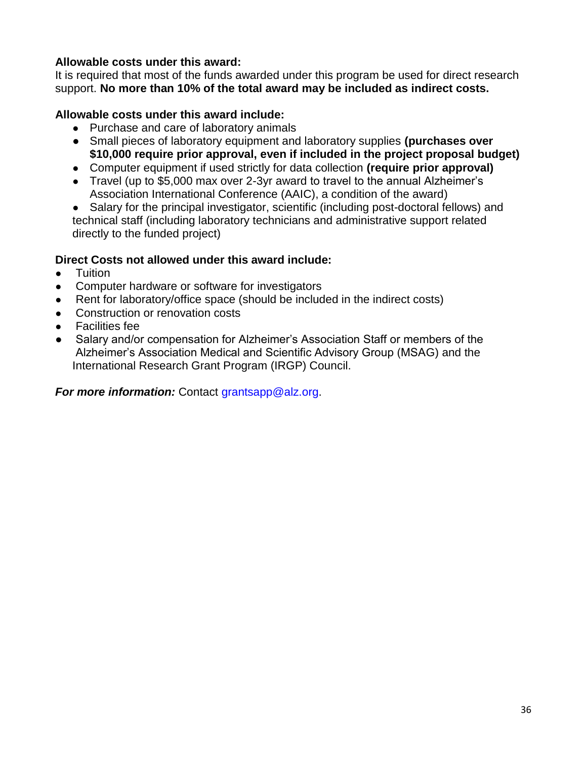**Allowable costs under this award:**

It is required that most of the funds awarded under this program be used for direct research support. **No more than 10% of the total award may be included as indirect costs.**

**Allowable costs under this award include:**

- Purchase and care of laboratory animals
- Small pieces of laboratory equipment and laboratory supplies **(purchases over $10,000 require prior approval, even if included in the project proposal budget)**
- Computer equipment if used strictly for data collection **(require prior approval)**
- Travel (up to $5,000 max over 2-3yr award to travel to the annual Alzheimer's Association International Conference (AAIC), a condition of the award)
- Salary for the principal investigator, scientific (including post-doctoral fellows) and technical staff (including laboratory technicians and administrative support related directly to the funded project)

**Direct Costs not allowed under this award include:**

- Tuition
- Computer hardware or software for investigators
- Rent for laboratory/office space (should be included in the indirect costs)
- Construction or renovation costs
- Facilities fee
- Salary and/or compensation for Alzheimer's Association Staff or members of the Alzheimer's Association Medical and Scientific Advisory Group (MSAG) and the International Research Grant Program (IRGP) Council.

***For more information:*** Contact grantsapp@alz.org.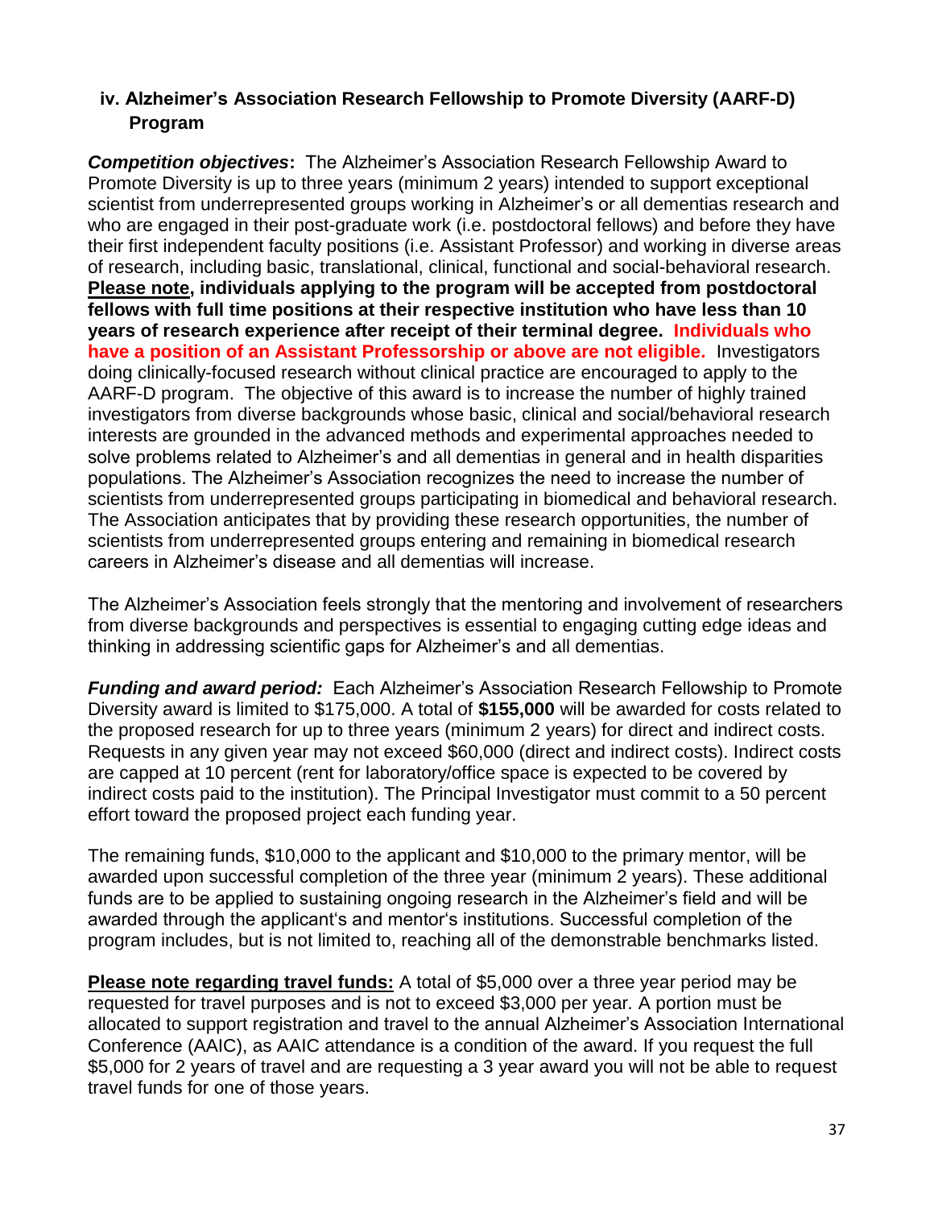### iv. Alzheimer's Association Research Fellowship to Promote Diversity (AARF-D) Program

***Competition objectives*:** The Alzheimer's Association Research Fellowship Award to Promote Diversity is up to three years (minimum 2 years) intended to support exceptional scientist from underrepresented groups working in Alzheimer's or all dementias research and who are engaged in their post-graduate work (i.e. postdoctoral fellows) and before they have their first independent faculty positions (i.e. Assistant Professor) and working in diverse areas of research, including basic, translational, clinical, functional and social-behavioral research. **Please note, individuals applying to the program will be accepted from postdoctoral fellows with full time positions at their respective institution who have less than 10 years of research experience after receipt of their terminal degree. Individuals who have a position of an Assistant Professorship or above are not eligible.** Investigators doing clinically-focused research without clinical practice are encouraged to apply to the AARF-D program. The objective of this award is to increase the number of highly trained investigators from diverse backgrounds whose basic, clinical and social/behavioral research interests are grounded in the advanced methods and experimental approaches needed to solve problems related to Alzheimer's and all dementias in general and in health disparities populations. The Alzheimer's Association recognizes the need to increase the number of scientists from underrepresented groups participating in biomedical and behavioral research. The Association anticipates that by providing these research opportunities, the number of scientists from underrepresented groups entering and remaining in biomedical research careers in Alzheimer's disease and all dementias will increase.

The Alzheimer's Association feels strongly that the mentoring and involvement of researchers from diverse backgrounds and perspectives is essential to engaging cutting edge ideas and thinking in addressing scientific gaps for Alzheimer's and all dementias.

***Funding and award period:*** Each Alzheimer's Association Research Fellowship to Promote Diversity award is limited to $175,000. A total of **$155,000** will be awarded for costs related to the proposed research for up to three years (minimum 2 years) for direct and indirect costs. Requests in any given year may not exceed $60,000 (direct and indirect costs). Indirect costs are capped at 10 percent (rent for laboratory/office space is expected to be covered by indirect costs paid to the institution). The Principal Investigator must commit to a 50 percent effort toward the proposed project each funding year.

The remaining funds, $10,000 to the applicant and $10,000 to the primary mentor, will be awarded upon successful completion of the three year (minimum 2 years). These additional funds are to be applied to sustaining ongoing research in the Alzheimer's field and will be awarded through the applicant's and mentor's institutions. Successful completion of the program includes, but is not limited to, reaching all of the demonstrable benchmarks listed.

**Please note regarding travel funds:** A total of $5,000 over a three year period may be requested for travel purposes and is not to exceed $3,000 per year. A portion must be allocated to support registration and travel to the annual Alzheimer's Association International Conference (AAIC), as AAIC attendance is a condition of the award. If you request the full $5,000 for 2 years of travel and are requesting a 3 year award you will not be able to request travel funds for one of those years.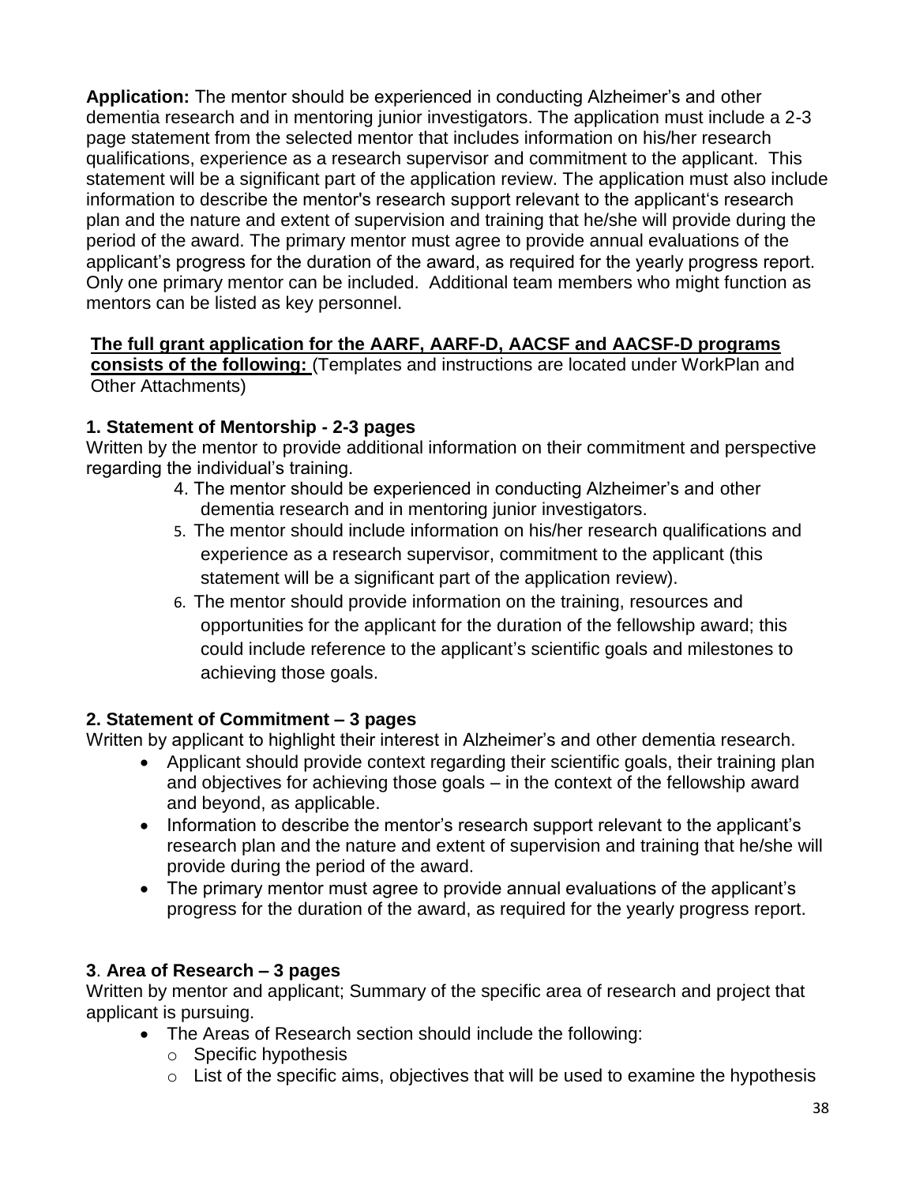**Application:** The mentor should be experienced in conducting Alzheimer's and other dementia research and in mentoring junior investigators. The application must include a 2-3 page statement from the selected mentor that includes information on his/her research qualifications, experience as a research supervisor and commitment to the applicant. This statement will be a significant part of the application review. The application must also include information to describe the mentor's research support relevant to the applicant's research plan and the nature and extent of supervision and training that he/she will provide during the period of the award. The primary mentor must agree to provide annual evaluations of the applicant's progress for the duration of the award, as required for the yearly progress report. Only one primary mentor can be included. Additional team members who might function as mentors can be listed as key personnel.

**The full grant application for the AARF, AARF-D, AACSF and AACSF-D programs consists of the following:** (Templates and instructions are located under WorkPlan and Other Attachments)

**1. Statement of Mentorship - 2-3 pages**

Written by the mentor to provide additional information on their commitment and perspective regarding the individual's training.

4. The mentor should be experienced in conducting Alzheimer's and other dementia research and in mentoring junior investigators.
5. The mentor should include information on his/her research qualifications and experience as a research supervisor, commitment to the applicant (this statement will be a significant part of the application review).
6. The mentor should provide information on the training, resources and opportunities for the applicant for the duration of the fellowship award; this could include reference to the applicant's scientific goals and milestones to achieving those goals.

**2. Statement of Commitment – 3 pages**

Written by applicant to highlight their interest in Alzheimer's and other dementia research.

- Applicant should provide context regarding their scientific goals, their training plan and objectives for achieving those goals – in the context of the fellowship award and beyond, as applicable.
- Information to describe the mentor's research support relevant to the applicant's research plan and the nature and extent of supervision and training that he/she will provide during the period of the award.
- The primary mentor must agree to provide annual evaluations of the applicant's progress for the duration of the award, as required for the yearly progress report.

**3. Area of Research – 3 pages**

Written by mentor and applicant; Summary of the specific area of research and project that applicant is pursuing.

- The Areas of Research section should include the following:
  - Specific hypothesis
  - List of the specific aims, objectives that will be used to examine the hypothesis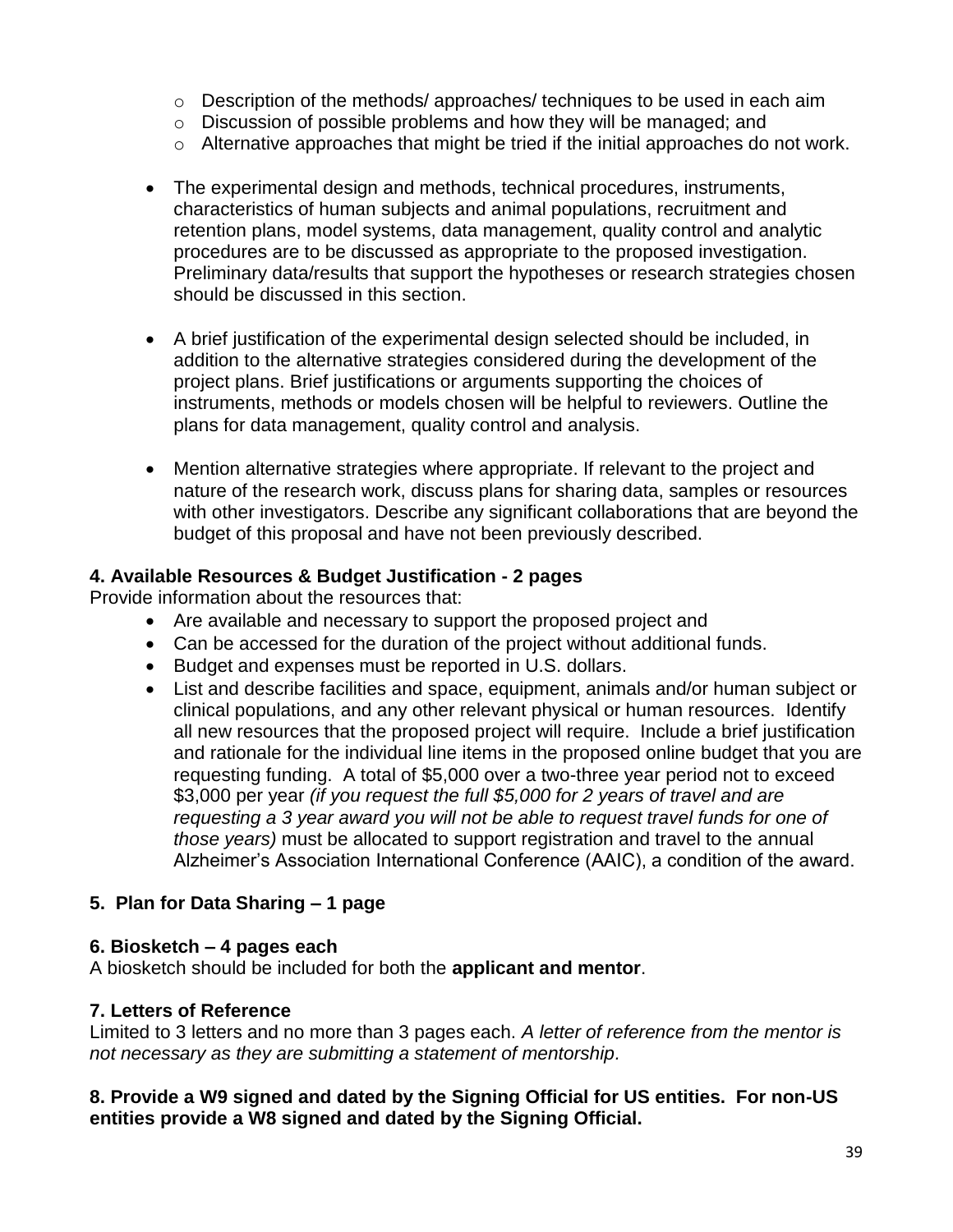- Description of the methods/ approaches/ techniques to be used in each aim
  - Discussion of possible problems and how they will be managed; and
  - Alternative approaches that might be tried if the initial approaches do not work.

- The experimental design and methods, technical procedures, instruments, characteristics of human subjects and animal populations, recruitment and retention plans, model systems, data management, quality control and analytic procedures are to be discussed as appropriate to the proposed investigation. Preliminary data/results that support the hypotheses or research strategies chosen should be discussed in this section.

- A brief justification of the experimental design selected should be included, in addition to the alternative strategies considered during the development of the project plans. Brief justifications or arguments supporting the choices of instruments, methods or models chosen will be helpful to reviewers. Outline the plans for data management, quality control and analysis.

- Mention alternative strategies where appropriate. If relevant to the project and nature of the research work, discuss plans for sharing data, samples or resources with other investigators. Describe any significant collaborations that are beyond the budget of this proposal and have not been previously described.

**4. Available Resources & Budget Justification - 2 pages**

Provide information about the resources that:

- Are available and necessary to support the proposed project and
- Can be accessed for the duration of the project without additional funds.
- Budget and expenses must be reported in U.S. dollars.
- List and describe facilities and space, equipment, animals and/or human subject or clinical populations, and any other relevant physical or human resources. Identify all new resources that the proposed project will require. Include a brief justification and rationale for the individual line items in the proposed online budget that you are requesting funding. A total of $5,000 over a two-three year period not to exceed $3,000 per year *(if you request the full $5,000 for 2 years of travel and are requesting a 3 year award you will not be able to request travel funds for one of those years)* must be allocated to support registration and travel to the annual Alzheimer's Association International Conference (AAIC), a condition of the award.

**5. Plan for Data Sharing – 1 page**

**6. Biosketch – 4 pages each**

A biosketch should be included for both the **applicant and mentor**.

**7. Letters of Reference**

Limited to 3 letters and no more than 3 pages each. *A letter of reference from the mentor is not necessary as they are submitting a statement of mentorship.*

**8. Provide a W9 signed and dated by the Signing Official for US entities. For non-US entities provide a W8 signed and dated by the Signing Official.**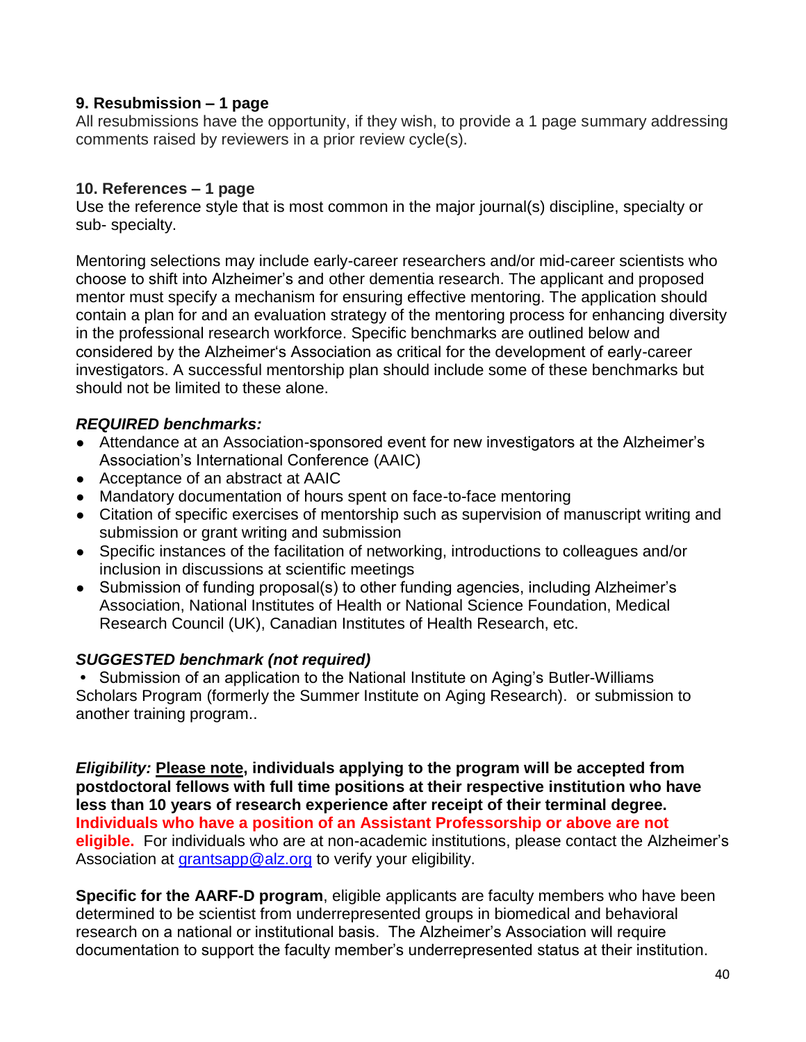**9. Resubmission – 1 page**

All resubmissions have the opportunity, if they wish, to provide a 1 page summary addressing comments raised by reviewers in a prior review cycle(s).

**10. References – 1 page**

Use the reference style that is most common in the major journal(s) discipline, specialty or sub- specialty.

Mentoring selections may include early-career researchers and/or mid-career scientists who choose to shift into Alzheimer's and other dementia research. The applicant and proposed mentor must specify a mechanism for ensuring effective mentoring. The application should contain a plan for and an evaluation strategy of the mentoring process for enhancing diversity in the professional research workforce. Specific benchmarks are outlined below and considered by the Alzheimer's Association as critical for the development of early-career investigators. A successful mentorship plan should include some of these benchmarks but should not be limited to these alone.

***REQUIRED benchmarks:***

- Attendance at an Association-sponsored event for new investigators at the Alzheimer's Association's International Conference (AAIC)
- Acceptance of an abstract at AAIC
- Mandatory documentation of hours spent on face-to-face mentoring
- Citation of specific exercises of mentorship such as supervision of manuscript writing and submission or grant writing and submission
- Specific instances of the facilitation of networking, introductions to colleagues and/or inclusion in discussions at scientific meetings
- Submission of funding proposal(s) to other funding agencies, including Alzheimer's Association, National Institutes of Health or National Science Foundation, Medical Research Council (UK), Canadian Institutes of Health Research, etc.

***SUGGESTED benchmark (not required)***

- Submission of an application to the National Institute on Aging's Butler-Williams Scholars Program (formerly the Summer Institute on Aging Research). or submission to another training program..

***Eligibility:*** **Please note, individuals applying to the program will be accepted from postdoctoral fellows with full time positions at their respective institution who have less than 10 years of research experience after receipt of their terminal degree. Individuals who have a position of an Assistant Professorship or above are not eligible.** For individuals who are at non-academic institutions, please contact the Alzheimer's Association at grantsapp@alz.org to verify your eligibility.

**Specific for the AARF-D program**, eligible applicants are faculty members who have been determined to be scientist from underrepresented groups in biomedical and behavioral research on a national or institutional basis. The Alzheimer's Association will require documentation to support the faculty member's underrepresented status at their institution.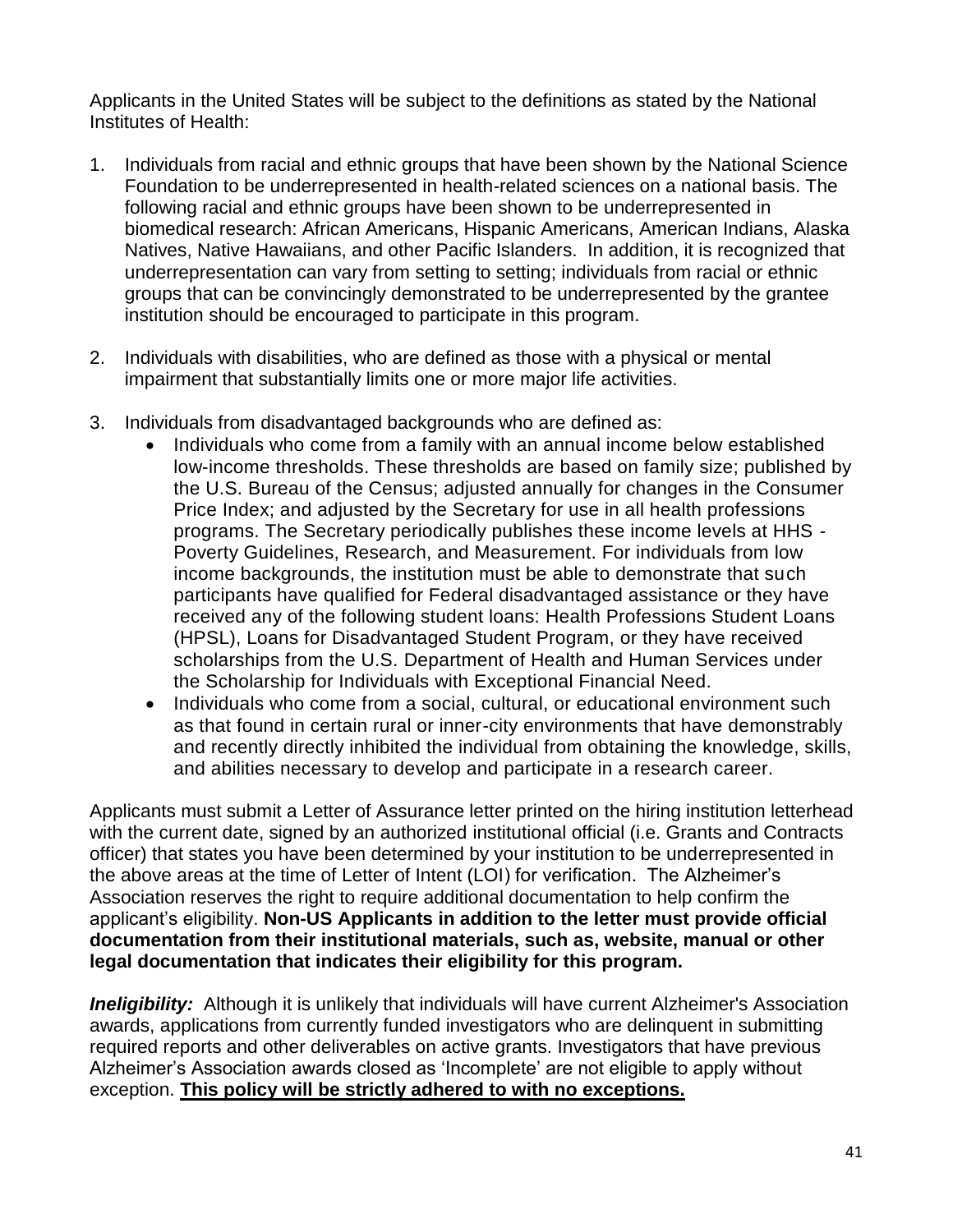Applicants in the United States will be subject to the definitions as stated by the National Institutes of Health:

1. Individuals from racial and ethnic groups that have been shown by the National Science Foundation to be underrepresented in health-related sciences on a national basis. The following racial and ethnic groups have been shown to be underrepresented in biomedical research: African Americans, Hispanic Americans, American Indians, Alaska Natives, Native Hawaiians, and other Pacific Islanders. In addition, it is recognized that underrepresentation can vary from setting to setting; individuals from racial or ethnic groups that can be convincingly demonstrated to be underrepresented by the grantee institution should be encouraged to participate in this program.

2. Individuals with disabilities, who are defined as those with a physical or mental impairment that substantially limits one or more major life activities.

3. Individuals from disadvantaged backgrounds who are defined as:
   - Individuals who come from a family with an annual income below established low-income thresholds. These thresholds are based on family size; published by the U.S. Bureau of the Census; adjusted annually for changes in the Consumer Price Index; and adjusted by the Secretary for use in all health professions programs. The Secretary periodically publishes these income levels at HHS - Poverty Guidelines, Research, and Measurement. For individuals from low income backgrounds, the institution must be able to demonstrate that such participants have qualified for Federal disadvantaged assistance or they have received any of the following student loans: Health Professions Student Loans (HPSL), Loans for Disadvantaged Student Program, or they have received scholarships from the U.S. Department of Health and Human Services under the Scholarship for Individuals with Exceptional Financial Need.
   - Individuals who come from a social, cultural, or educational environment such as that found in certain rural or inner-city environments that have demonstrably and recently directly inhibited the individual from obtaining the knowledge, skills, and abilities necessary to develop and participate in a research career.

Applicants must submit a Letter of Assurance letter printed on the hiring institution letterhead with the current date, signed by an authorized institutional official (i.e. Grants and Contracts officer) that states you have been determined by your institution to be underrepresented in the above areas at the time of Letter of Intent (LOI) for verification. The Alzheimer's Association reserves the right to require additional documentation to help confirm the applicant's eligibility. **Non-US Applicants in addition to the letter must provide official documentation from their institutional materials, such as, website, manual or other legal documentation that indicates their eligibility for this program.**

***Ineligibility:*** Although it is unlikely that individuals will have current Alzheimer's Association awards, applications from currently funded investigators who are delinquent in submitting required reports and other deliverables on active grants. Investigators that have previous Alzheimer's Association awards closed as 'Incomplete' are not eligible to apply without exception. **<u>This policy will be strictly adhered to with no exceptions.</u>**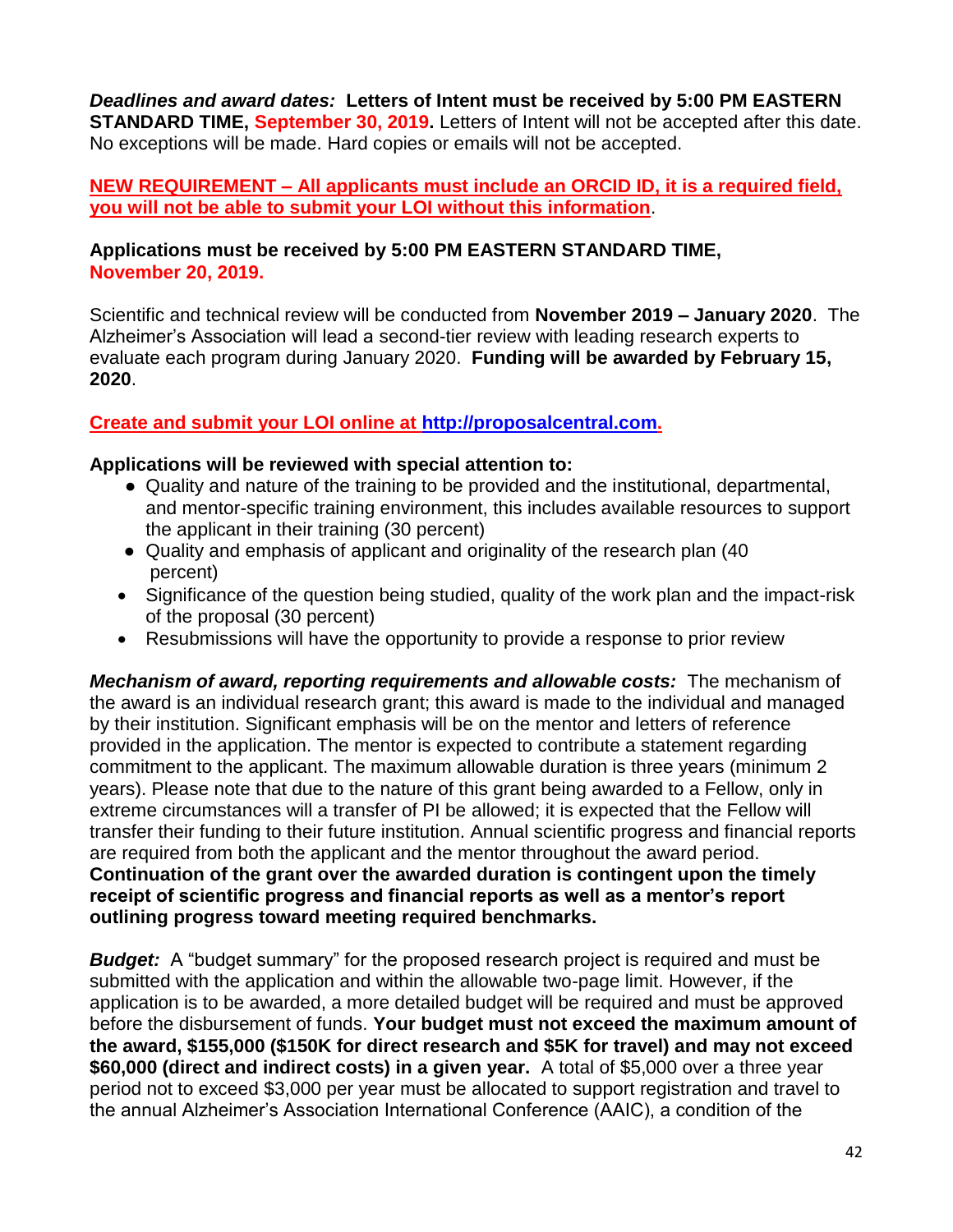***Deadlines and award dates:*** **Letters of Intent must be received by 5:00 PM EASTERN STANDARD TIME, September 30, 2019.** Letters of Intent will not be accepted after this date. No exceptions will be made. Hard copies or emails will not be accepted.

**NEW REQUIREMENT – All applicants must include an ORCID ID, it is a required field, you will not be able to submit your LOI without this information.**

**Applications must be received by 5:00 PM EASTERN STANDARD TIME, November 20, 2019.**

Scientific and technical review will be conducted from **November 2019 – January 2020**. The Alzheimer's Association will lead a second-tier review with leading research experts to evaluate each program during January 2020. **Funding will be awarded by February 15, 2020**.

**Create and submit your LOI online at http://proposalcentral.com.**

**Applications will be reviewed with special attention to:**

- Quality and nature of the training to be provided and the institutional, departmental, and mentor-specific training environment, this includes available resources to support the applicant in their training (30 percent)
- Quality and emphasis of applicant and originality of the research plan (40 percent)
- Significance of the question being studied, quality of the work plan and the impact-risk of the proposal (30 percent)
- Resubmissions will have the opportunity to provide a response to prior review

***Mechanism of award, reporting requirements and allowable costs:*** The mechanism of the award is an individual research grant; this award is made to the individual and managed by their institution. Significant emphasis will be on the mentor and letters of reference provided in the application. The mentor is expected to contribute a statement regarding commitment to the applicant. The maximum allowable duration is three years (minimum 2 years). Please note that due to the nature of this grant being awarded to a Fellow, only in extreme circumstances will a transfer of PI be allowed; it is expected that the Fellow will transfer their funding to their future institution. Annual scientific progress and financial reports are required from both the applicant and the mentor throughout the award period. **Continuation of the grant over the awarded duration is contingent upon the timely receipt of scientific progress and financial reports as well as a mentor's report outlining progress toward meeting required benchmarks.**

***Budget:*** A "budget summary" for the proposed research project is required and must be submitted with the application and within the allowable two-page limit. However, if the application is to be awarded, a more detailed budget will be required and must be approved before the disbursement of funds. **Your budget must not exceed the maximum amount of the award, $155,000 ($150K for direct research and $5K for travel) and may not exceed $60,000 (direct and indirect costs) in a given year.** A total of $5,000 over a three year period not to exceed $3,000 per year must be allocated to support registration and travel to the annual Alzheimer's Association International Conference (AAIC), a condition of the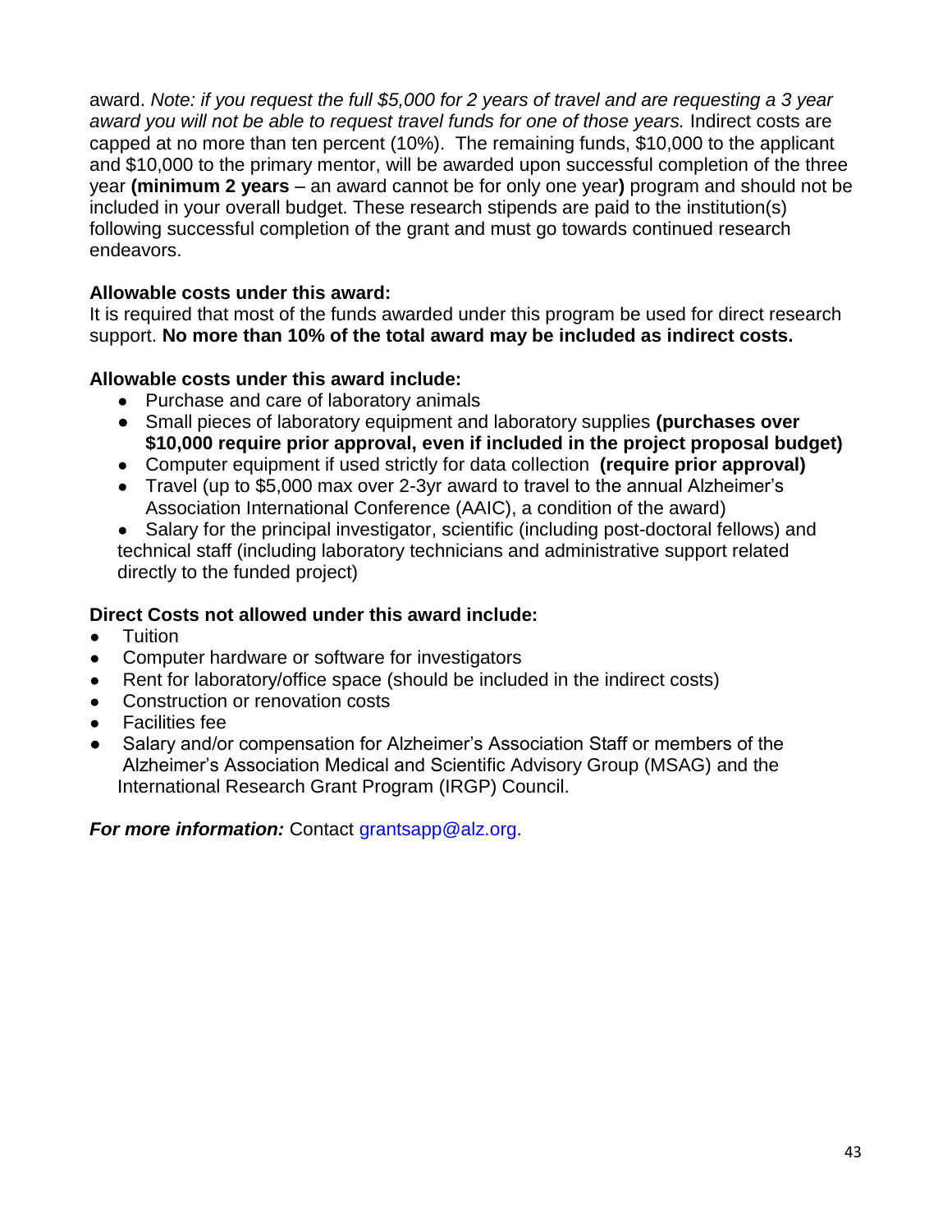award. *Note: if you request the full $5,000 for 2 years of travel and are requesting a 3 year award you will not be able to request travel funds for one of those years.* Indirect costs are capped at no more than ten percent (10%). The remaining funds, $10,000 to the applicant and $10,000 to the primary mentor, will be awarded upon successful completion of the three year **(minimum 2 years** – an award cannot be for only one year**)** program and should not be included in your overall budget. These research stipends are paid to the institution(s) following successful completion of the grant and must go towards continued research endeavors.

**Allowable costs under this award:**
It is required that most of the funds awarded under this program be used for direct research support. **No more than 10% of the total award may be included as indirect costs.**

**Allowable costs under this award include:**

- Purchase and care of laboratory animals
- Small pieces of laboratory equipment and laboratory supplies **(purchases over $10,000 require prior approval, even if included in the project proposal budget)**
- Computer equipment if used strictly for data collection **(require prior approval)**
- Travel (up to $5,000 max over 2-3yr award to travel to the annual Alzheimer's Association International Conference (AAIC), a condition of the award)
- Salary for the principal investigator, scientific (including post-doctoral fellows) and technical staff (including laboratory technicians and administrative support related directly to the funded project)

**Direct Costs not allowed under this award include:**

- Tuition
- Computer hardware or software for investigators
- Rent for laboratory/office space (should be included in the indirect costs)
- Construction or renovation costs
- Facilities fee
- Salary and/or compensation for Alzheimer's Association Staff or members of the Alzheimer's Association Medical and Scientific Advisory Group (MSAG) and the International Research Grant Program (IRGP) Council.

***For more information:*** Contact grantsapp@alz.org.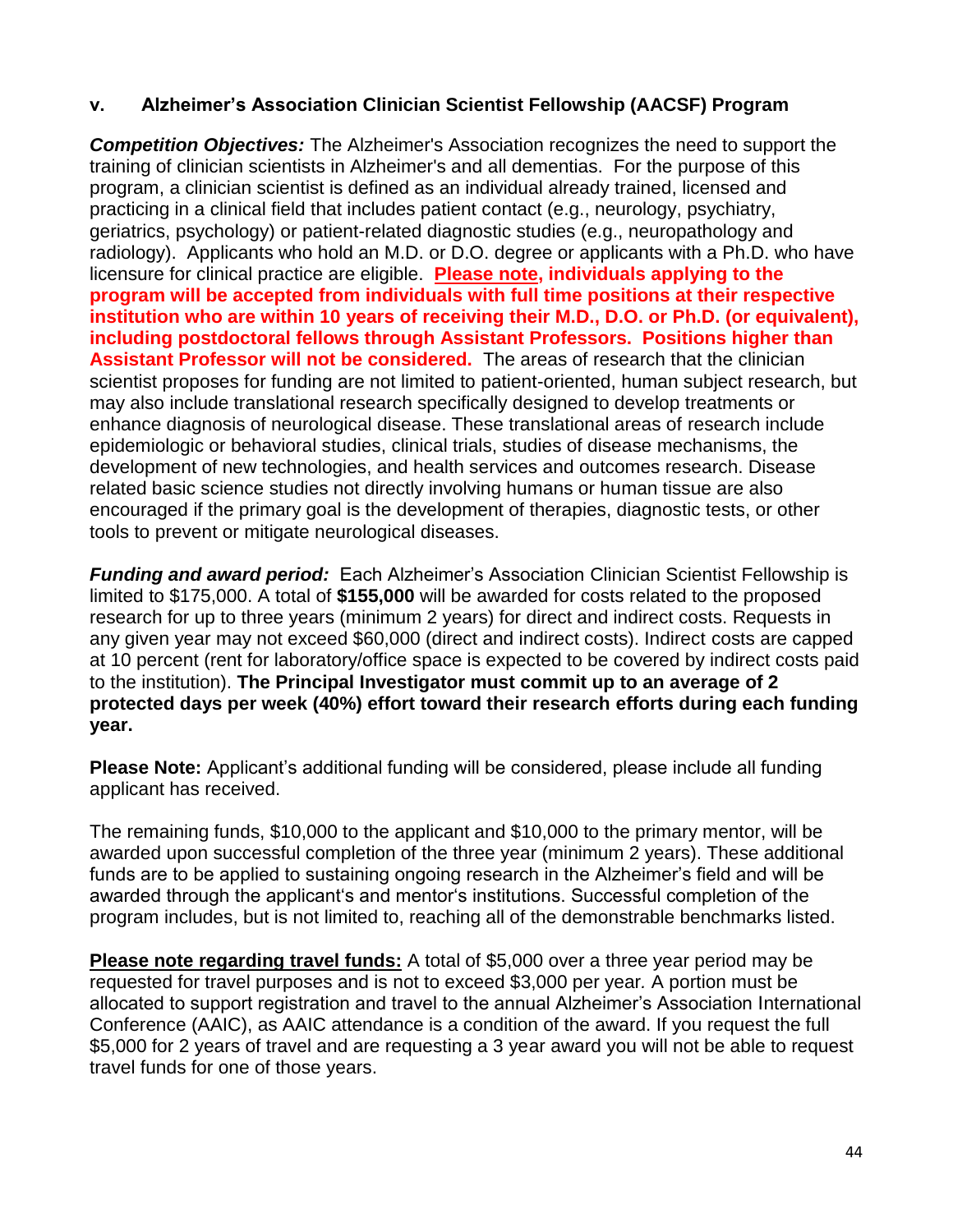### v. Alzheimer's Association Clinician Scientist Fellowship (AACSF) Program

***Competition Objectives:*** The Alzheimer's Association recognizes the need to support the training of clinician scientists in Alzheimer's and all dementias. For the purpose of this program, a clinician scientist is defined as an individual already trained, licensed and practicing in a clinical field that includes patient contact (e.g., neurology, psychiatry, geriatrics, psychology) or patient-related diagnostic studies (e.g., neuropathology and radiology). Applicants who hold an M.D. or D.O. degree or applicants with a Ph.D. who have licensure for clinical practice are eligible. **Please note, individuals applying to the program will be accepted from individuals with full time positions at their respective institution who are within 10 years of receiving their M.D., D.O. or Ph.D. (or equivalent), including postdoctoral fellows through Assistant Professors. Positions higher than Assistant Professor will not be considered.** The areas of research that the clinician scientist proposes for funding are not limited to patient-oriented, human subject research, but may also include translational research specifically designed to develop treatments or enhance diagnosis of neurological disease. These translational areas of research include epidemiologic or behavioral studies, clinical trials, studies of disease mechanisms, the development of new technologies, and health services and outcomes research. Disease related basic science studies not directly involving humans or human tissue are also encouraged if the primary goal is the development of therapies, diagnostic tests, or other tools to prevent or mitigate neurological diseases.

***Funding and award period:*** Each Alzheimer's Association Clinician Scientist Fellowship is limited to $175,000. A total of **$155,000** will be awarded for costs related to the proposed research for up to three years (minimum 2 years) for direct and indirect costs. Requests in any given year may not exceed $60,000 (direct and indirect costs). Indirect costs are capped at 10 percent (rent for laboratory/office space is expected to be covered by indirect costs paid to the institution). **The Principal Investigator must commit up to an average of 2 protected days per week (40%) effort toward their research efforts during each funding year.**

**Please Note:** Applicant's additional funding will be considered, please include all funding applicant has received.

The remaining funds, $10,000 to the applicant and $10,000 to the primary mentor, will be awarded upon successful completion of the three year (minimum 2 years). These additional funds are to be applied to sustaining ongoing research in the Alzheimer's field and will be awarded through the applicant's and mentor's institutions. Successful completion of the program includes, but is not limited to, reaching all of the demonstrable benchmarks listed.

**Please note regarding travel funds:** A total of $5,000 over a three year period may be requested for travel purposes and is not to exceed $3,000 per year. A portion must be allocated to support registration and travel to the annual Alzheimer's Association International Conference (AAIC), as AAIC attendance is a condition of the award. If you request the full $5,000 for 2 years of travel and are requesting a 3 year award you will not be able to request travel funds for one of those years.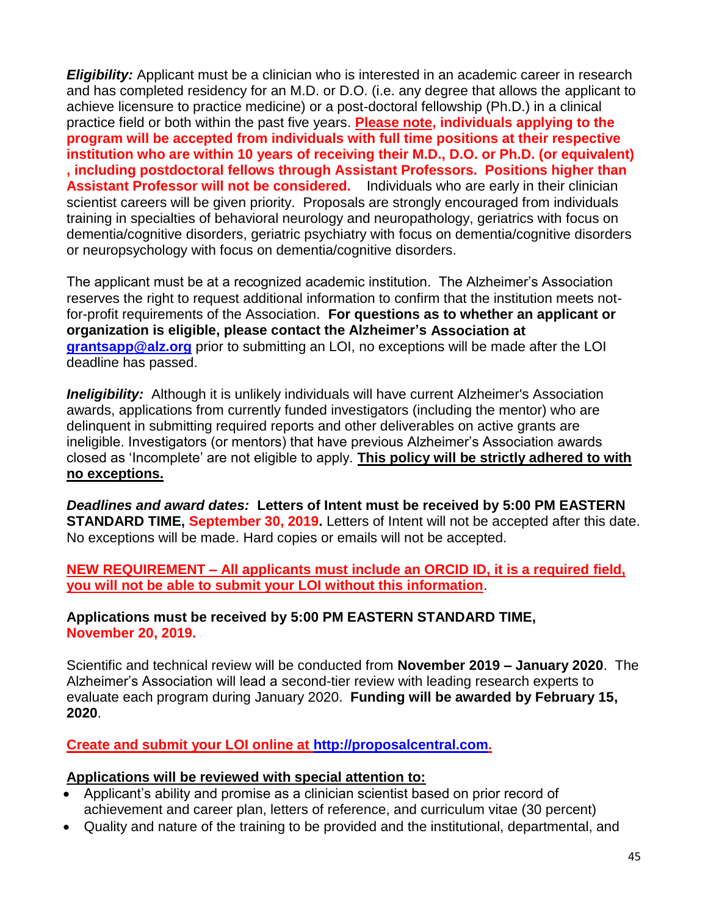***Eligibility:*** Applicant must be a clinician who is interested in an academic career in research and has completed residency for an M.D. or D.O. (i.e. any degree that allows the applicant to achieve licensure to practice medicine) or a post-doctoral fellowship (Ph.D.) in a clinical practice field or both within the past five years. **Please note, individuals applying to the program will be accepted from individuals with full time positions at their respective institution who are within 10 years of receiving their M.D., D.O. or Ph.D. (or equivalent), including postdoctoral fellows through Assistant Professors. Positions higher than Assistant Professor will not be considered.** Individuals who are early in their clinician scientist careers will be given priority. Proposals are strongly encouraged from individuals training in specialties of behavioral neurology and neuropathology, geriatrics with focus on dementia/cognitive disorders, geriatric psychiatry with focus on dementia/cognitive disorders or neuropsychology with focus on dementia/cognitive disorders.

The applicant must be at a recognized academic institution. The Alzheimer's Association reserves the right to request additional information to confirm that the institution meets not-for-profit requirements of the Association. **For questions as to whether an applicant or organization is eligible, please contact the Alzheimer's Association at [grantsapp@alz.org](mailto:grantsapp@alz.org)** prior to submitting an LOI, no exceptions will be made after the LOI deadline has passed.

***Ineligibility:*** Although it is unlikely individuals will have current Alzheimer's Association awards, applications from currently funded investigators (including the mentor) who are delinquent in submitting required reports and other deliverables on active grants are ineligible. Investigators (or mentors) that have previous Alzheimer's Association awards closed as 'Incomplete' are not eligible to apply. **This policy will be strictly adhered to with no exceptions.**

***Deadlines and award dates:*** **Letters of Intent must be received by 5:00 PM EASTERN STANDARD TIME, September 30, 2019.** Letters of Intent will not be accepted after this date. No exceptions will be made. Hard copies or emails will not be accepted.

**NEW REQUIREMENT – All applicants must include an ORCID ID, it is a required field, you will not be able to submit your LOI without this information**.

**Applications must be received by 5:00 PM EASTERN STANDARD TIME, November 20, 2019.**

Scientific and technical review will be conducted from **November 2019 – January 2020**. The Alzheimer's Association will lead a second-tier review with leading research experts to evaluate each program during January 2020. **Funding will be awarded by February 15, 2020**.

**Create and submit your LOI online at [http://proposalcentral.com](http://proposalcentral.com).**

**Applications will be reviewed with special attention to:**

- Applicant's ability and promise as a clinician scientist based on prior record of achievement and career plan, letters of reference, and curriculum vitae (30 percent)
- Quality and nature of the training to be provided and the institutional, departmental, and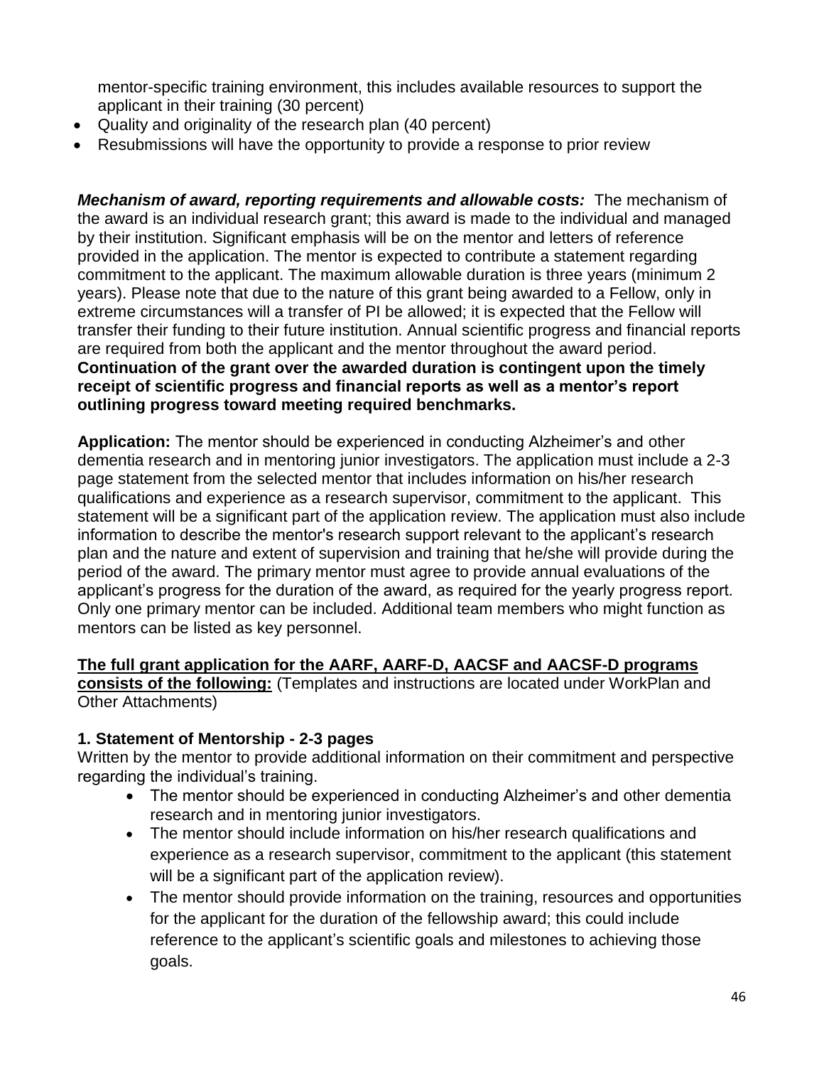mentor-specific training environment, this includes available resources to support the applicant in their training (30 percent)

- Quality and originality of the research plan (40 percent)
- Resubmissions will have the opportunity to provide a response to prior review

***Mechanism of award, reporting requirements and allowable costs:*** The mechanism of the award is an individual research grant; this award is made to the individual and managed by their institution. Significant emphasis will be on the mentor and letters of reference provided in the application. The mentor is expected to contribute a statement regarding commitment to the applicant. The maximum allowable duration is three years (minimum 2 years). Please note that due to the nature of this grant being awarded to a Fellow, only in extreme circumstances will a transfer of PI be allowed; it is expected that the Fellow will transfer their funding to their future institution. Annual scientific progress and financial reports are required from both the applicant and the mentor throughout the award period. **Continuation of the grant over the awarded duration is contingent upon the timely receipt of scientific progress and financial reports as well as a mentor's report outlining progress toward meeting required benchmarks.**

**Application:** The mentor should be experienced in conducting Alzheimer's and other dementia research and in mentoring junior investigators. The application must include a 2-3 page statement from the selected mentor that includes information on his/her research qualifications and experience as a research supervisor, commitment to the applicant. This statement will be a significant part of the application review. The application must also include information to describe the mentor's research support relevant to the applicant's research plan and the nature and extent of supervision and training that he/she will provide during the period of the award. The primary mentor must agree to provide annual evaluations of the applicant's progress for the duration of the award, as required for the yearly progress report. Only one primary mentor can be included. Additional team members who might function as mentors can be listed as key personnel.

<u>**The full grant application for the AARF, AARF-D, AACSF and AACSF-D programs consists of the following:**</u> (Templates and instructions are located under WorkPlan and Other Attachments)

**1. Statement of Mentorship - 2-3 pages**

Written by the mentor to provide additional information on their commitment and perspective regarding the individual's training.

- The mentor should be experienced in conducting Alzheimer's and other dementia research and in mentoring junior investigators.
- The mentor should include information on his/her research qualifications and experience as a research supervisor, commitment to the applicant (this statement will be a significant part of the application review).
- The mentor should provide information on the training, resources and opportunities for the applicant for the duration of the fellowship award; this could include reference to the applicant's scientific goals and milestones to achieving those goals.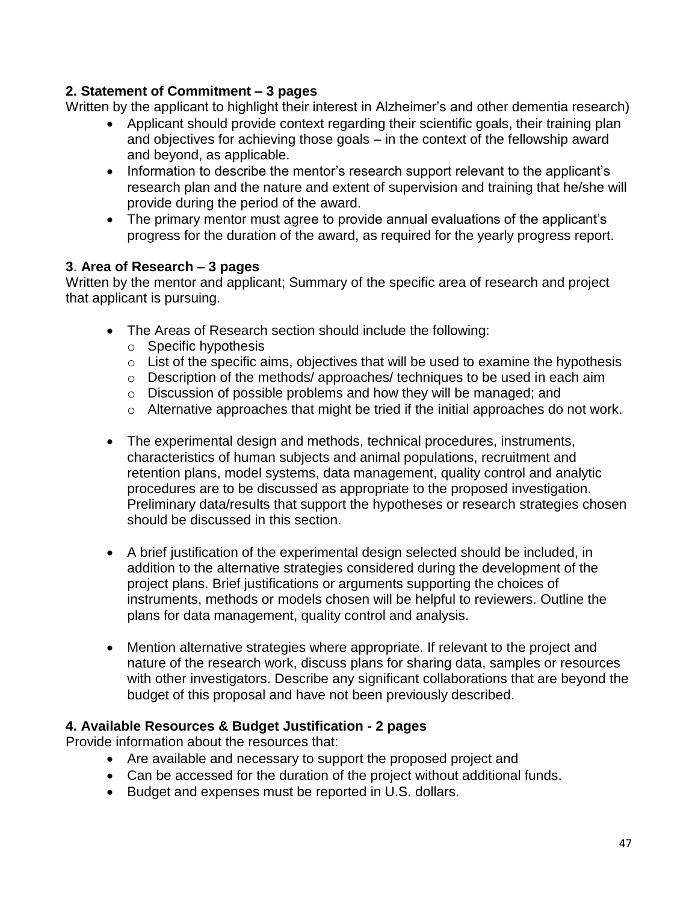**2. Statement of Commitment – 3 pages**

Written by the applicant to highlight their interest in Alzheimer's and other dementia research)

- Applicant should provide context regarding their scientific goals, their training plan and objectives for achieving those goals – in the context of the fellowship award and beyond, as applicable.
- Information to describe the mentor's research support relevant to the applicant's research plan and the nature and extent of supervision and training that he/she will provide during the period of the award.
- The primary mentor must agree to provide annual evaluations of the applicant's progress for the duration of the award, as required for the yearly progress report.

**3. Area of Research – 3 pages**

Written by the mentor and applicant; Summary of the specific area of research and project that applicant is pursuing.

- The Areas of Research section should include the following:
    - Specific hypothesis
    - List of the specific aims, objectives that will be used to examine the hypothesis
    - Description of the methods/ approaches/ techniques to be used in each aim
    - Discussion of possible problems and how they will be managed; and
    - Alternative approaches that might be tried if the initial approaches do not work.
- The experimental design and methods, technical procedures, instruments, characteristics of human subjects and animal populations, recruitment and retention plans, model systems, data management, quality control and analytic procedures are to be discussed as appropriate to the proposed investigation. Preliminary data/results that support the hypotheses or research strategies chosen should be discussed in this section.
- A brief justification of the experimental design selected should be included, in addition to the alternative strategies considered during the development of the project plans. Brief justifications or arguments supporting the choices of instruments, methods or models chosen will be helpful to reviewers. Outline the plans for data management, quality control and analysis.
- Mention alternative strategies where appropriate. If relevant to the project and nature of the research work, discuss plans for sharing data, samples or resources with other investigators. Describe any significant collaborations that are beyond the budget of this proposal and have not been previously described.

**4. Available Resources & Budget Justification - 2 pages**

Provide information about the resources that:

- Are available and necessary to support the proposed project and
- Can be accessed for the duration of the project without additional funds.
- Budget and expenses must be reported in U.S. dollars.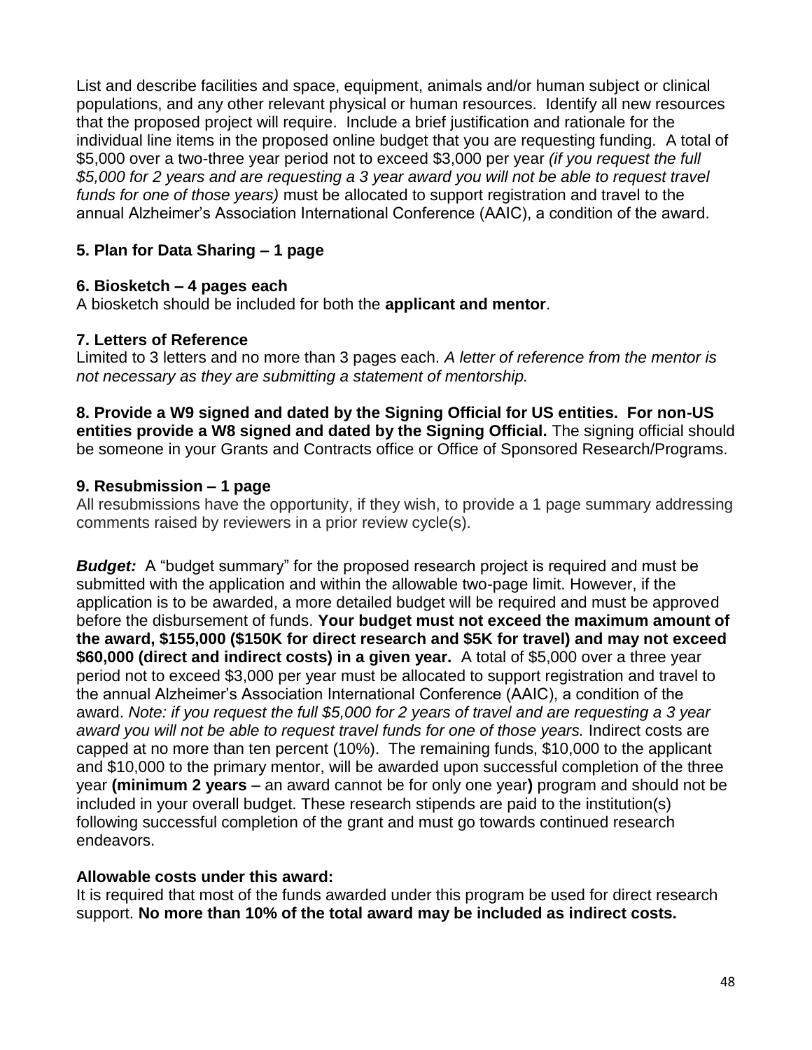List and describe facilities and space, equipment, animals and/or human subject or clinical populations, and any other relevant physical or human resources. Identify all new resources that the proposed project will require. Include a brief justification and rationale for the individual line items in the proposed online budget that you are requesting funding. A total of $5,000 over a two-three year period not to exceed $3,000 per year *(if you request the full $5,000 for 2 years and are requesting a 3 year award you will not be able to request travel funds for one of those years)* must be allocated to support registration and travel to the annual Alzheimer's Association International Conference (AAIC), a condition of the award.

**5. Plan for Data Sharing – 1 page**

**6. Biosketch – 4 pages each**
A biosketch should be included for both the **applicant and mentor**.

**7. Letters of Reference**
Limited to 3 letters and no more than 3 pages each. *A letter of reference from the mentor is not necessary as they are submitting a statement of mentorship.*

**8. Provide a W9 signed and dated by the Signing Official for US entities. For non-US entities provide a W8 signed and dated by the Signing Official.** The signing official should be someone in your Grants and Contracts office or Office of Sponsored Research/Programs.

**9. Resubmission – 1 page**
All resubmissions have the opportunity, if they wish, to provide a 1 page summary addressing comments raised by reviewers in a prior review cycle(s).

***Budget:*** A "budget summary" for the proposed research project is required and must be submitted with the application and within the allowable two-page limit. However, if the application is to be awarded, a more detailed budget will be required and must be approved before the disbursement of funds. **Your budget must not exceed the maximum amount of the award, $155,000 ($150K for direct research and $5K for travel) and may not exceed $60,000 (direct and indirect costs) in a given year.** A total of $5,000 over a three year period not to exceed $3,000 per year must be allocated to support registration and travel to the annual Alzheimer's Association International Conference (AAIC), a condition of the award. *Note: if you request the full $5,000 for 2 years of travel and are requesting a 3 year award you will not be able to request travel funds for one of those years.* Indirect costs are capped at no more than ten percent (10%). The remaining funds, $10,000 to the applicant and $10,000 to the primary mentor, will be awarded upon successful completion of the three year **(minimum 2 years** – an award cannot be for only one year**)** program and should not be included in your overall budget. These research stipends are paid to the institution(s) following successful completion of the grant and must go towards continued research endeavors.

**Allowable costs under this award:**
It is required that most of the funds awarded under this program be used for direct research support. **No more than 10% of the total award may be included as indirect costs.**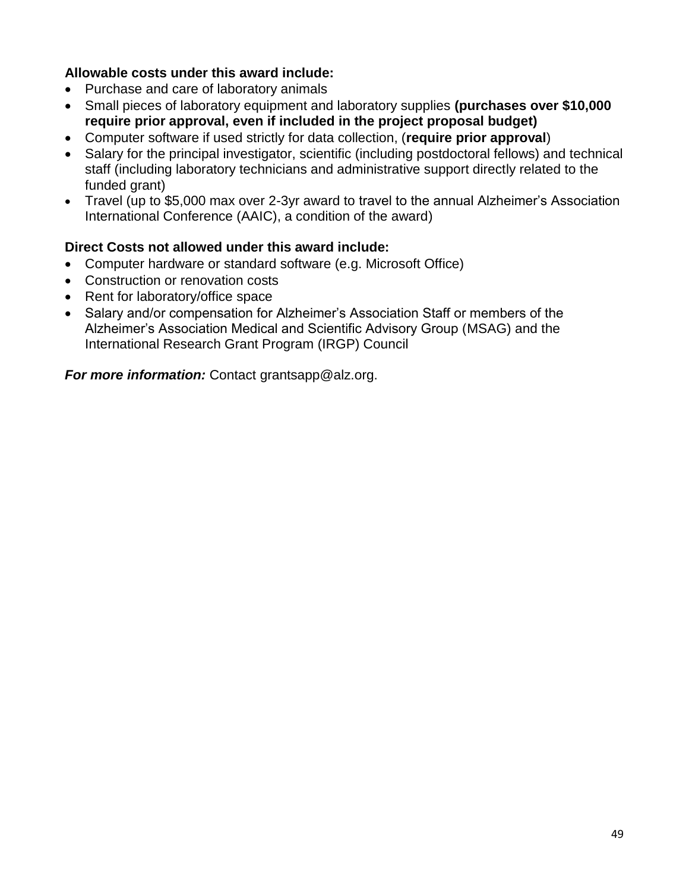**Allowable costs under this award include:**

- Purchase and care of laboratory animals
- Small pieces of laboratory equipment and laboratory supplies **(purchases over $10,000 require prior approval, even if included in the project proposal budget)**
- Computer software if used strictly for data collection, (**require prior approval**)
- Salary for the principal investigator, scientific (including postdoctoral fellows) and technical staff (including laboratory technicians and administrative support directly related to the funded grant)
- Travel (up to $5,000 max over 2-3yr award to travel to the annual Alzheimer's Association International Conference (AAIC), a condition of the award)

**Direct Costs not allowed under this award include:**

- Computer hardware or standard software (e.g. Microsoft Office)
- Construction or renovation costs
- Rent for laboratory/office space
- Salary and/or compensation for Alzheimer's Association Staff or members of the Alzheimer's Association Medical and Scientific Advisory Group (MSAG) and the International Research Grant Program (IRGP) Council

***For more information:*** Contact grantsapp@alz.org.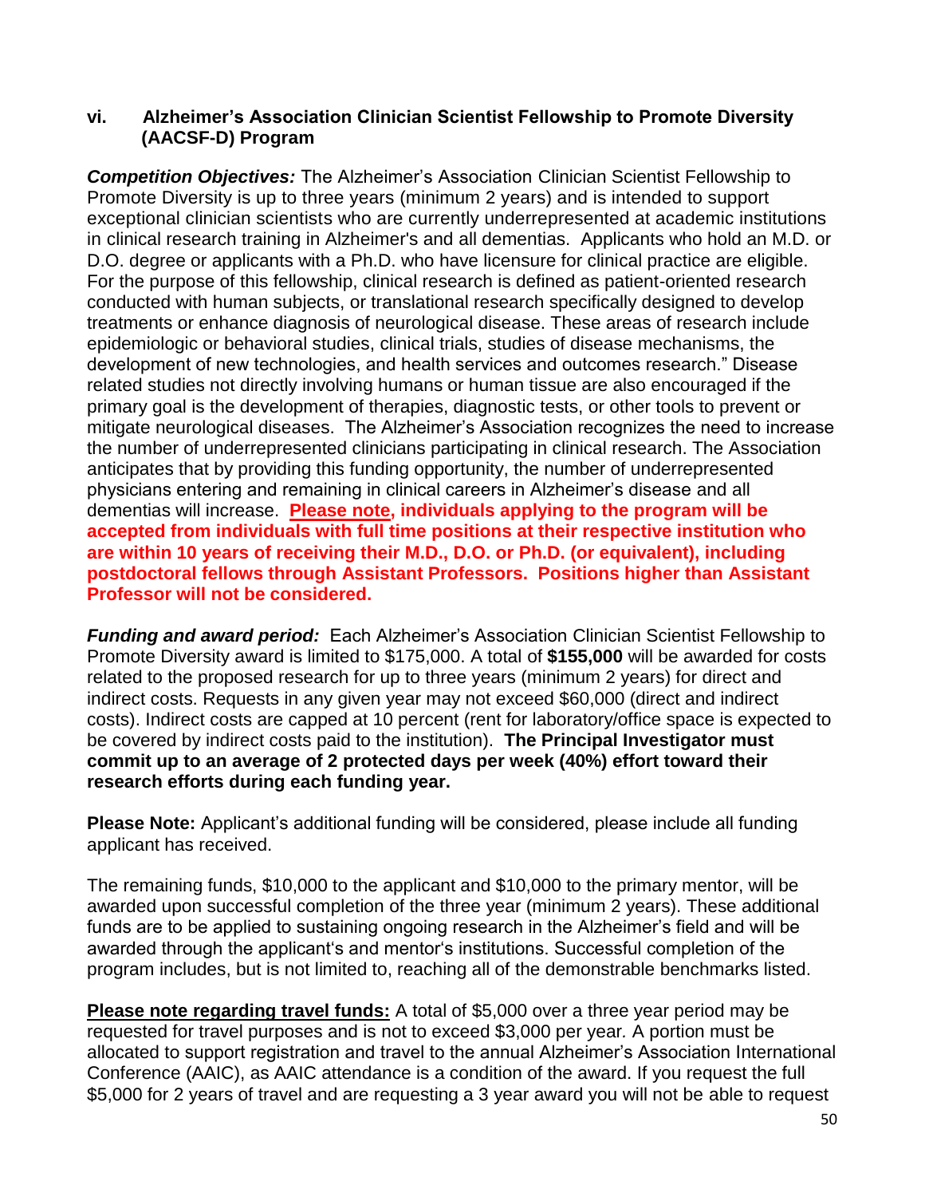### vi. Alzheimer's Association Clinician Scientist Fellowship to Promote Diversity (AACSF-D) Program

***Competition Objectives:*** The Alzheimer's Association Clinician Scientist Fellowship to Promote Diversity is up to three years (minimum 2 years) and is intended to support exceptional clinician scientists who are currently underrepresented at academic institutions in clinical research training in Alzheimer's and all dementias. Applicants who hold an M.D. or D.O. degree or applicants with a Ph.D. who have licensure for clinical practice are eligible. For the purpose of this fellowship, clinical research is defined as patient-oriented research conducted with human subjects, or translational research specifically designed to develop treatments or enhance diagnosis of neurological disease. These areas of research include epidemiologic or behavioral studies, clinical trials, studies of disease mechanisms, the development of new technologies, and health services and outcomes research." Disease related studies not directly involving humans or human tissue are also encouraged if the primary goal is the development of therapies, diagnostic tests, or other tools to prevent or mitigate neurological diseases. The Alzheimer's Association recognizes the need to increase the number of underrepresented clinicians participating in clinical research. The Association anticipates that by providing this funding opportunity, the number of underrepresented physicians entering and remaining in clinical careers in Alzheimer's disease and all dementias will increase. **Please note, individuals applying to the program will be accepted from individuals with full time positions at their respective institution who are within 10 years of receiving their M.D., D.O. or Ph.D. (or equivalent), including postdoctoral fellows through Assistant Professors. Positions higher than Assistant Professor will not be considered.**

***Funding and award period:*** Each Alzheimer's Association Clinician Scientist Fellowship to Promote Diversity award is limited to $175,000. A total of **$155,000** will be awarded for costs related to the proposed research for up to three years (minimum 2 years) for direct and indirect costs. Requests in any given year may not exceed $60,000 (direct and indirect costs). Indirect costs are capped at 10 percent (rent for laboratory/office space is expected to be covered by indirect costs paid to the institution). **The Principal Investigator must commit up to an average of 2 protected days per week (40%) effort toward their research efforts during each funding year.**

**Please Note:** Applicant's additional funding will be considered, please include all funding applicant has received.

The remaining funds, $10,000 to the applicant and $10,000 to the primary mentor, will be awarded upon successful completion of the three year (minimum 2 years). These additional funds are to be applied to sustaining ongoing research in the Alzheimer's field and will be awarded through the applicant's and mentor's institutions. Successful completion of the program includes, but is not limited to, reaching all of the demonstrable benchmarks listed.

**Please note regarding travel funds:** A total of $5,000 over a three year period may be requested for travel purposes and is not to exceed $3,000 per year. A portion must be allocated to support registration and travel to the annual Alzheimer's Association International Conference (AAIC), as AAIC attendance is a condition of the award. If you request the full $5,000 for 2 years of travel and are requesting a 3 year award you will not be able to request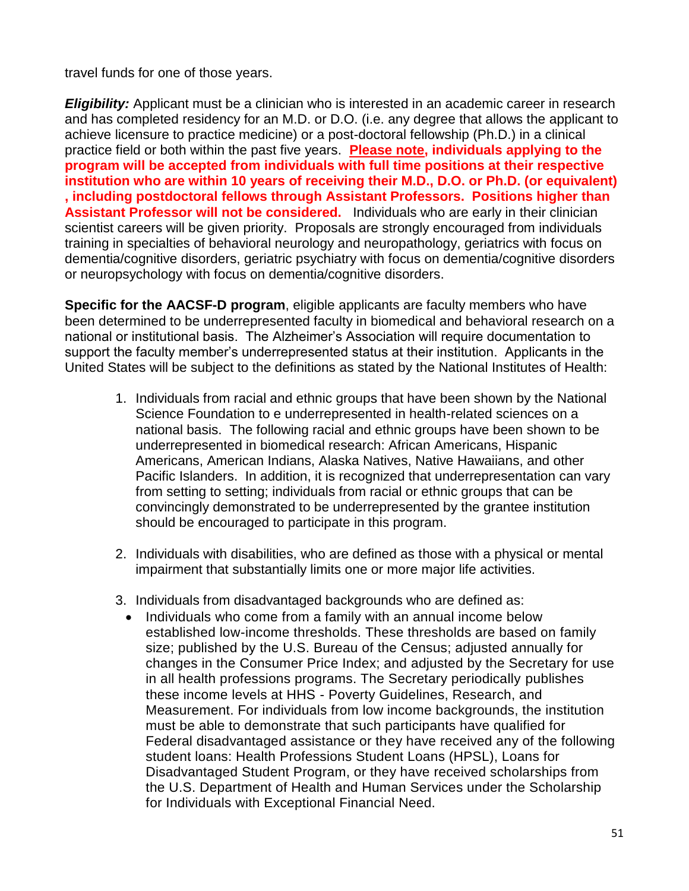travel funds for one of those years.

***Eligibility:*** Applicant must be a clinician who is interested in an academic career in research and has completed residency for an M.D. or D.O. (i.e. any degree that allows the applicant to achieve licensure to practice medicine) or a post-doctoral fellowship (Ph.D.) in a clinical practice field or both within the past five years. **Please note, individuals applying to the program will be accepted from individuals with full time positions at their respective institution who are within 10 years of receiving their M.D., D.O. or Ph.D. (or equivalent) , including postdoctoral fellows through Assistant Professors. Positions higher than Assistant Professor will not be considered.** Individuals who are early in their clinician scientist careers will be given priority. Proposals are strongly encouraged from individuals training in specialties of behavioral neurology and neuropathology, geriatrics with focus on dementia/cognitive disorders, geriatric psychiatry with focus on dementia/cognitive disorders or neuropsychology with focus on dementia/cognitive disorders.

**Specific for the AACSF-D program**, eligible applicants are faculty members who have been determined to be underrepresented faculty in biomedical and behavioral research on a national or institutional basis. The Alzheimer's Association will require documentation to support the faculty member's underrepresented status at their institution. Applicants in the United States will be subject to the definitions as stated by the National Institutes of Health:

1. Individuals from racial and ethnic groups that have been shown by the National Science Foundation to e underrepresented in health-related sciences on a national basis. The following racial and ethnic groups have been shown to be underrepresented in biomedical research: African Americans, Hispanic Americans, American Indians, Alaska Natives, Native Hawaiians, and other Pacific Islanders. In addition, it is recognized that underrepresentation can vary from setting to setting; individuals from racial or ethnic groups that can be convincingly demonstrated to be underrepresented by the grantee institution should be encouraged to participate in this program.

2. Individuals with disabilities, who are defined as those with a physical or mental impairment that substantially limits one or more major life activities.

3. Individuals from disadvantaged backgrounds who are defined as:
   - Individuals who come from a family with an annual income below established low-income thresholds. These thresholds are based on family size; published by the U.S. Bureau of the Census; adjusted annually for changes in the Consumer Price Index; and adjusted by the Secretary for use in all health professions programs. The Secretary periodically publishes these income levels at HHS - Poverty Guidelines, Research, and Measurement. For individuals from low income backgrounds, the institution must be able to demonstrate that such participants have qualified for Federal disadvantaged assistance or they have received any of the following student loans: Health Professions Student Loans (HPSL), Loans for Disadvantaged Student Program, or they have received scholarships from the U.S. Department of Health and Human Services under the Scholarship for Individuals with Exceptional Financial Need.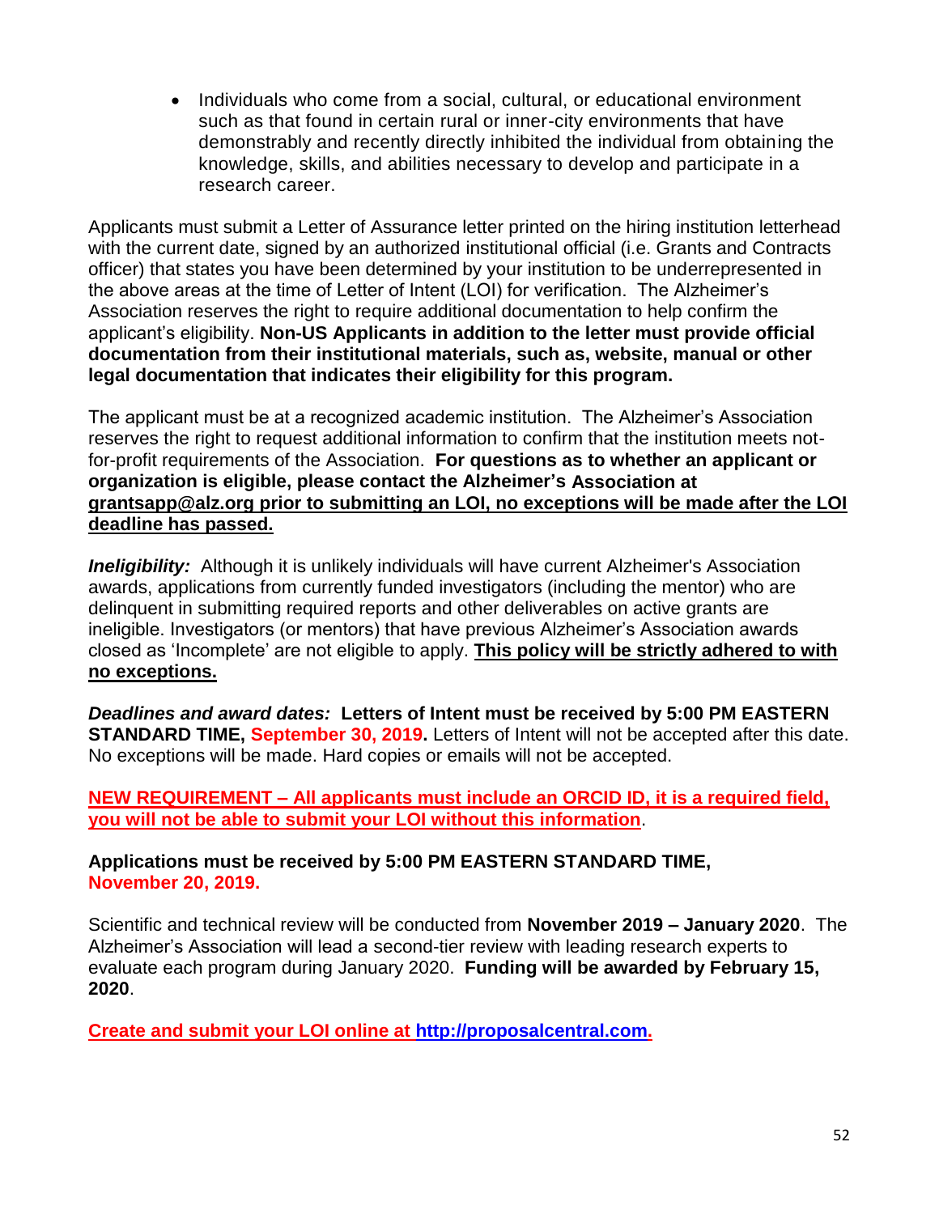- Individuals who come from a social, cultural, or educational environment such as that found in certain rural or inner-city environments that have demonstrably and recently directly inhibited the individual from obtaining the knowledge, skills, and abilities necessary to develop and participate in a research career.

Applicants must submit a Letter of Assurance letter printed on the hiring institution letterhead with the current date, signed by an authorized institutional official (i.e. Grants and Contracts officer) that states you have been determined by your institution to be underrepresented in the above areas at the time of Letter of Intent (LOI) for verification. The Alzheimer's Association reserves the right to require additional documentation to help confirm the applicant's eligibility. **Non-US Applicants in addition to the letter must provide official documentation from their institutional materials, such as, website, manual or other legal documentation that indicates their eligibility for this program.**

The applicant must be at a recognized academic institution. The Alzheimer's Association reserves the right to request additional information to confirm that the institution meets not-for-profit requirements of the Association. **For questions as to whether an applicant or organization is eligible, please contact the Alzheimer's Association at grantsapp@alz.org prior to submitting an LOI, no exceptions will be made after the LOI deadline has passed.**

***Ineligibility:*** Although it is unlikely individuals will have current Alzheimer's Association awards, applications from currently funded investigators (including the mentor) who are delinquent in submitting required reports and other deliverables on active grants are ineligible. Investigators (or mentors) that have previous Alzheimer's Association awards closed as 'Incomplete' are not eligible to apply. **This policy will be strictly adhered to with no exceptions.**

***Deadlines and award dates:*** **Letters of Intent must be received by 5:00 PM EASTERN STANDARD TIME, September 30, 2019.** Letters of Intent will not be accepted after this date. No exceptions will be made. Hard copies or emails will not be accepted.

**NEW REQUIREMENT – All applicants must include an ORCID ID, it is a required field, you will not be able to submit your LOI without this information**.

**Applications must be received by 5:00 PM EASTERN STANDARD TIME, November 20, 2019.**

Scientific and technical review will be conducted from **November 2019 – January 2020**. The Alzheimer's Association will lead a second-tier review with leading research experts to evaluate each program during January 2020. **Funding will be awarded by February 15, 2020**.

**Create and submit your LOI online at http://proposalcentral.com.**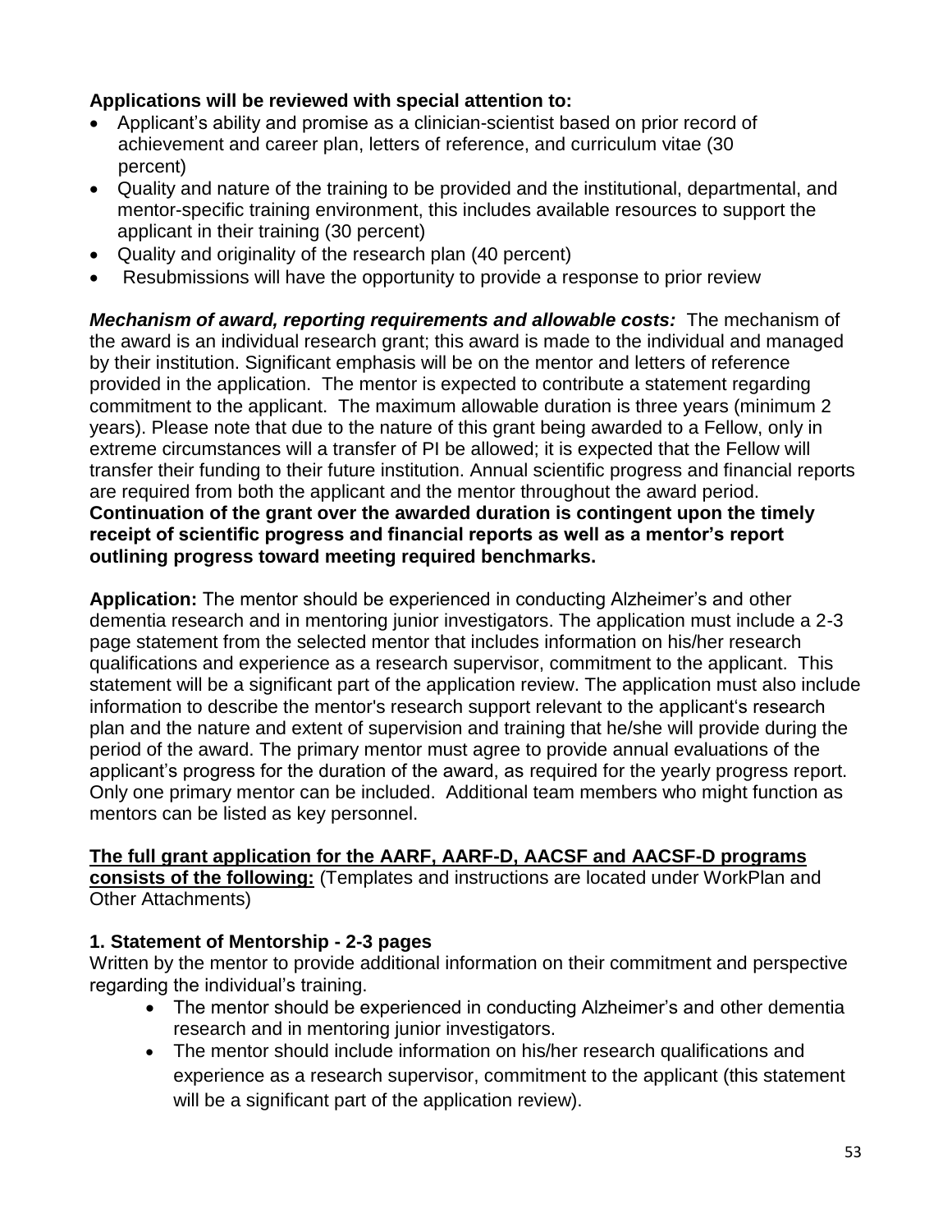**Applications will be reviewed with special attention to:**

- Applicant's ability and promise as a clinician-scientist based on prior record of achievement and career plan, letters of reference, and curriculum vitae (30 percent)
- Quality and nature of the training to be provided and the institutional, departmental, and mentor-specific training environment, this includes available resources to support the applicant in their training (30 percent)
- Quality and originality of the research plan (40 percent)
- Resubmissions will have the opportunity to provide a response to prior review

***Mechanism of award, reporting requirements and allowable costs:*** The mechanism of the award is an individual research grant; this award is made to the individual and managed by their institution. Significant emphasis will be on the mentor and letters of reference provided in the application. The mentor is expected to contribute a statement regarding commitment to the applicant. The maximum allowable duration is three years (minimum 2 years). Please note that due to the nature of this grant being awarded to a Fellow, only in extreme circumstances will a transfer of PI be allowed; it is expected that the Fellow will transfer their funding to their future institution. Annual scientific progress and financial reports are required from both the applicant and the mentor throughout the award period. **Continuation of the grant over the awarded duration is contingent upon the timely receipt of scientific progress and financial reports as well as a mentor's report outlining progress toward meeting required benchmarks.**

**Application:** The mentor should be experienced in conducting Alzheimer's and other dementia research and in mentoring junior investigators. The application must include a 2-3 page statement from the selected mentor that includes information on his/her research qualifications and experience as a research supervisor, commitment to the applicant. This statement will be a significant part of the application review. The application must also include information to describe the mentor's research support relevant to the applicant's research plan and the nature and extent of supervision and training that he/she will provide during the period of the award. The primary mentor must agree to provide annual evaluations of the applicant's progress for the duration of the award, as required for the yearly progress report. Only one primary mentor can be included. Additional team members who might function as mentors can be listed as key personnel.

**<u>The full grant application for the AARF, AARF-D, AACSF and AACSF-D programs consists of the following:</u>** (Templates and instructions are located under WorkPlan and Other Attachments)

**1. Statement of Mentorship - 2-3 pages**

Written by the mentor to provide additional information on their commitment and perspective regarding the individual's training.

- The mentor should be experienced in conducting Alzheimer's and other dementia research and in mentoring junior investigators.
- The mentor should include information on his/her research qualifications and experience as a research supervisor, commitment to the applicant (this statement will be a significant part of the application review).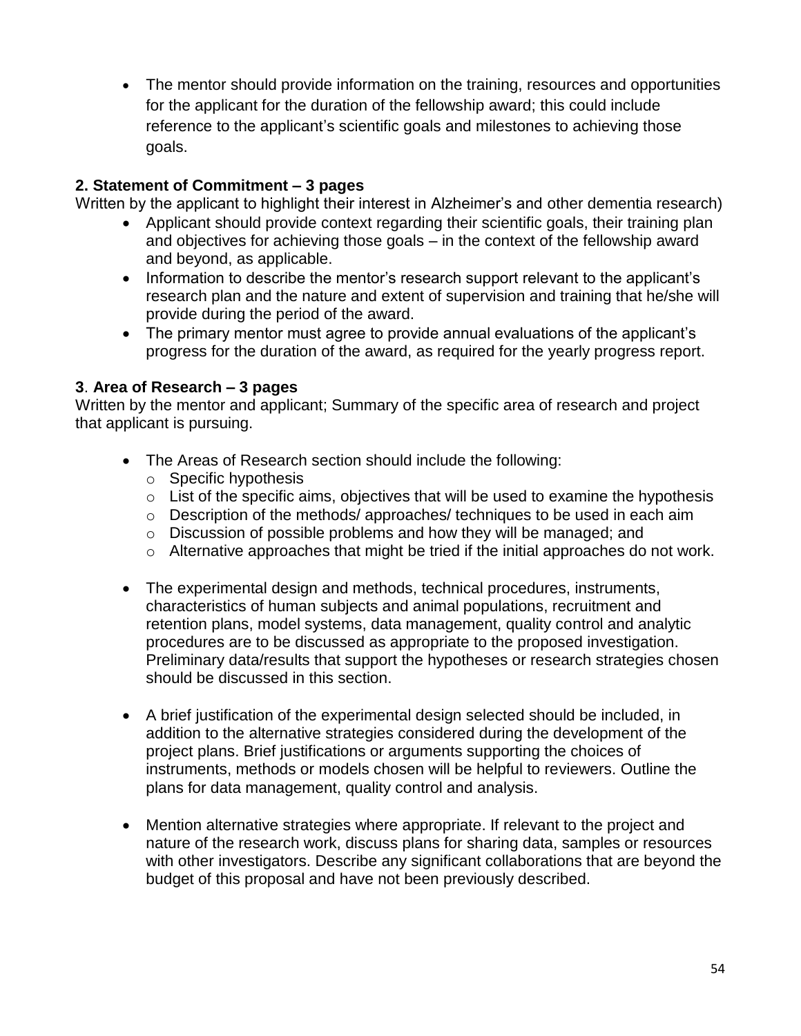- The mentor should provide information on the training, resources and opportunities for the applicant for the duration of the fellowship award; this could include reference to the applicant's scientific goals and milestones to achieving those goals.

**2. Statement of Commitment – 3 pages**

Written by the applicant to highlight their interest in Alzheimer's and other dementia research)

- Applicant should provide context regarding their scientific goals, their training plan and objectives for achieving those goals – in the context of the fellowship award and beyond, as applicable.
- Information to describe the mentor's research support relevant to the applicant's research plan and the nature and extent of supervision and training that he/she will provide during the period of the award.
- The primary mentor must agree to provide annual evaluations of the applicant's progress for the duration of the award, as required for the yearly progress report.

**3. Area of Research – 3 pages**

Written by the mentor and applicant; Summary of the specific area of research and project that applicant is pursuing.

- The Areas of Research section should include the following:
  - Specific hypothesis
  - List of the specific aims, objectives that will be used to examine the hypothesis
  - Description of the methods/ approaches/ techniques to be used in each aim
  - Discussion of possible problems and how they will be managed; and
  - Alternative approaches that might be tried if the initial approaches do not work.

- The experimental design and methods, technical procedures, instruments, characteristics of human subjects and animal populations, recruitment and retention plans, model systems, data management, quality control and analytic procedures are to be discussed as appropriate to the proposed investigation. Preliminary data/results that support the hypotheses or research strategies chosen should be discussed in this section.

- A brief justification of the experimental design selected should be included, in addition to the alternative strategies considered during the development of the project plans. Brief justifications or arguments supporting the choices of instruments, methods or models chosen will be helpful to reviewers. Outline the plans for data management, quality control and analysis.

- Mention alternative strategies where appropriate. If relevant to the project and nature of the research work, discuss plans for sharing data, samples or resources with other investigators. Describe any significant collaborations that are beyond the budget of this proposal and have not been previously described.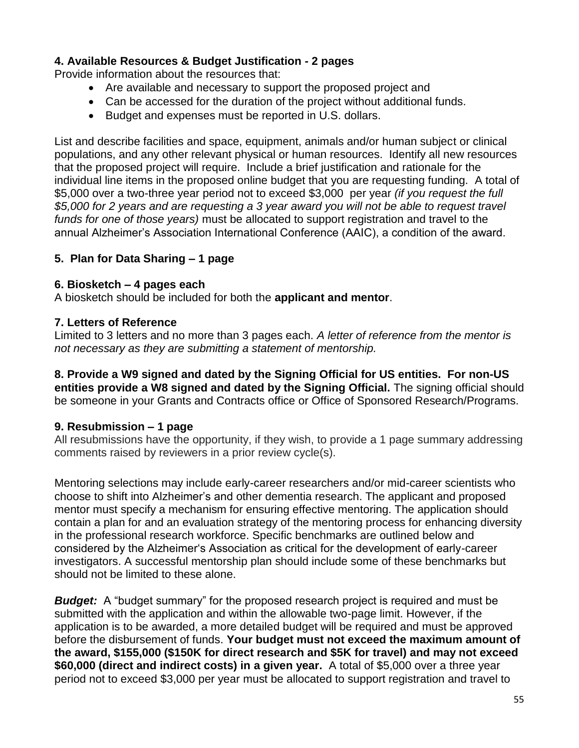**4. Available Resources & Budget Justification - 2 pages**

Provide information about the resources that:

- Are available and necessary to support the proposed project and
- Can be accessed for the duration of the project without additional funds.
- Budget and expenses must be reported in U.S. dollars.

List and describe facilities and space, equipment, animals and/or human subject or clinical populations, and any other relevant physical or human resources. Identify all new resources that the proposed project will require. Include a brief justification and rationale for the individual line items in the proposed online budget that you are requesting funding. A total of $5,000 over a two-three year period not to exceed $3,000 per year *(if you request the full $5,000 for 2 years and are requesting a 3 year award you will not be able to request travel funds for one of those years)* must be allocated to support registration and travel to the annual Alzheimer's Association International Conference (AAIC), a condition of the award.

**5. Plan for Data Sharing – 1 page**

**6. Biosketch – 4 pages each**

A biosketch should be included for both the **applicant and mentor**.

**7. Letters of Reference**

Limited to 3 letters and no more than 3 pages each. *A letter of reference from the mentor is not necessary as they are submitting a statement of mentorship.*

**8. Provide a W9 signed and dated by the Signing Official for US entities. For non-US entities provide a W8 signed and dated by the Signing Official.** The signing official should be someone in your Grants and Contracts office or Office of Sponsored Research/Programs.

**9. Resubmission – 1 page**

All resubmissions have the opportunity, if they wish, to provide a 1 page summary addressing comments raised by reviewers in a prior review cycle(s).

Mentoring selections may include early-career researchers and/or mid-career scientists who choose to shift into Alzheimer's and other dementia research. The applicant and proposed mentor must specify a mechanism for ensuring effective mentoring. The application should contain a plan for and an evaluation strategy of the mentoring process for enhancing diversity in the professional research workforce. Specific benchmarks are outlined below and considered by the Alzheimer's Association as critical for the development of early-career investigators. A successful mentorship plan should include some of these benchmarks but should not be limited to these alone.

***Budget:*** A "budget summary" for the proposed research project is required and must be submitted with the application and within the allowable two-page limit. However, if the application is to be awarded, a more detailed budget will be required and must be approved before the disbursement of funds. **Your budget must not exceed the maximum amount of the award, $155,000 ($150K for direct research and $5K for travel) and may not exceed $60,000 (direct and indirect costs) in a given year.** A total of $5,000 over a three year period not to exceed $3,000 per year must be allocated to support registration and travel to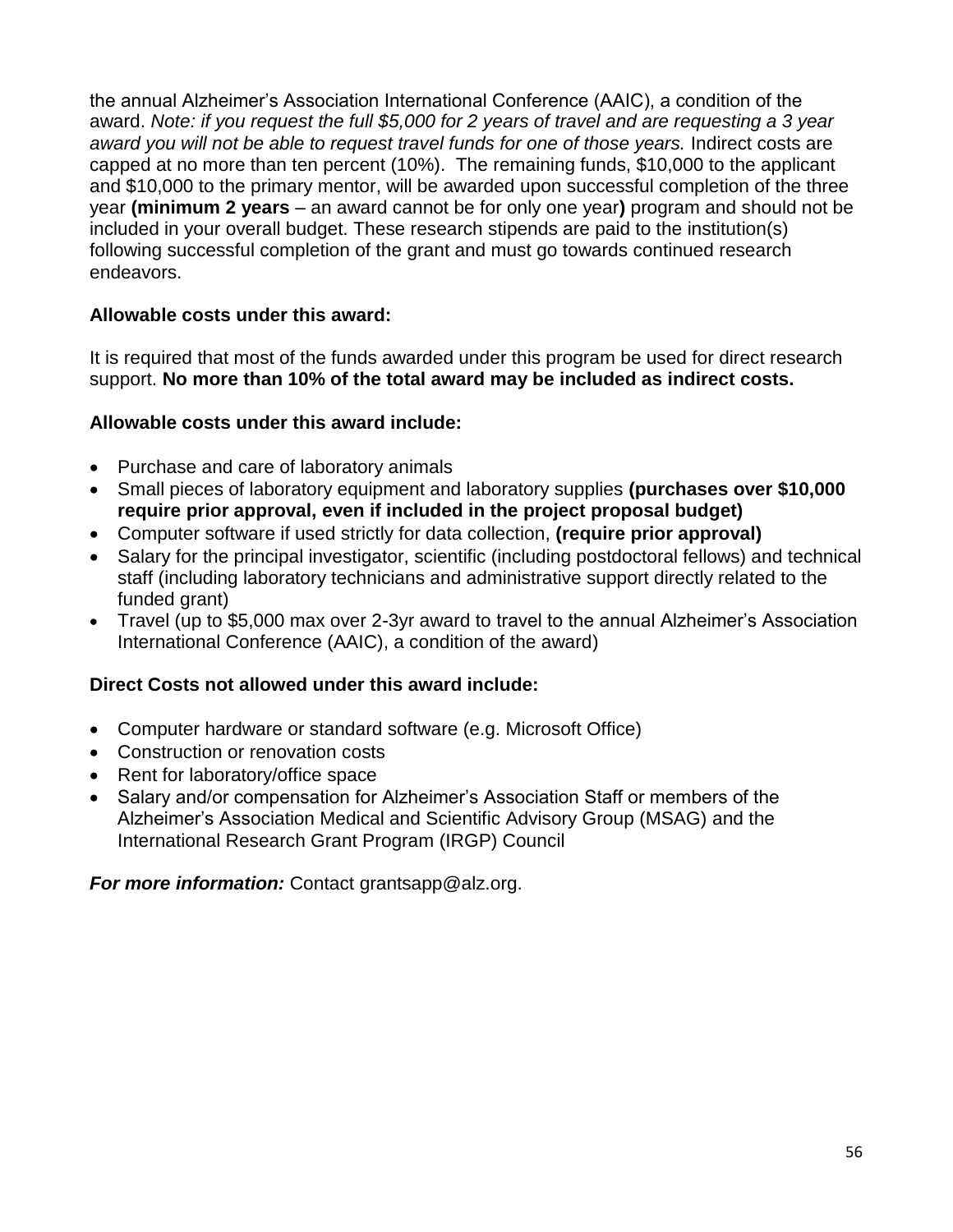the annual Alzheimer's Association International Conference (AAIC), a condition of the award. *Note: if you request the full $5,000 for 2 years of travel and are requesting a 3 year award you will not be able to request travel funds for one of those years.* Indirect costs are capped at no more than ten percent (10%). The remaining funds, $10,000 to the applicant and $10,000 to the primary mentor, will be awarded upon successful completion of the three year **(minimum 2 years** – an award cannot be for only one year**)** program and should not be included in your overall budget. These research stipends are paid to the institution(s) following successful completion of the grant and must go towards continued research endeavors.

**Allowable costs under this award:**

It is required that most of the funds awarded under this program be used for direct research support. **No more than 10% of the total award may be included as indirect costs.**

**Allowable costs under this award include:**

- Purchase and care of laboratory animals
- Small pieces of laboratory equipment and laboratory supplies **(purchases over $10,000 require prior approval, even if included in the project proposal budget)**
- Computer software if used strictly for data collection, **(require prior approval)**
- Salary for the principal investigator, scientific (including postdoctoral fellows) and technical staff (including laboratory technicians and administrative support directly related to the funded grant)
- Travel (up to $5,000 max over 2-3yr award to travel to the annual Alzheimer's Association International Conference (AAIC), a condition of the award)

**Direct Costs not allowed under this award include:**

- Computer hardware or standard software (e.g. Microsoft Office)
- Construction or renovation costs
- Rent for laboratory/office space
- Salary and/or compensation for Alzheimer's Association Staff or members of the Alzheimer's Association Medical and Scientific Advisory Group (MSAG) and the International Research Grant Program (IRGP) Council

***For more information:*** Contact grantsapp@alz.org.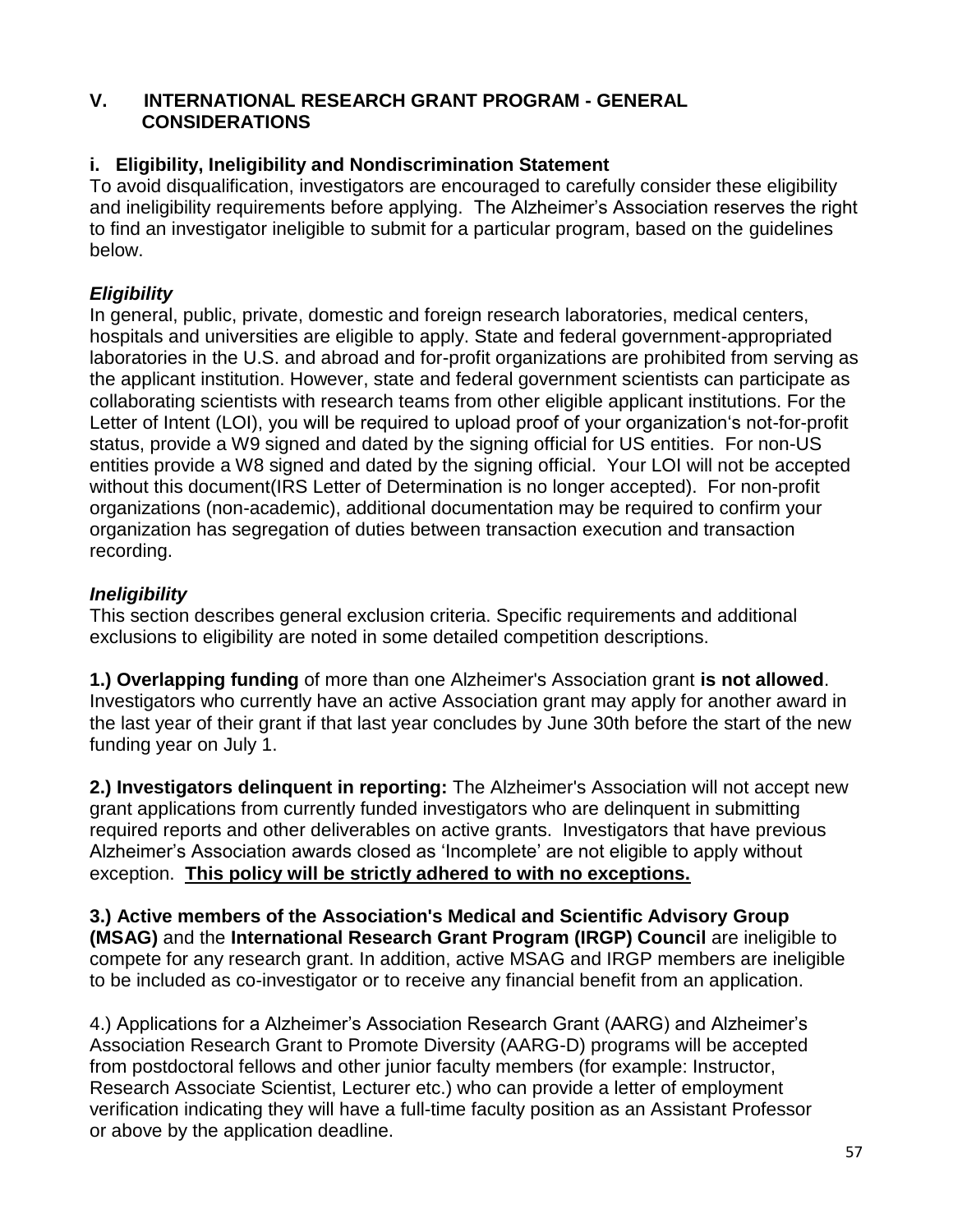## V. INTERNATIONAL RESEARCH GRANT PROGRAM - GENERAL CONSIDERATIONS

### i. Eligibility, Ineligibility and Nondiscrimination Statement

To avoid disqualification, investigators are encouraged to carefully consider these eligibility and ineligibility requirements before applying. The Alzheimer's Association reserves the right to find an investigator ineligible to submit for a particular program, based on the guidelines below.

#### *Eligibility*

In general, public, private, domestic and foreign research laboratories, medical centers, hospitals and universities are eligible to apply. State and federal government-appropriated laboratories in the U.S. and abroad and for-profit organizations are prohibited from serving as the applicant institution. However, state and federal government scientists can participate as collaborating scientists with research teams from other eligible applicant institutions. For the Letter of Intent (LOI), you will be required to upload proof of your organization's not-for-profit status, provide a W9 signed and dated by the signing official for US entities. For non-US entities provide a W8 signed and dated by the signing official. Your LOI will not be accepted without this document(IRS Letter of Determination is no longer accepted). For non-profit organizations (non-academic), additional documentation may be required to confirm your organization has segregation of duties between transaction execution and transaction recording.

#### *Ineligibility*

This section describes general exclusion criteria. Specific requirements and additional exclusions to eligibility are noted in some detailed competition descriptions.

**1.) Overlapping funding** of more than one Alzheimer's Association grant **is not allowed**. Investigators who currently have an active Association grant may apply for another award in the last year of their grant if that last year concludes by June 30th before the start of the new funding year on July 1.

**2.) Investigators delinquent in reporting:** The Alzheimer's Association will not accept new grant applications from currently funded investigators who are delinquent in submitting required reports and other deliverables on active grants. Investigators that have previous Alzheimer's Association awards closed as 'Incomplete' are not eligible to apply without exception. **<u>This policy will be strictly adhered to with no exceptions.</u>**

**3.) Active members of the Association's Medical and Scientific Advisory Group (MSAG)** and the **International Research Grant Program (IRGP) Council** are ineligible to compete for any research grant. In addition, active MSAG and IRGP members are ineligible to be included as co-investigator or to receive any financial benefit from an application.

4.) Applications for a Alzheimer's Association Research Grant (AARG) and Alzheimer's Association Research Grant to Promote Diversity (AARG-D) programs will be accepted from postdoctoral fellows and other junior faculty members (for example: Instructor, Research Associate Scientist, Lecturer etc.) who can provide a letter of employment verification indicating they will have a full-time faculty position as an Assistant Professor or above by the application deadline.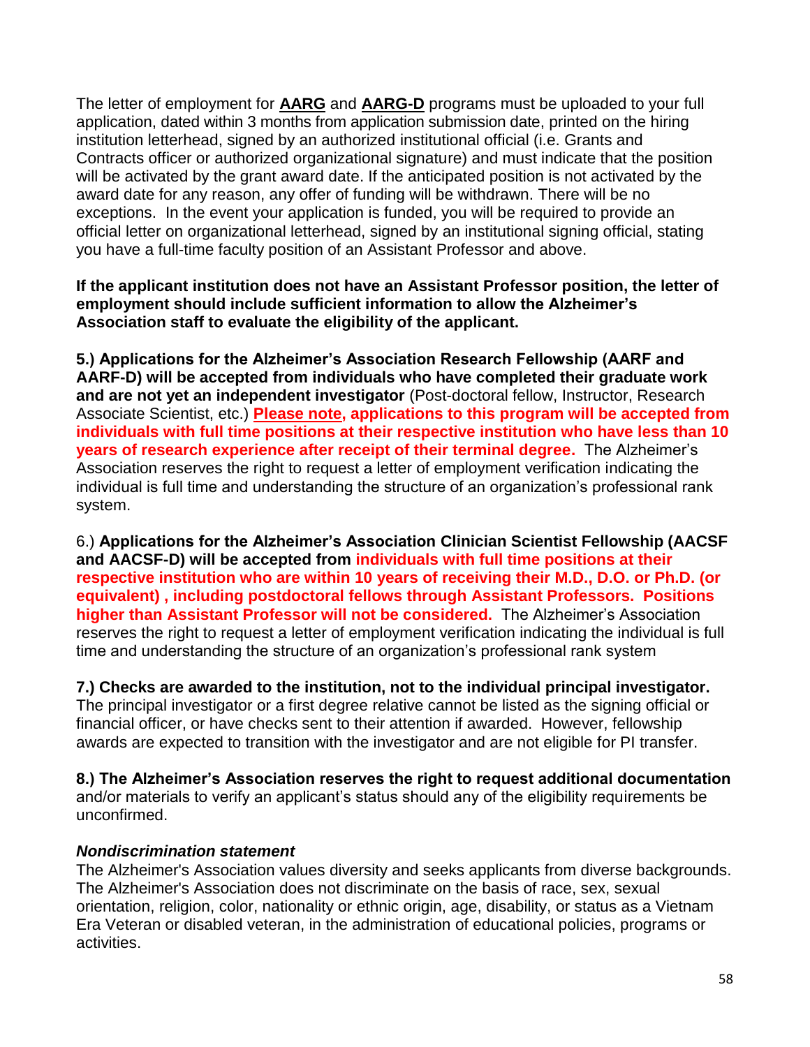The letter of employment for **AARG** and **AARG-D** programs must be uploaded to your full application, dated within 3 months from application submission date, printed on the hiring institution letterhead, signed by an authorized institutional official (i.e. Grants and Contracts officer or authorized organizational signature) and must indicate that the position will be activated by the grant award date. If the anticipated position is not activated by the award date for any reason, any offer of funding will be withdrawn. There will be no exceptions. In the event your application is funded, you will be required to provide an official letter on organizational letterhead, signed by an institutional signing official, stating you have a full-time faculty position of an Assistant Professor and above.

**If the applicant institution does not have an Assistant Professor position, the letter of employment should include sufficient information to allow the Alzheimer's Association staff to evaluate the eligibility of the applicant.**

**5.) Applications for the Alzheimer's Association Research Fellowship (AARF and AARF-D) will be accepted from individuals who have completed their graduate work and are not yet an independent investigator** (Post-doctoral fellow, Instructor, Research Associate Scientist, etc.) **Please note, applications to this program will be accepted from individuals with full time positions at their respective institution who have less than 10 years of research experience after receipt of their terminal degree.** The Alzheimer's Association reserves the right to request a letter of employment verification indicating the individual is full time and understanding the structure of an organization's professional rank system.

6.) **Applications for the Alzheimer's Association Clinician Scientist Fellowship (AACSF and AACSF-D) will be accepted from individuals with full time positions at their respective institution who are within 10 years of receiving their M.D., D.O. or Ph.D. (or equivalent) , including postdoctoral fellows through Assistant Professors. Positions higher than Assistant Professor will not be considered.** The Alzheimer's Association reserves the right to request a letter of employment verification indicating the individual is full time and understanding the structure of an organization's professional rank system

**7.) Checks are awarded to the institution, not to the individual principal investigator.** The principal investigator or a first degree relative cannot be listed as the signing official or financial officer, or have checks sent to their attention if awarded. However, fellowship awards are expected to transition with the investigator and are not eligible for PI transfer.

**8.) The Alzheimer's Association reserves the right to request additional documentation** and/or materials to verify an applicant's status should any of the eligibility requirements be unconfirmed.

***Nondiscrimination statement***

The Alzheimer's Association values diversity and seeks applicants from diverse backgrounds. The Alzheimer's Association does not discriminate on the basis of race, sex, sexual orientation, religion, color, nationality or ethnic origin, age, disability, or status as a Vietnam Era Veteran or disabled veteran, in the administration of educational policies, programs or activities.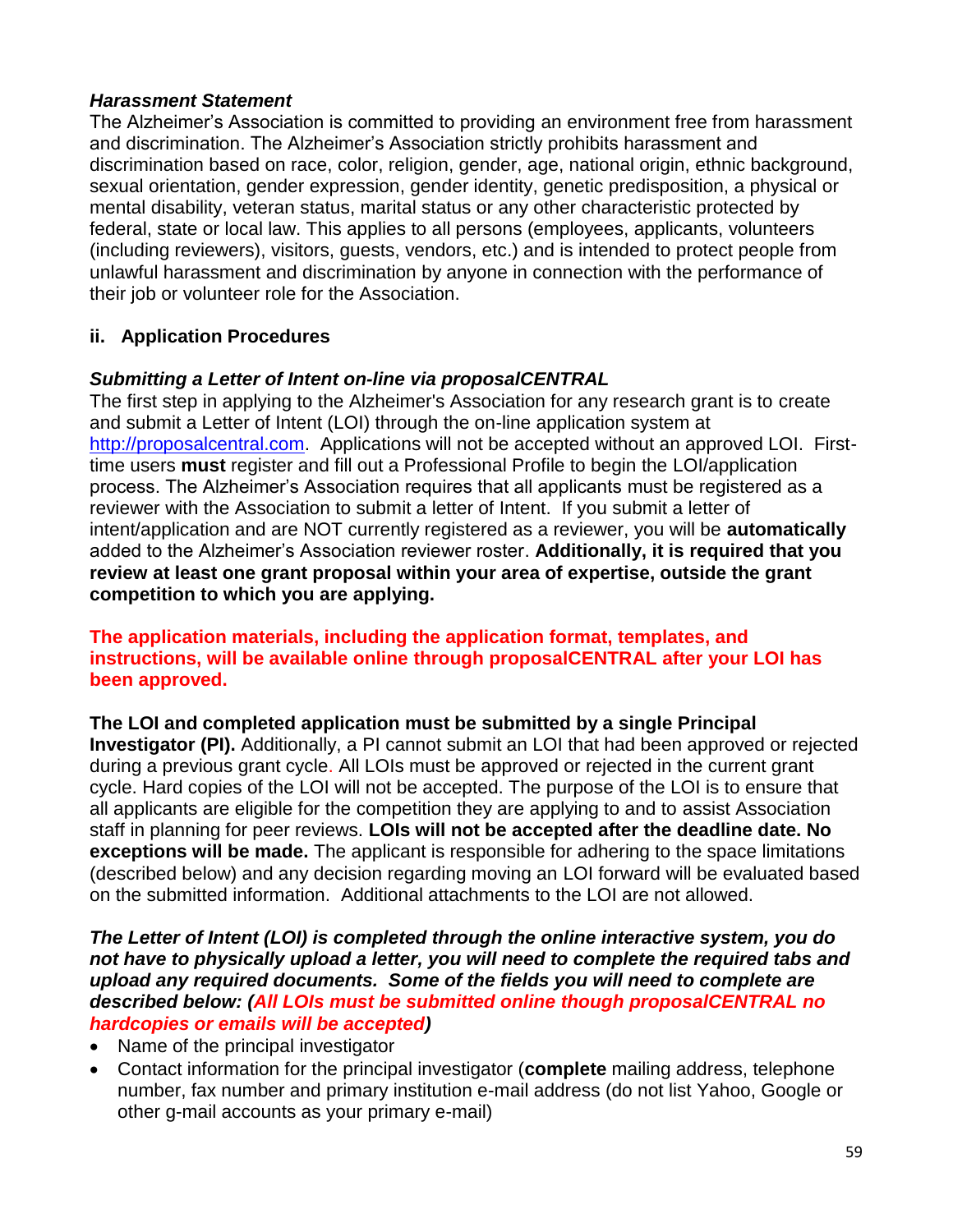***Harassment Statement***

The Alzheimer's Association is committed to providing an environment free from harassment and discrimination. The Alzheimer's Association strictly prohibits harassment and discrimination based on race, color, religion, gender, age, national origin, ethnic background, sexual orientation, gender expression, gender identity, genetic predisposition, a physical or mental disability, veteran status, marital status or any other characteristic protected by federal, state or local law. This applies to all persons (employees, applicants, volunteers (including reviewers), visitors, guests, vendors, etc.) and is intended to protect people from unlawful harassment and discrimination by anyone in connection with the performance of their job or volunteer role for the Association.

## ii. Application Procedures

***Submitting a Letter of Intent on-line via proposalCENTRAL***

The first step in applying to the Alzheimer's Association for any research grant is to create and submit a Letter of Intent (LOI) through the on-line application system at http://proposalcentral.com. Applications will not be accepted without an approved LOI. First-time users **must** register and fill out a Professional Profile to begin the LOI/application process. The Alzheimer's Association requires that all applicants must be registered as a reviewer with the Association to submit a letter of Intent. If you submit a letter of intent/application and are NOT currently registered as a reviewer, you will be **automatically** added to the Alzheimer's Association reviewer roster. **Additionally, it is required that you review at least one grant proposal within your area of expertise, outside the grant competition to which you are applying.**

**The application materials, including the application format, templates, and instructions, will be available online through proposalCENTRAL after your LOI has been approved.**

**The LOI and completed application must be submitted by a single Principal Investigator (PI).** Additionally, a PI cannot submit an LOI that had been approved or rejected during a previous grant cycle. All LOIs must be approved or rejected in the current grant cycle. Hard copies of the LOI will not be accepted. The purpose of the LOI is to ensure that all applicants are eligible for the competition they are applying to and to assist Association staff in planning for peer reviews. **LOIs will not be accepted after the deadline date. No exceptions will be made.** The applicant is responsible for adhering to the space limitations (described below) and any decision regarding moving an LOI forward will be evaluated based on the submitted information. Additional attachments to the LOI are not allowed.

***The Letter of Intent (LOI) is completed through the online interactive system, you do not have to physically upload a letter, you will need to complete the required tabs and upload any required documents. Some of the fields you will need to complete are described below: (All LOIs must be submitted online though proposalCENTRAL no hardcopies or emails will be accepted)***

- Name of the principal investigator
- Contact information for the principal investigator (**complete** mailing address, telephone number, fax number and primary institution e-mail address (do not list Yahoo, Google or other g-mail accounts as your primary e-mail)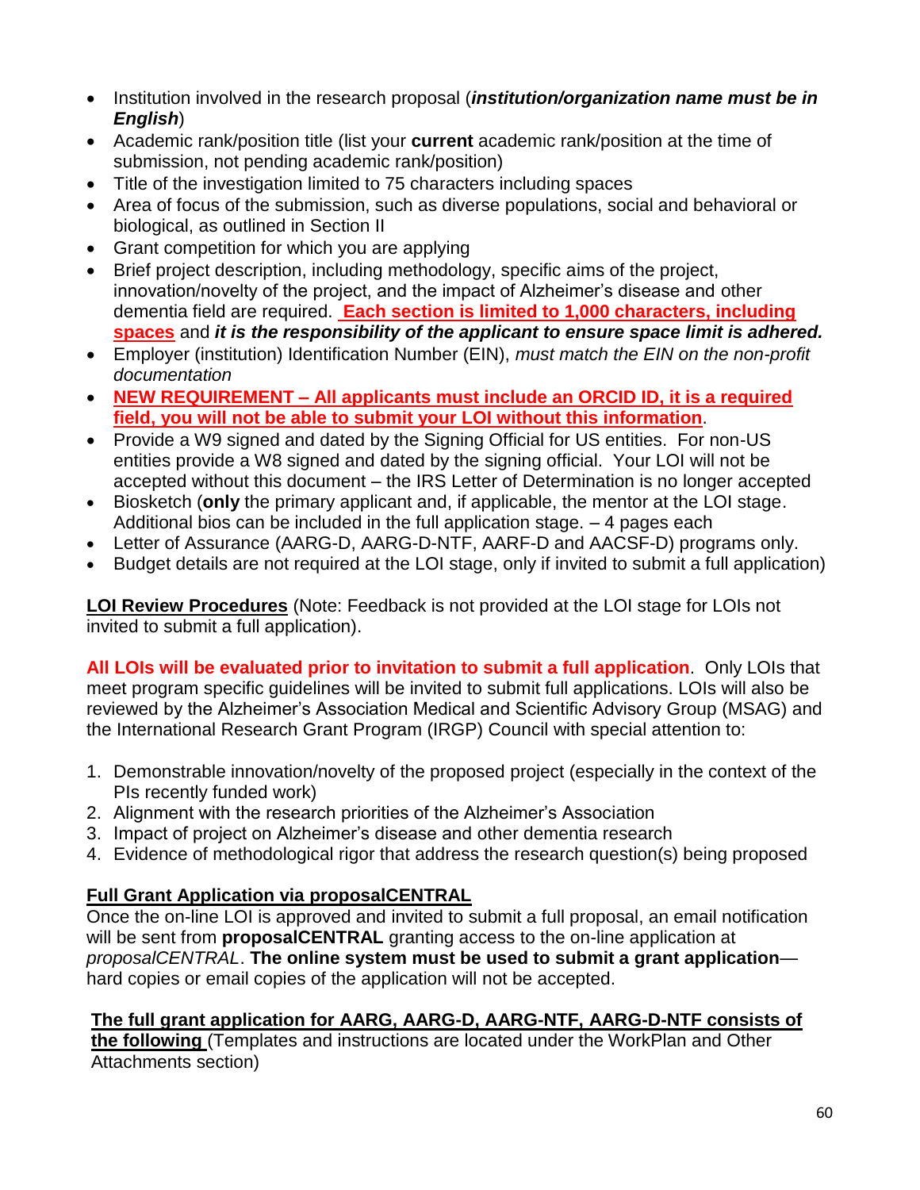- Institution involved in the research proposal (***institution/organization name must be in English***)
- Academic rank/position title (list your **current** academic rank/position at the time of submission, not pending academic rank/position)
- Title of the investigation limited to 75 characters including spaces
- Area of focus of the submission, such as diverse populations, social and behavioral or biological, as outlined in Section II
- Grant competition for which you are applying
- Brief project description, including methodology, specific aims of the project, innovation/novelty of the project, and the impact of Alzheimer's disease and other dementia field are required. **Each section is limited to 1,000 characters, including spaces** and ***it is the responsibility of the applicant to ensure space limit is adhered.***
- Employer (institution) Identification Number (EIN), *must match the EIN on the non-profit documentation*
- **NEW REQUIREMENT – All applicants must include an ORCID ID, it is a required field, you will not be able to submit your LOI without this information**.
- Provide a W9 signed and dated by the Signing Official for US entities. For non-US entities provide a W8 signed and dated by the signing official. Your LOI will not be accepted without this document – the IRS Letter of Determination is no longer accepted
- Biosketch (**only** the primary applicant and, if applicable, the mentor at the LOI stage. Additional bios can be included in the full application stage. – 4 pages each
- Letter of Assurance (AARG-D, AARG-D-NTF, AARF-D and AACSF-D) programs only.
- Budget details are not required at the LOI stage, only if invited to submit a full application)

**LOI Review Procedures** (Note: Feedback is not provided at the LOI stage for LOIs not invited to submit a full application).

**All LOIs will be evaluated prior to invitation to submit a full application**. Only LOIs that meet program specific guidelines will be invited to submit full applications. LOIs will also be reviewed by the Alzheimer's Association Medical and Scientific Advisory Group (MSAG) and the International Research Grant Program (IRGP) Council with special attention to:

1. Demonstrable innovation/novelty of the proposed project (especially in the context of the PIs recently funded work)
2. Alignment with the research priorities of the Alzheimer's Association
3. Impact of project on Alzheimer's disease and other dementia research
4. Evidence of methodological rigor that address the research question(s) being proposed

**Full Grant Application via proposalCENTRAL**

Once the on-line LOI is approved and invited to submit a full proposal, an email notification will be sent from **proposalCENTRAL** granting access to the on-line application at *proposalCENTRAL*. **The online system must be used to submit a grant application**—hard copies or email copies of the application will not be accepted.

**The full grant application for AARG, AARG-D, AARG-NTF, AARG-D-NTF consists of the following** (Templates and instructions are located under the WorkPlan and Other Attachments section)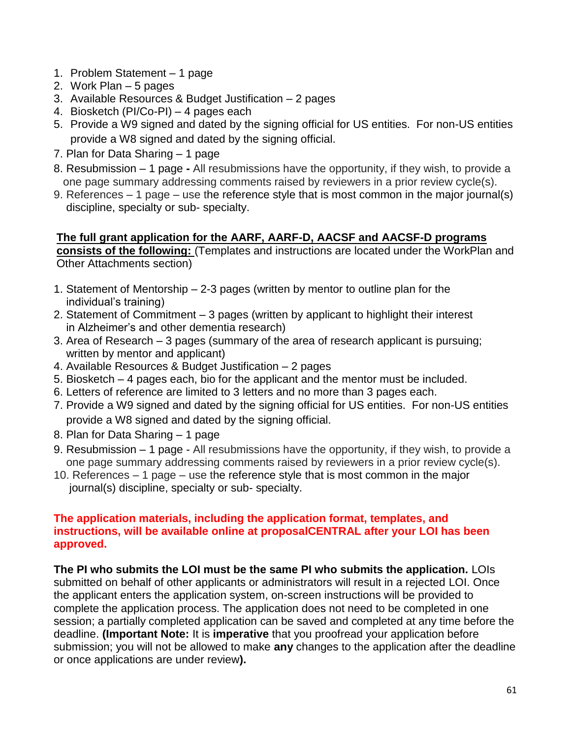1. Problem Statement – 1 page
2. Work Plan – 5 pages
3. Available Resources & Budget Justification – 2 pages
4. Biosketch (PI/Co-PI) – 4 pages each
5. Provide a W9 signed and dated by the signing official for US entities. For non-US entities provide a W8 signed and dated by the signing official.

7. Plan for Data Sharing – 1 page
8. Resubmission – 1 page **-** All resubmissions have the opportunity, if they wish, to provide a one page summary addressing comments raised by reviewers in a prior review cycle(s).
9. References – 1 page – use the reference style that is most common in the major journal(s) discipline, specialty or sub- specialty.

**<u>The full grant application for the AARF, AARF-D, AACSF and AACSF-D programs consists of the following:</u>** (Templates and instructions are located under the WorkPlan and Other Attachments section)

1. Statement of Mentorship – 2-3 pages (written by mentor to outline plan for the individual's training)
2. Statement of Commitment – 3 pages (written by applicant to highlight their interest in Alzheimer's and other dementia research)
3. Area of Research – 3 pages (summary of the area of research applicant is pursuing; written by mentor and applicant)
4. Available Resources & Budget Justification – 2 pages
5. Biosketch – 4 pages each, bio for the applicant and the mentor must be included.
6. Letters of reference are limited to 3 letters and no more than 3 pages each.
7. Provide a W9 signed and dated by the signing official for US entities. For non-US entities provide a W8 signed and dated by the signing official.
8. Plan for Data Sharing – 1 page
9. Resubmission – 1 page - All resubmissions have the opportunity, if they wish, to provide a one page summary addressing comments raised by reviewers in a prior review cycle(s).
10. References – 1 page – use the reference style that is most common in the major journal(s) discipline, specialty or sub- specialty.

**The application materials, including the application format, templates, and instructions, will be available online at proposalCENTRAL after your LOI has been approved.**

**The PI who submits the LOI must be the same PI who submits the application.** LOIs submitted on behalf of other applicants or administrators will result in a rejected LOI. Once the applicant enters the application system, on-screen instructions will be provided to complete the application process. The application does not need to be completed in one session; a partially completed application can be saved and completed at any time before the deadline. **(Important Note:** It is **imperative** that you proofread your application before submission; you will not be allowed to make **any** changes to the application after the deadline or once applications are under review**).**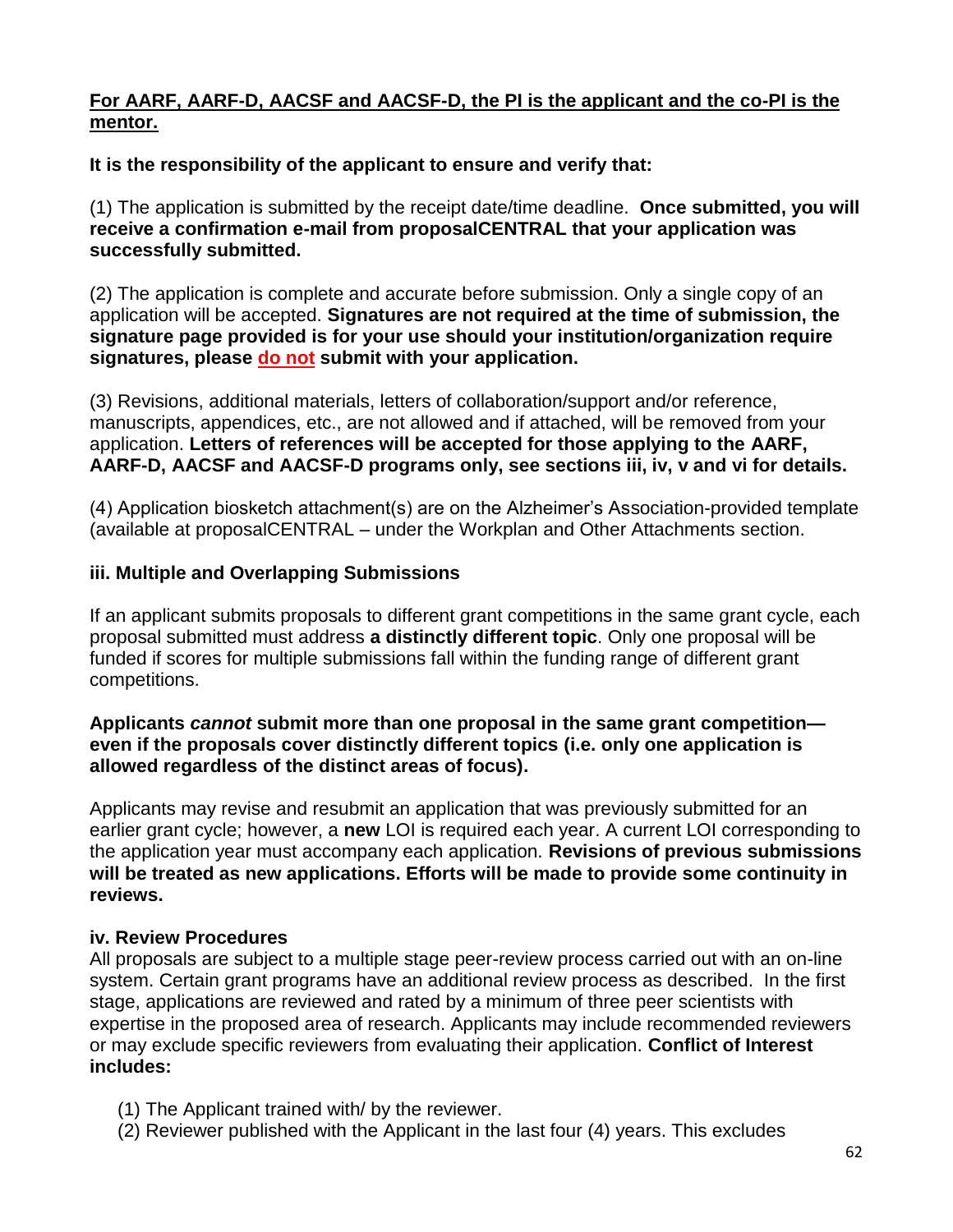**For AARF, AARF-D, AACSF and AACSF-D, the PI is the applicant and the co-PI is the mentor.**

**It is the responsibility of the applicant to ensure and verify that:**

(1) The application is submitted by the receipt date/time deadline. **Once submitted, you will receive a confirmation e-mail from proposalCENTRAL that your application was successfully submitted.**

(2) The application is complete and accurate before submission. Only a single copy of an application will be accepted. **Signatures are not required at the time of submission, the signature page provided is for your use should your institution/organization require signatures, please do not submit with your application.**

(3) Revisions, additional materials, letters of collaboration/support and/or reference, manuscripts, appendices, etc., are not allowed and if attached, will be removed from your application. **Letters of references will be accepted for those applying to the AARF, AARF-D, AACSF and AACSF-D programs only, see sections iii, iv, v and vi for details.**

(4) Application biosketch attachment(s) are on the Alzheimer's Association-provided template (available at proposalCENTRAL – under the Workplan and Other Attachments section.

### iii. Multiple and Overlapping Submissions

If an applicant submits proposals to different grant competitions in the same grant cycle, each proposal submitted must address **a distinctly different topic**. Only one proposal will be funded if scores for multiple submissions fall within the funding range of different grant competitions.

**Applicants *cannot* submit more than one proposal in the same grant competition—even if the proposals cover distinctly different topics (i.e. only one application is allowed regardless of the distinct areas of focus).**

Applicants may revise and resubmit an application that was previously submitted for an earlier grant cycle; however, a **new** LOI is required each year. A current LOI corresponding to the application year must accompany each application. **Revisions of previous submissions will be treated as new applications. Efforts will be made to provide some continuity in reviews.**

### iv. Review Procedures

All proposals are subject to a multiple stage peer-review process carried out with an on-line system. Certain grant programs have an additional review process as described. In the first stage, applications are reviewed and rated by a minimum of three peer scientists with expertise in the proposed area of research. Applicants may include recommended reviewers or may exclude specific reviewers from evaluating their application. **Conflict of Interest includes:**

(1) The Applicant trained with/ by the reviewer.
(2) Reviewer published with the Applicant in the last four (4) years. This excludes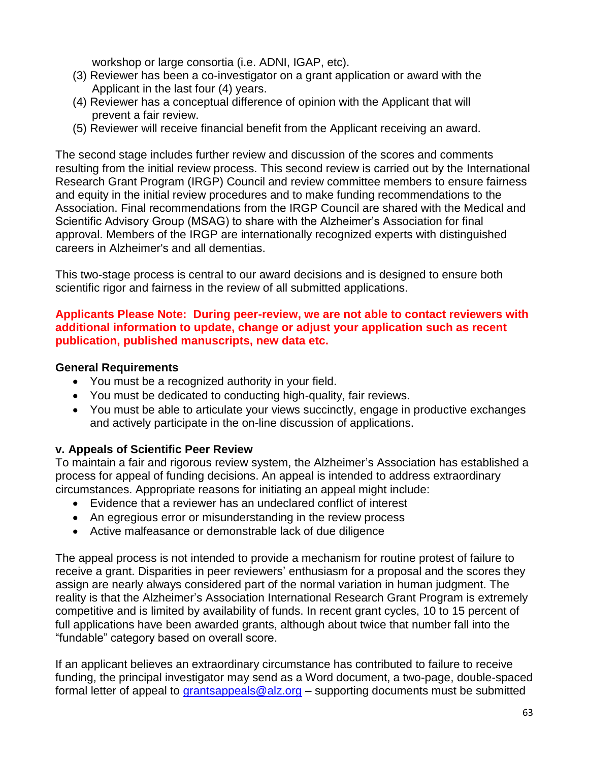workshop or large consortia (i.e. ADNI, IGAP, etc).
(3) Reviewer has been a co-investigator on a grant application or award with the Applicant in the last four (4) years.
(4) Reviewer has a conceptual difference of opinion with the Applicant that will prevent a fair review.
(5) Reviewer will receive financial benefit from the Applicant receiving an award.

The second stage includes further review and discussion of the scores and comments resulting from the initial review process. This second review is carried out by the International Research Grant Program (IRGP) Council and review committee members to ensure fairness and equity in the initial review procedures and to make funding recommendations to the Association. Final recommendations from the IRGP Council are shared with the Medical and Scientific Advisory Group (MSAG) to share with the Alzheimer's Association for final approval. Members of the IRGP are internationally recognized experts with distinguished careers in Alzheimer's and all dementias.

This two-stage process is central to our award decisions and is designed to ensure both scientific rigor and fairness in the review of all submitted applications.

**Applicants Please Note: During peer-review, we are not able to contact reviewers with additional information to update, change or adjust your application such as recent publication, published manuscripts, new data etc.**

**General Requirements**

- You must be a recognized authority in your field.
- You must be dedicated to conducting high-quality, fair reviews.
- You must be able to articulate your views succinctly, engage in productive exchanges and actively participate in the on-line discussion of applications.

**v. Appeals of Scientific Peer Review**

To maintain a fair and rigorous review system, the Alzheimer's Association has established a process for appeal of funding decisions. An appeal is intended to address extraordinary circumstances. Appropriate reasons for initiating an appeal might include:

- Evidence that a reviewer has an undeclared conflict of interest
- An egregious error or misunderstanding in the review process
- Active malfeasance or demonstrable lack of due diligence

The appeal process is not intended to provide a mechanism for routine protest of failure to receive a grant. Disparities in peer reviewers' enthusiasm for a proposal and the scores they assign are nearly always considered part of the normal variation in human judgment. The reality is that the Alzheimer's Association International Research Grant Program is extremely competitive and is limited by availability of funds. In recent grant cycles, 10 to 15 percent of full applications have been awarded grants, although about twice that number fall into the "fundable" category based on overall score.

If an applicant believes an extraordinary circumstance has contributed to failure to receive funding, the principal investigator may send as a Word document, a two-page, double-spaced formal letter of appeal to grantsappeals@alz.org – supporting documents must be submitted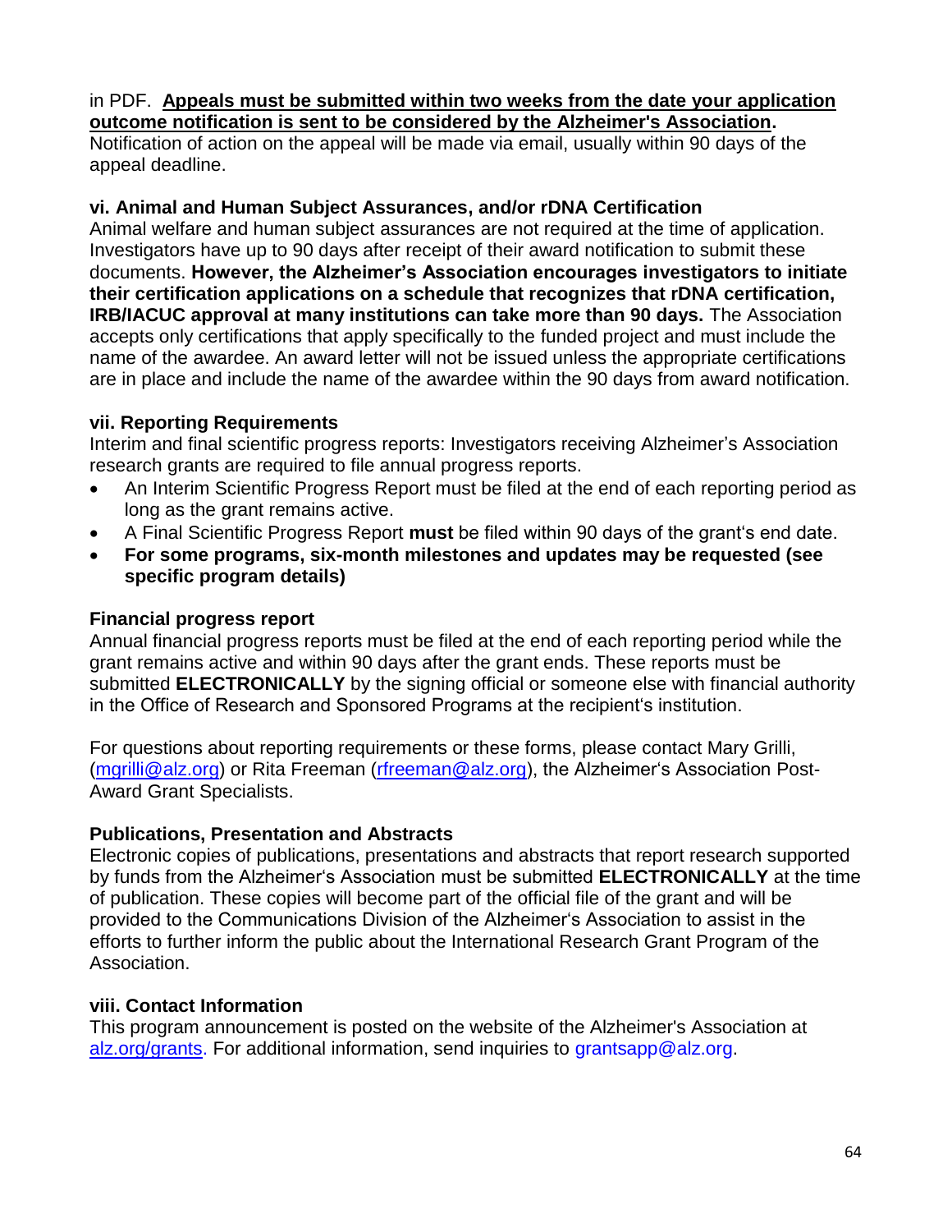in PDF. **Appeals must be submitted within two weeks from the date your application outcome notification is sent to be considered by the Alzheimer's Association.** Notification of action on the appeal will be made via email, usually within 90 days of the appeal deadline.

### vi. Animal and Human Subject Assurances, and/or rDNA Certification

Animal welfare and human subject assurances are not required at the time of application. Investigators have up to 90 days after receipt of their award notification to submit these documents. **However, the Alzheimer's Association encourages investigators to initiate their certification applications on a schedule that recognizes that rDNA certification, IRB/IACUC approval at many institutions can take more than 90 days.** The Association accepts only certifications that apply specifically to the funded project and must include the name of the awardee. An award letter will not be issued unless the appropriate certifications are in place and include the name of the awardee within the 90 days from award notification.

### vii. Reporting Requirements

Interim and final scientific progress reports: Investigators receiving Alzheimer's Association research grants are required to file annual progress reports.

- An Interim Scientific Progress Report must be filed at the end of each reporting period as long as the grant remains active.
- A Final Scientific Progress Report **must** be filed within 90 days of the grant's end date.
- **For some programs, six-month milestones and updates may be requested (see specific program details)**

### Financial progress report

Annual financial progress reports must be filed at the end of each reporting period while the grant remains active and within 90 days after the grant ends. These reports must be submitted **ELECTRONICALLY** by the signing official or someone else with financial authority in the Office of Research and Sponsored Programs at the recipient's institution.

For questions about reporting requirements or these forms, please contact Mary Grilli, (mgrilli@alz.org) or Rita Freeman (rfreeman@alz.org), the Alzheimer's Association Post-Award Grant Specialists.

### Publications, Presentation and Abstracts

Electronic copies of publications, presentations and abstracts that report research supported by funds from the Alzheimer's Association must be submitted **ELECTRONICALLY** at the time of publication. These copies will become part of the official file of the grant and will be provided to the Communications Division of the Alzheimer's Association to assist in the efforts to further inform the public about the International Research Grant Program of the Association.

### viii. Contact Information

This program announcement is posted on the website of the Alzheimer's Association at alz.org/grants. For additional information, send inquiries to grantsapp@alz.org.